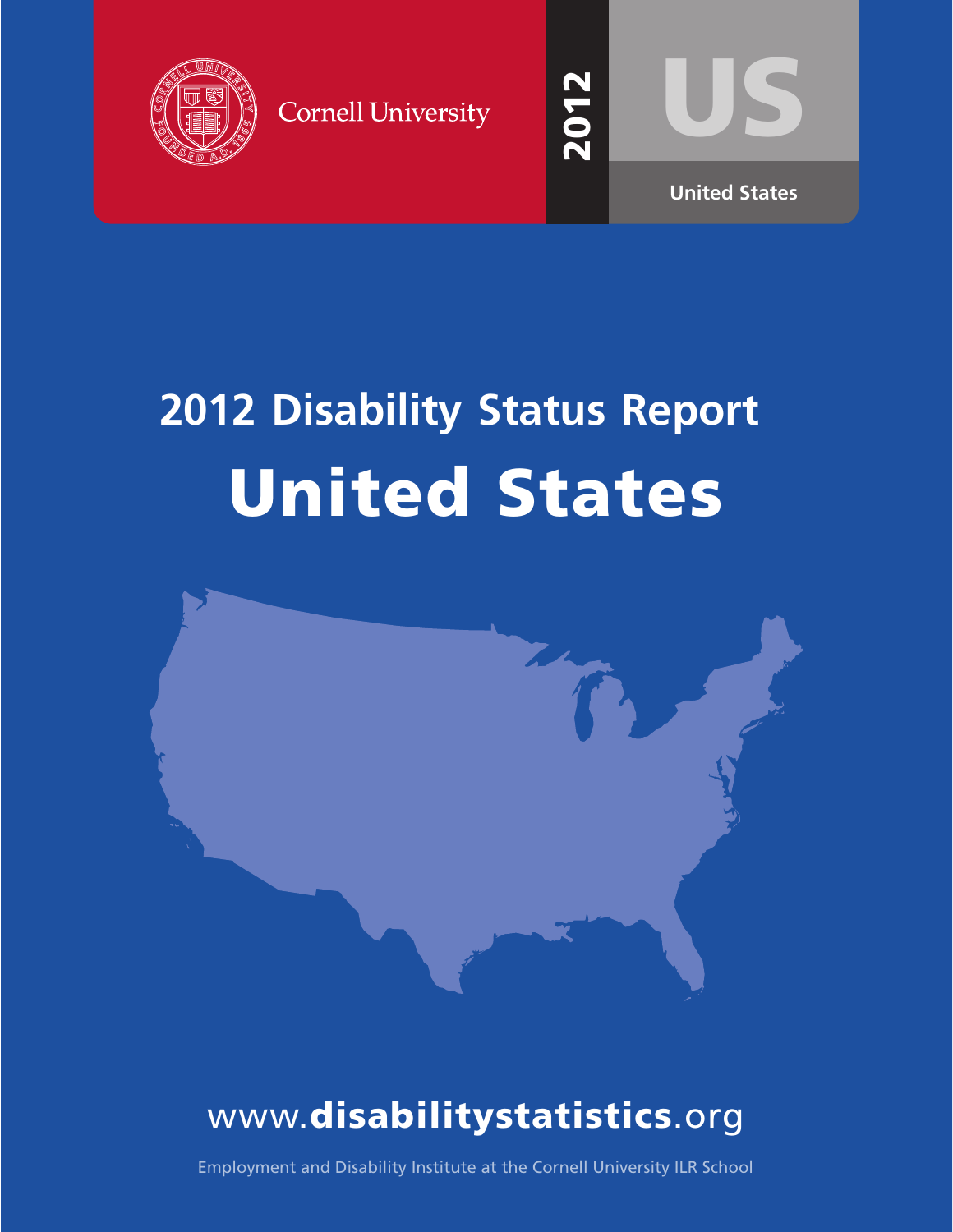Cornell University

2012

US

United States

# 2012 Disability Status Report

# United States

www.disabilitystatistics.org

Employment and Disability Institute at the Cornell University ILR School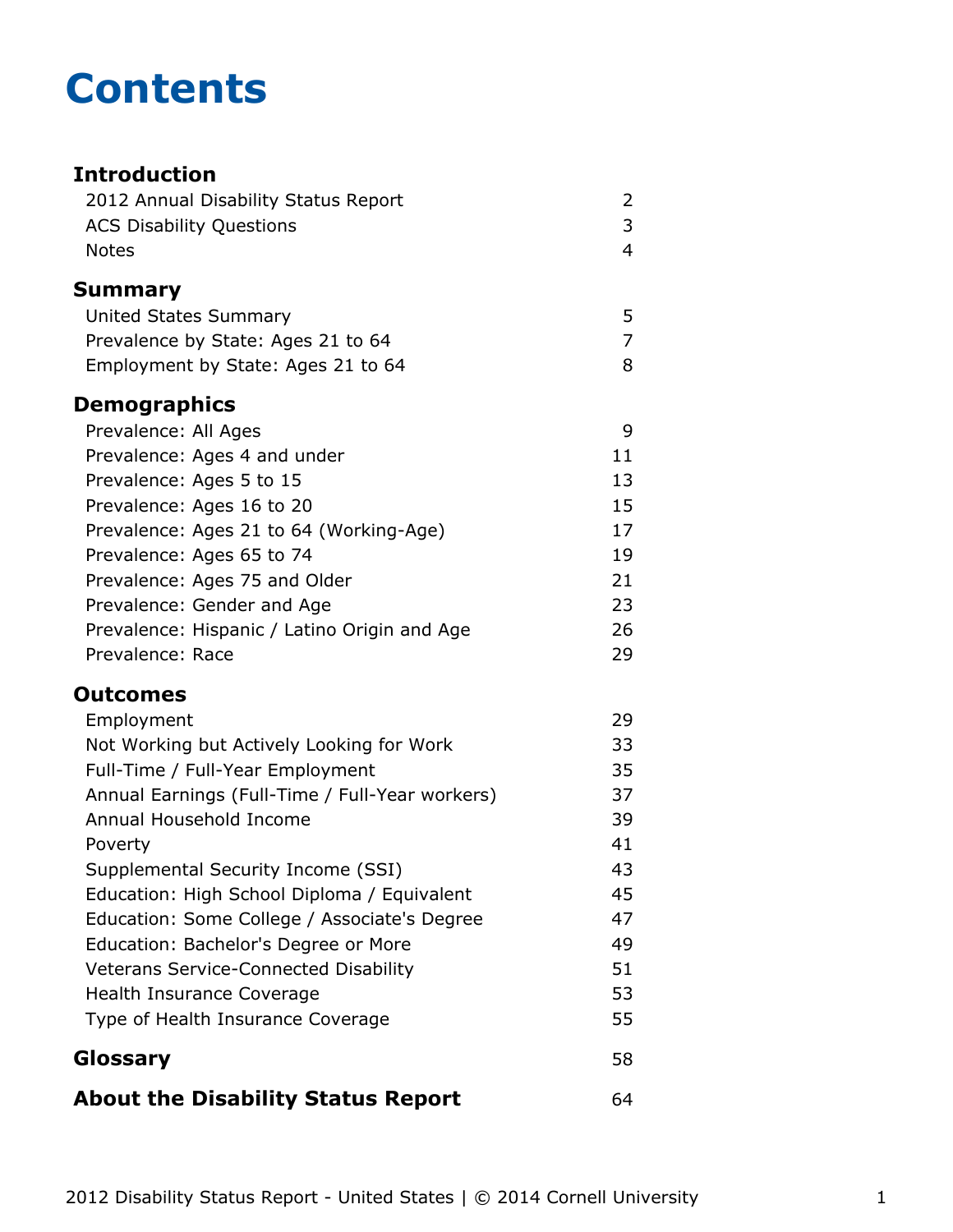# Contents

| | |
|---|---|
| **Introduction** | |
| 2012 Annual Disability Status Report | 2 |
| ACS Disability Questions | 3 |
| Notes | 4 |
| **Summary** | |
| United States Summary | 5 |
| Prevalence by State: Ages 21 to 64 | 7 |
| Employment by State: Ages 21 to 64 | 8 |
| **Demographics** | |
| Prevalence: All Ages | 9 |
| Prevalence: Ages 4 and under | 11 |
| Prevalence: Ages 5 to 15 | 13 |
| Prevalence: Ages 16 to 20 | 15 |
| Prevalence: Ages 21 to 64 (Working-Age) | 17 |
| Prevalence: Ages 65 to 74 | 19 |
| Prevalence: Ages 75 and Older | 21 |
| Prevalence: Gender and Age | 23 |
| Prevalence: Hispanic / Latino Origin and Age | 26 |
| Prevalence: Race | 29 |
| **Outcomes** | |
| Employment | 29 |
| Not Working but Actively Looking for Work | 33 |
| Full-Time / Full-Year Employment | 35 |
| Annual Earnings (Full-Time / Full-Year workers) | 37 |
| Annual Household Income | 39 |
| Poverty | 41 |
| Supplemental Security Income (SSI) | 43 |
| Education: High School Diploma / Equivalent | 45 |
| Education: Some College / Associate's Degree | 47 |
| Education: Bachelor's Degree or More | 49 |
| Veterans Service-Connected Disability | 51 |
| Health Insurance Coverage | 53 |
| Type of Health Insurance Coverage | 55 |
| **Glossary** | 58 |
| **About the Disability Status Report** | 64 |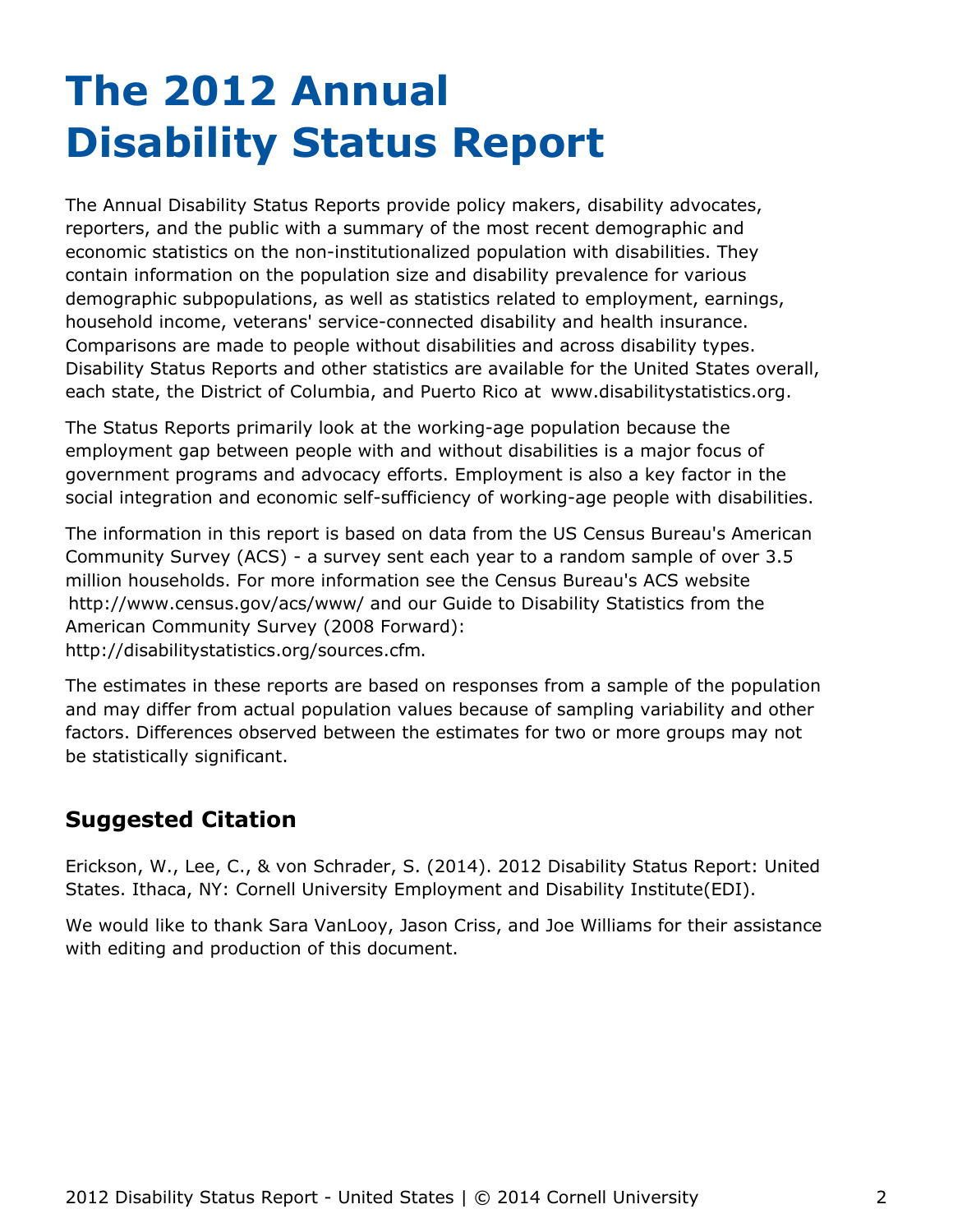# The 2012 Annual Disability Status Report

The Annual Disability Status Reports provide policy makers, disability advocates, reporters, and the public with a summary of the most recent demographic and economic statistics on the non-institutionalized population with disabilities. They contain information on the population size and disability prevalence for various demographic subpopulations, as well as statistics related to employment, earnings, household income, veterans' service-connected disability and health insurance. Comparisons are made to people without disabilities and across disability types. Disability Status Reports and other statistics are available for the United States overall, each state, the District of Columbia, and Puerto Rico at www.disabilitystatistics.org.

The Status Reports primarily look at the working-age population because the employment gap between people with and without disabilities is a major focus of government programs and advocacy efforts. Employment is also a key factor in the social integration and economic self-sufficiency of working-age people with disabilities.

The information in this report is based on data from the US Census Bureau's American Community Survey (ACS) - a survey sent each year to a random sample of over 3.5 million households. For more information see the Census Bureau's ACS website http://www.census.gov/acs/www/ and our Guide to Disability Statistics from the American Community Survey (2008 Forward): http://disabilitystatistics.org/sources.cfm.

The estimates in these reports are based on responses from a sample of the population and may differ from actual population values because of sampling variability and other factors. Differences observed between the estimates for two or more groups may not be statistically significant.

## Suggested Citation

Erickson, W., Lee, C., & von Schrader, S. (2014). 2012 Disability Status Report: United States. Ithaca, NY: Cornell University Employment and Disability Institute(EDI).

We would like to thank Sara VanLooy, Jason Criss, and Joe Williams for their assistance with editing and production of this document.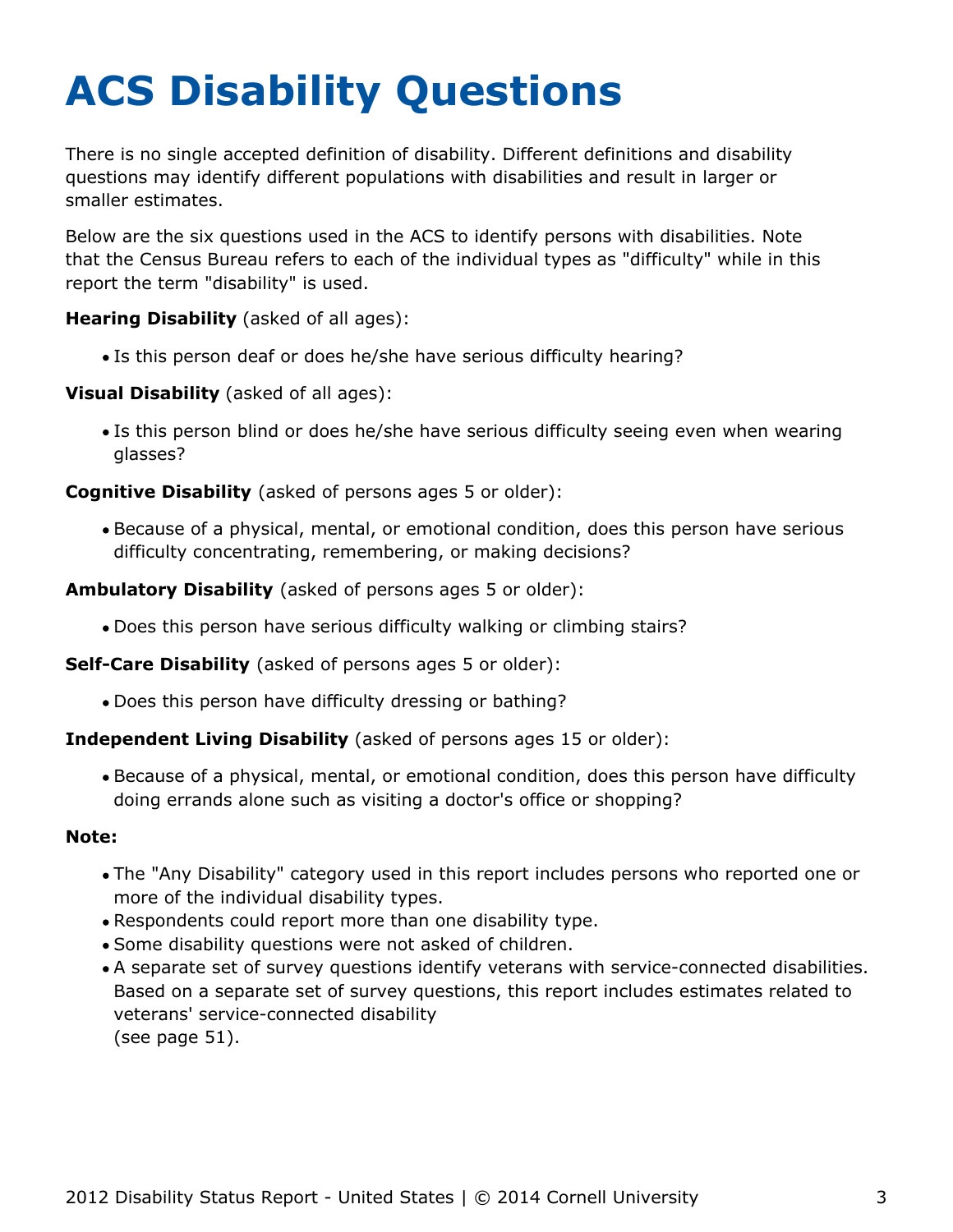# ACS Disability Questions

There is no single accepted definition of disability. Different definitions and disability questions may identify different populations with disabilities and result in larger or smaller estimates.

Below are the six questions used in the ACS to identify persons with disabilities. Note that the Census Bureau refers to each of the individual types as "difficulty" while in this report the term "disability" is used.

**Hearing Disability** (asked of all ages):

- Is this person deaf or does he/she have serious difficulty hearing?

**Visual Disability** (asked of all ages):

- Is this person blind or does he/she have serious difficulty seeing even when wearing glasses?

**Cognitive Disability** (asked of persons ages 5 or older):

- Because of a physical, mental, or emotional condition, does this person have serious difficulty concentrating, remembering, or making decisions?

**Ambulatory Disability** (asked of persons ages 5 or older):

- Does this person have serious difficulty walking or climbing stairs?

**Self-Care Disability** (asked of persons ages 5 or older):

- Does this person have difficulty dressing or bathing?

**Independent Living Disability** (asked of persons ages 15 or older):

- Because of a physical, mental, or emotional condition, does this person have difficulty doing errands alone such as visiting a doctor's office or shopping?

**Note:**

- The "Any Disability" category used in this report includes persons who reported one or more of the individual disability types.
- Respondents could report more than one disability type.
- Some disability questions were not asked of children.
- A separate set of survey questions identify veterans with service-connected disabilities. Based on a separate set of survey questions, this report includes estimates related to veterans' service-connected disability (see page 51).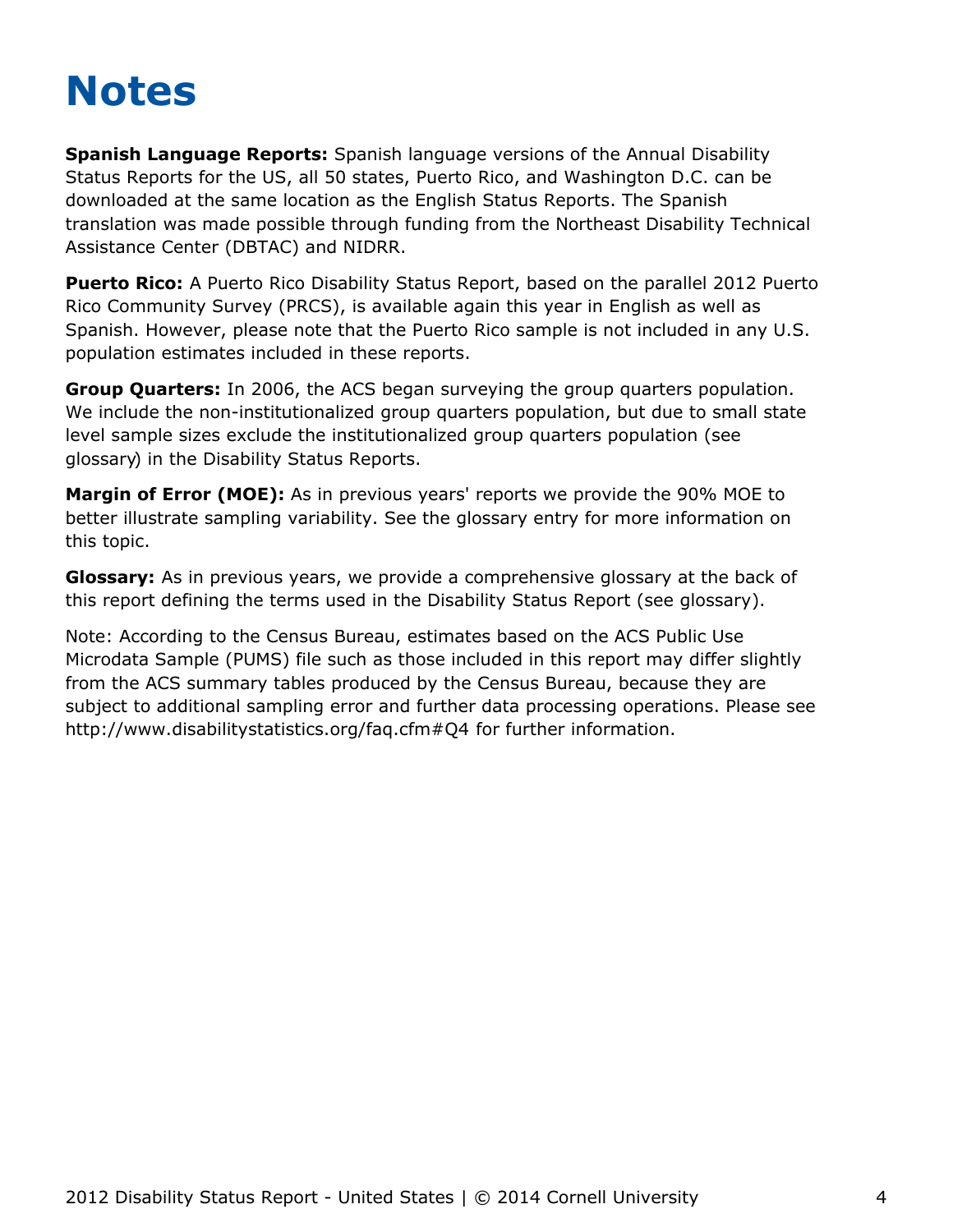# Notes

**Spanish Language Reports:** Spanish language versions of the Annual Disability Status Reports for the US, all 50 states, Puerto Rico, and Washington D.C. can be downloaded at the same location as the English Status Reports. The Spanish translation was made possible through funding from the Northeast Disability Technical Assistance Center (DBTAC) and NIDRR.

**Puerto Rico:** A Puerto Rico Disability Status Report, based on the parallel 2012 Puerto Rico Community Survey (PRCS), is available again this year in English as well as Spanish. However, please note that the Puerto Rico sample is not included in any U.S. population estimates included in these reports.

**Group Quarters:** In 2006, the ACS began surveying the group quarters population. We include the non-institutionalized group quarters population, but due to small state level sample sizes exclude the institutionalized group quarters population (see glossary) in the Disability Status Reports.

**Margin of Error (MOE):** As in previous years' reports we provide the 90% MOE to better illustrate sampling variability. See the glossary entry for more information on this topic.

**Glossary:** As in previous years, we provide a comprehensive glossary at the back of this report defining the terms used in the Disability Status Report (see glossary).

Note: According to the Census Bureau, estimates based on the ACS Public Use Microdata Sample (PUMS) file such as those included in this report may differ slightly from the ACS summary tables produced by the Census Bureau, because they are subject to additional sampling error and further data processing operations. Please see http://www.disabilitystatistics.org/faq.cfm#Q4 for further information.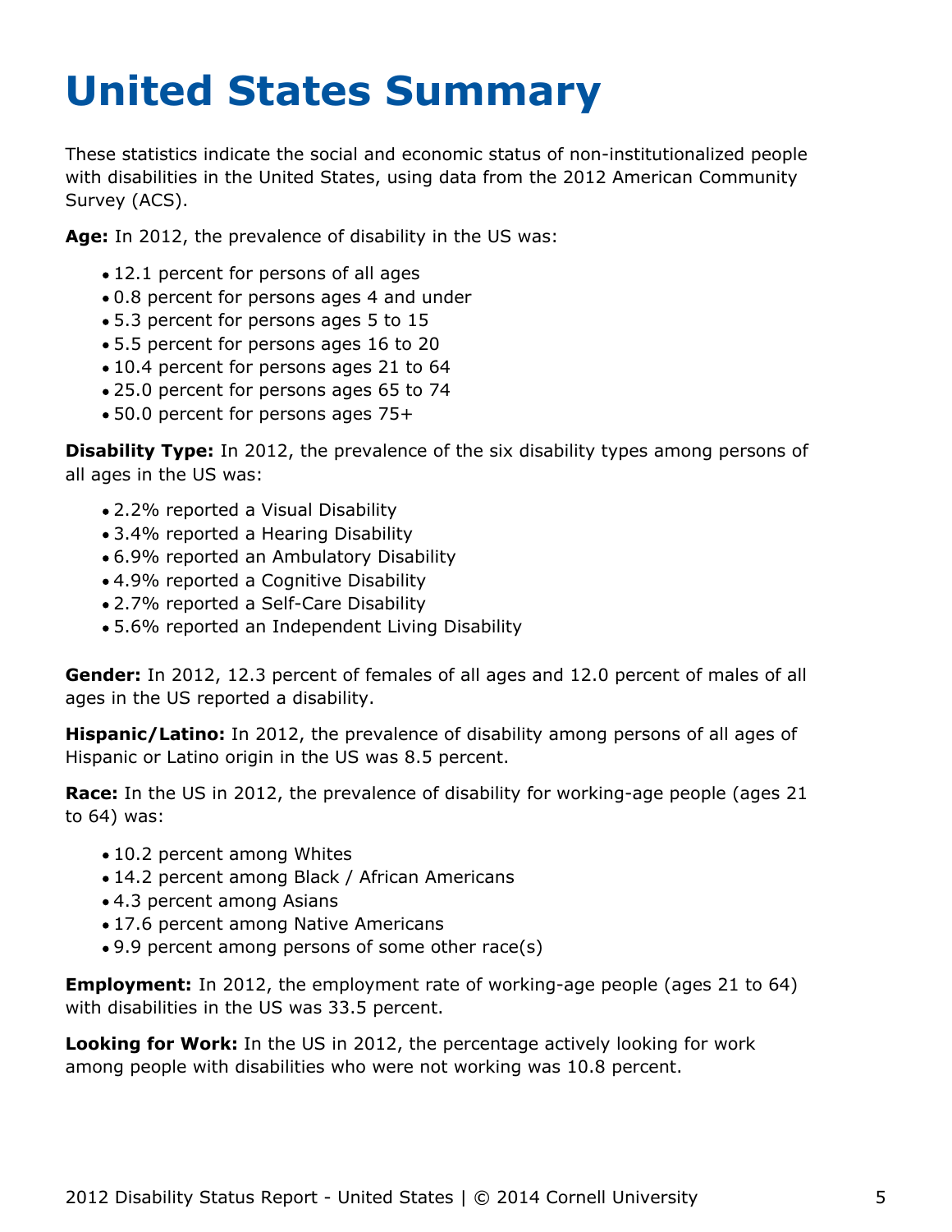# United States Summary

These statistics indicate the social and economic status of non-institutionalized people with disabilities in the United States, using data from the 2012 American Community Survey (ACS).

**Age:** In 2012, the prevalence of disability in the US was:

- 12.1 percent for persons of all ages
- 0.8 percent for persons ages 4 and under
- 5.3 percent for persons ages 5 to 15
- 5.5 percent for persons ages 16 to 20
- 10.4 percent for persons ages 21 to 64
- 25.0 percent for persons ages 65 to 74
- 50.0 percent for persons ages 75+

**Disability Type:** In 2012, the prevalence of the six disability types among persons of all ages in the US was:

- 2.2% reported a Visual Disability
- 3.4% reported a Hearing Disability
- 6.9% reported an Ambulatory Disability
- 4.9% reported a Cognitive Disability
- 2.7% reported a Self-Care Disability
- 5.6% reported an Independent Living Disability

**Gender:** In 2012, 12.3 percent of females of all ages and 12.0 percent of males of all ages in the US reported a disability.

**Hispanic/Latino:** In 2012, the prevalence of disability among persons of all ages of Hispanic or Latino origin in the US was 8.5 percent.

**Race:** In the US in 2012, the prevalence of disability for working-age people (ages 21 to 64) was:

- 10.2 percent among Whites
- 14.2 percent among Black / African Americans
- 4.3 percent among Asians
- 17.6 percent among Native Americans
- 9.9 percent among persons of some other race(s)

**Employment:** In 2012, the employment rate of working-age people (ages 21 to 64) with disabilities in the US was 33.5 percent.

**Looking for Work:** In the US in 2012, the percentage actively looking for work among people with disabilities who were not working was 10.8 percent.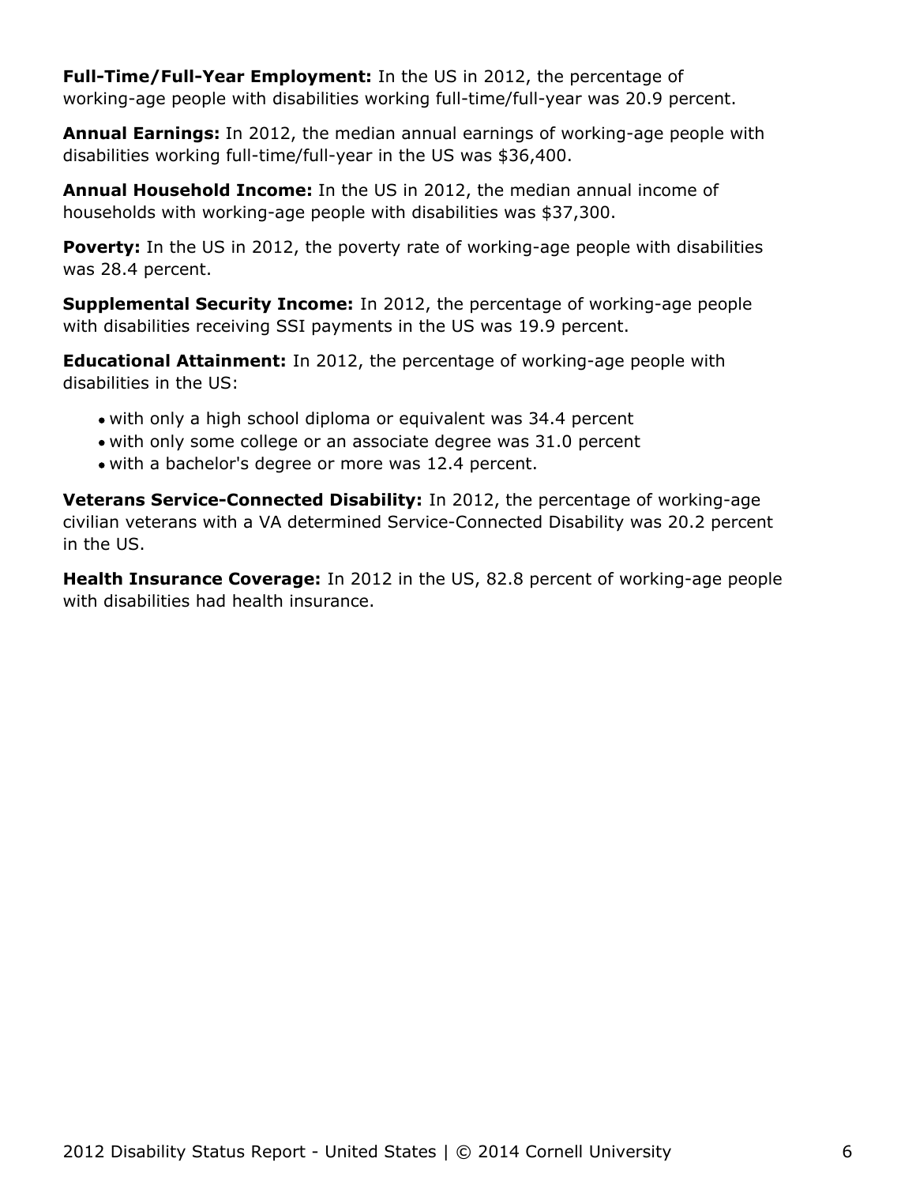**Full-Time/Full-Year Employment:** In the US in 2012, the percentage of working-age people with disabilities working full-time/full-year was 20.9 percent.

**Annual Earnings:** In 2012, the median annual earnings of working-age people with disabilities working full-time/full-year in the US was $36,400.

**Annual Household Income:** In the US in 2012, the median annual income of households with working-age people with disabilities was $37,300.

**Poverty:** In the US in 2012, the poverty rate of working-age people with disabilities was 28.4 percent.

**Supplemental Security Income:** In 2012, the percentage of working-age people with disabilities receiving SSI payments in the US was 19.9 percent.

**Educational Attainment:** In 2012, the percentage of working-age people with disabilities in the US:

- with only a high school diploma or equivalent was 34.4 percent
- with only some college or an associate degree was 31.0 percent
- with a bachelor's degree or more was 12.4 percent.

**Veterans Service-Connected Disability:** In 2012, the percentage of working-age civilian veterans with a VA determined Service-Connected Disability was 20.2 percent in the US.

**Health Insurance Coverage:** In 2012 in the US, 82.8 percent of working-age people with disabilities had health insurance.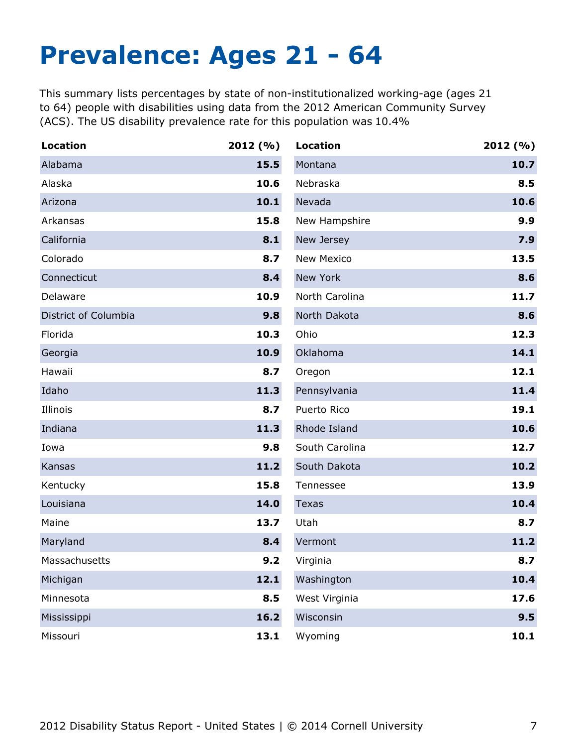# Prevalence: Ages 21 - 64

This summary lists percentages by state of non-institutionalized working-age (ages 21 to 64) people with disabilities using data from the 2012 American Community Survey (ACS). The US disability prevalence rate for this population was 10.4%

| Location | 2012 (%) | Location | 2012 (%) |
|---|---|---|---|
| Alabama | **15.5** | Montana | **10.7** |
| Alaska | **10.6** | Nebraska | **8.5** |
| Arizona | **10.1** | Nevada | **10.6** |
| Arkansas | **15.8** | New Hampshire | **9.9** |
| California | **8.1** | New Jersey | **7.9** |
| Colorado | **8.7** | New Mexico | **13.5** |
| Connecticut | **8.4** | New York | **8.6** |
| Delaware | **10.9** | North Carolina | **11.7** |
| District of Columbia | **9.8** | North Dakota | **8.6** |
| Florida | **10.3** | Ohio | **12.3** |
| Georgia | **10.9** | Oklahoma | **14.1** |
| Hawaii | **8.7** | Oregon | **12.1** |
| Idaho | **11.3** | Pennsylvania | **11.4** |
| Illinois | **8.7** | Puerto Rico | **19.1** |
| Indiana | **11.3** | Rhode Island | **10.6** |
| Iowa | **9.8** | South Carolina | **12.7** |
| Kansas | **11.2** | South Dakota | **10.2** |
| Kentucky | **15.8** | Tennessee | **13.9** |
| Louisiana | **14.0** | Texas | **10.4** |
| Maine | **13.7** | Utah | **8.7** |
| Maryland | **8.4** | Vermont | **11.2** |
| Massachusetts | **9.2** | Virginia | **8.7** |
| Michigan | **12.1** | Washington | **10.4** |
| Minnesota | **8.5** | West Virginia | **17.6** |
| Mississippi | **16.2** | Wisconsin | **9.5** |
| Missouri | **13.1** | Wyoming | **10.1** |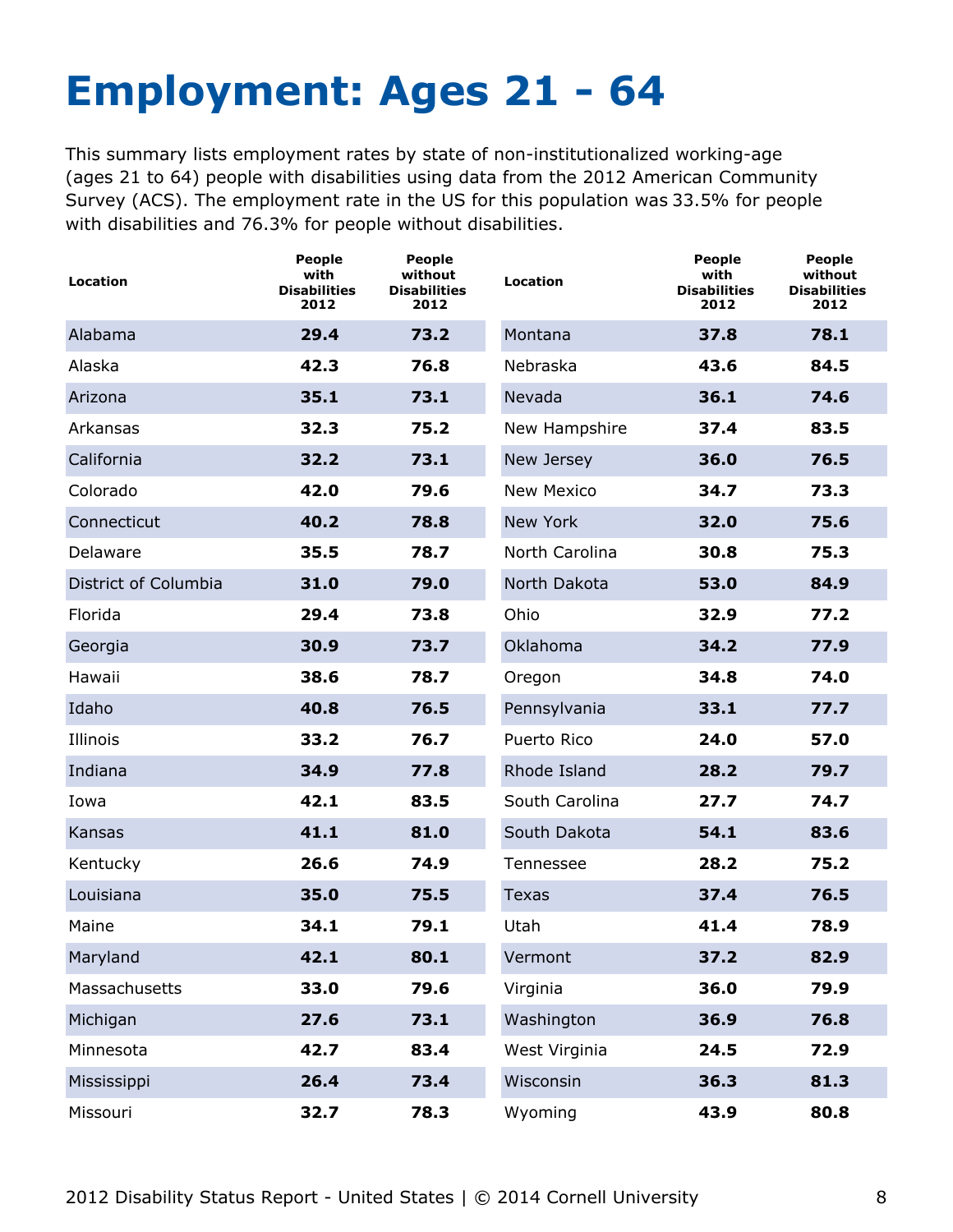# Employment: Ages 21 - 64

This summary lists employment rates by state of non-institutionalized working-age (ages 21 to 64) people with disabilities using data from the 2012 American Community Survey (ACS). The employment rate in the US for this population was 33.5% for people with disabilities and 76.3% for people without disabilities.

| Location | People with Disabilities 2012 | People without Disabilities 2012 | Location | People with Disabilities 2012 | People without Disabilities 2012 |
|---|---|---|---|---|---|
| Alabama | **29.4** | **73.2** | Montana | **37.8** | **78.1** |
| Alaska | **42.3** | **76.8** | Nebraska | **43.6** | **84.5** |
| Arizona | **35.1** | **73.1** | Nevada | **36.1** | **74.6** |
| Arkansas | **32.3** | **75.2** | New Hampshire | **37.4** | **83.5** |
| California | **32.2** | **73.1** | New Jersey | **36.0** | **76.5** |
| Colorado | **42.0** | **79.6** | New Mexico | **34.7** | **73.3** |
| Connecticut | **40.2** | **78.8** | New York | **32.0** | **75.6** |
| Delaware | **35.5** | **78.7** | North Carolina | **30.8** | **75.3** |
| District of Columbia | **31.0** | **79.0** | North Dakota | **53.0** | **84.9** |
| Florida | **29.4** | **73.8** | Ohio | **32.9** | **77.2** |
| Georgia | **30.9** | **73.7** | Oklahoma | **34.2** | **77.9** |
| Hawaii | **38.6** | **78.7** | Oregon | **34.8** | **74.0** |
| Idaho | **40.8** | **76.5** | Pennsylvania | **33.1** | **77.7** |
| Illinois | **33.2** | **76.7** | Puerto Rico | **24.0** | **57.0** |
| Indiana | **34.9** | **77.8** | Rhode Island | **28.2** | **79.7** |
| Iowa | **42.1** | **83.5** | South Carolina | **27.7** | **74.7** |
| Kansas | **41.1** | **81.0** | South Dakota | **54.1** | **83.6** |
| Kentucky | **26.6** | **74.9** | Tennessee | **28.2** | **75.2** |
| Louisiana | **35.0** | **75.5** | Texas | **37.4** | **76.5** |
| Maine | **34.1** | **79.1** | Utah | **41.4** | **78.9** |
| Maryland | **42.1** | **80.1** | Vermont | **37.2** | **82.9** |
| Massachusetts | **33.0** | **79.6** | Virginia | **36.0** | **79.9** |
| Michigan | **27.6** | **73.1** | Washington | **36.9** | **76.8** |
| Minnesota | **42.7** | **83.4** | West Virginia | **24.5** | **72.9** |
| Mississippi | **26.4** | **73.4** | Wisconsin | **36.3** | **81.3** |
| Missouri | **32.7** | **78.3** | Wyoming | **43.9** | **80.8** |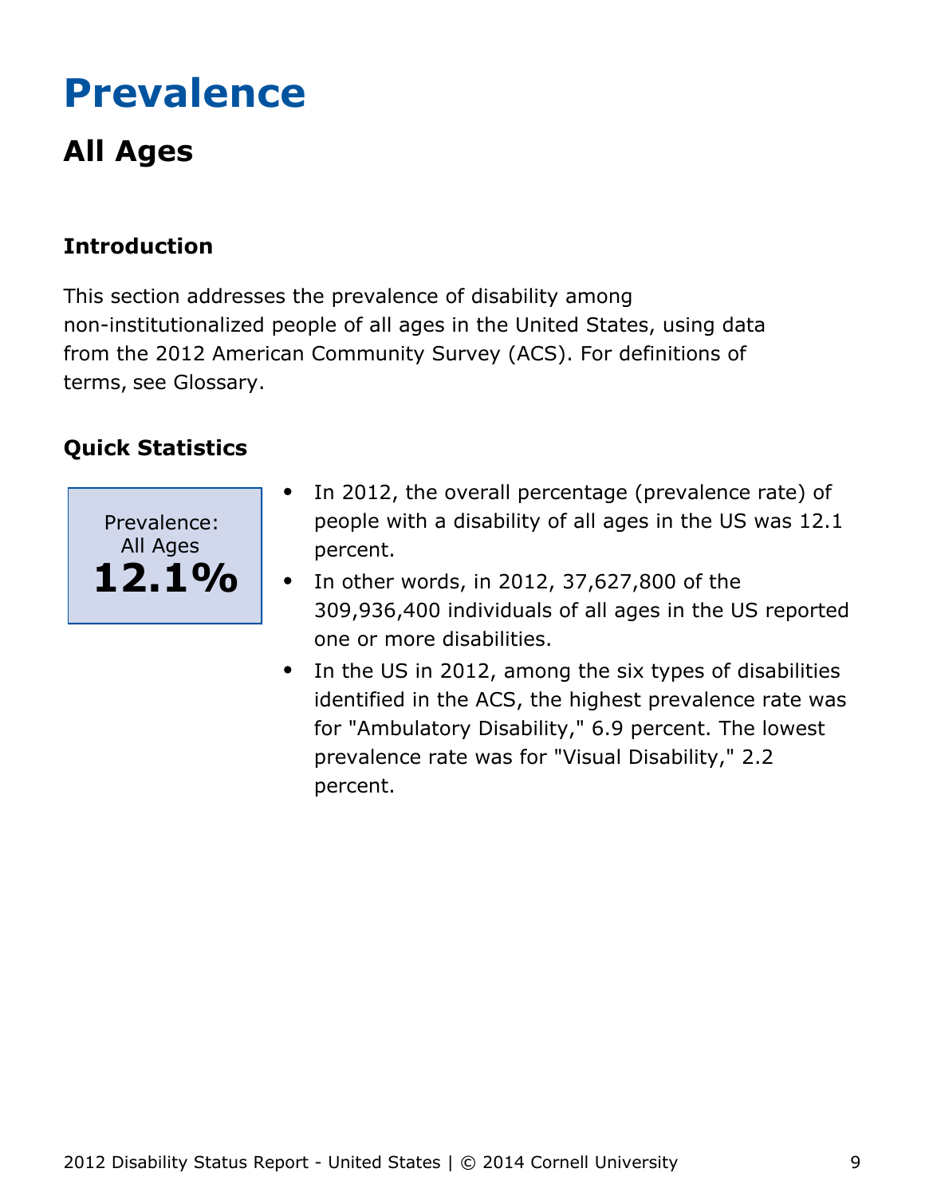# Prevalence

## All Ages

### Introduction

This section addresses the prevalence of disability among non-institutionalized people of all ages in the United States, using data from the 2012 American Community Survey (ACS). For definitions of terms, see Glossary.

### Quick Statistics

Prevalence: All Ages
**12.1%**

- In 2012, the overall percentage (prevalence rate) of people with a disability of all ages in the US was 12.1 percent.
- In other words, in 2012, 37,627,800 of the 309,936,400 individuals of all ages in the US reported one or more disabilities.
- In the US in 2012, among the six types of disabilities identified in the ACS, the highest prevalence rate was for "Ambulatory Disability," 6.9 percent. The lowest prevalence rate was for "Visual Disability," 2.2 percent.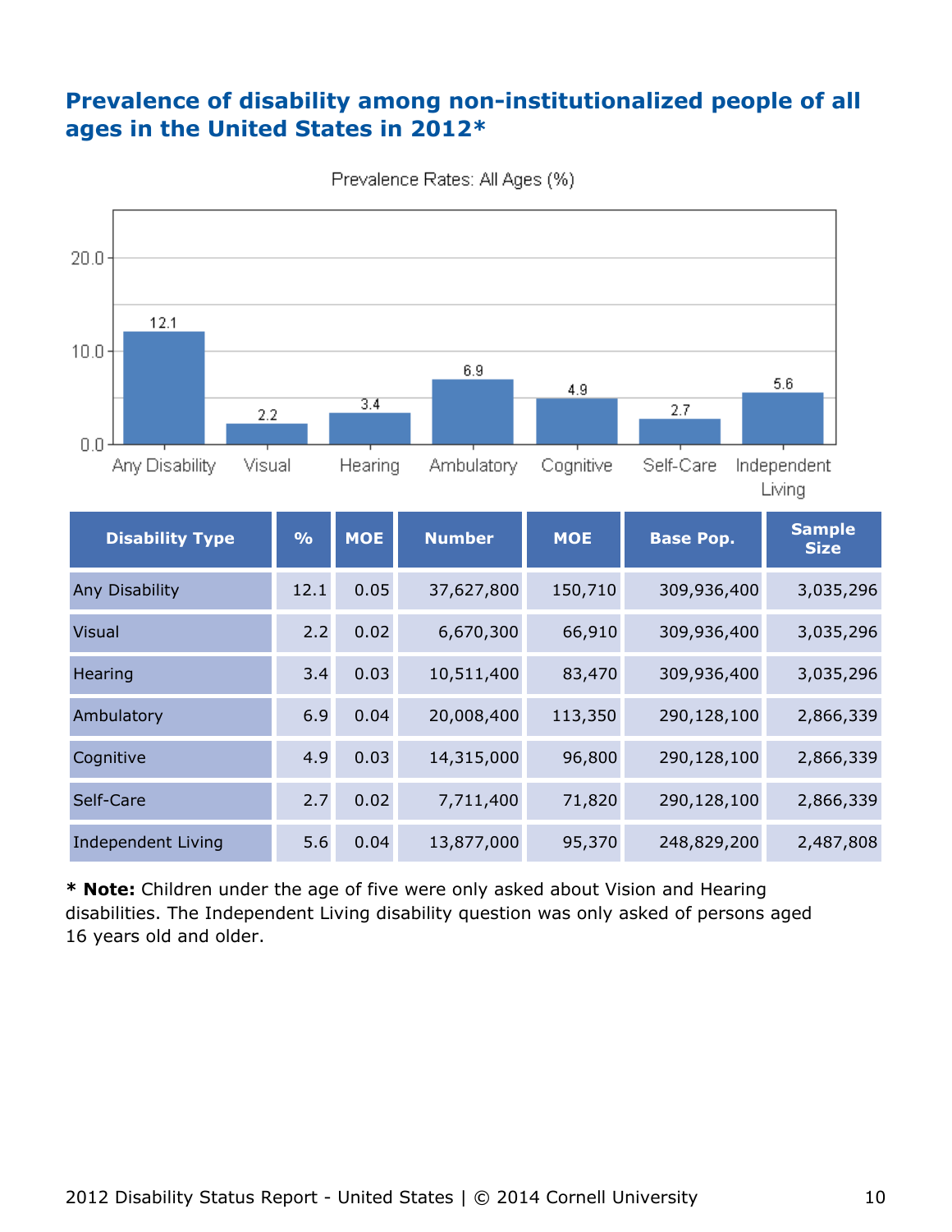## Prevalence of disability among non-institutionalized people of all ages in the United States in 2012*

Prevalence Rates: All Ages (%)

20.0
10.0
0.0

12.1
2.2
3.4
6.9
4.9
2.7
5.6

Any Disability
Visual
Hearing
Ambulatory
Cognitive
Self-Care
Independent Living

| Disability Type | % | MOE | Number | MOE | Base Pop. | Sample Size |
|---|---|---|---|---|---|---|
| Any Disability | 12.1 | 0.05 | 37,627,800 | 150,710 | 309,936,400 | 3,035,296 |
| Visual | 2.2 | 0.02 | 6,670,300 | 66,910 | 309,936,400 | 3,035,296 |
| Hearing | 3.4 | 0.03 | 10,511,400 | 83,470 | 309,936,400 | 3,035,296 |
| Ambulatory | 6.9 | 0.04 | 20,008,400 | 113,350 | 290,128,100 | 2,866,339 |
| Cognitive | 4.9 | 0.03 | 14,315,000 | 96,800 | 290,128,100 | 2,866,339 |
| Self-Care | 2.7 | 0.02 | 7,711,400 | 71,820 | 290,128,100 | 2,866,339 |
| Independent Living | 5.6 | 0.04 | 13,877,000 | 95,370 | 248,829,200 | 2,487,808 |

**\* Note:** Children under the age of five were only asked about Vision and Hearing disabilities. The Independent Living disability question was only asked of persons aged 16 years old and older.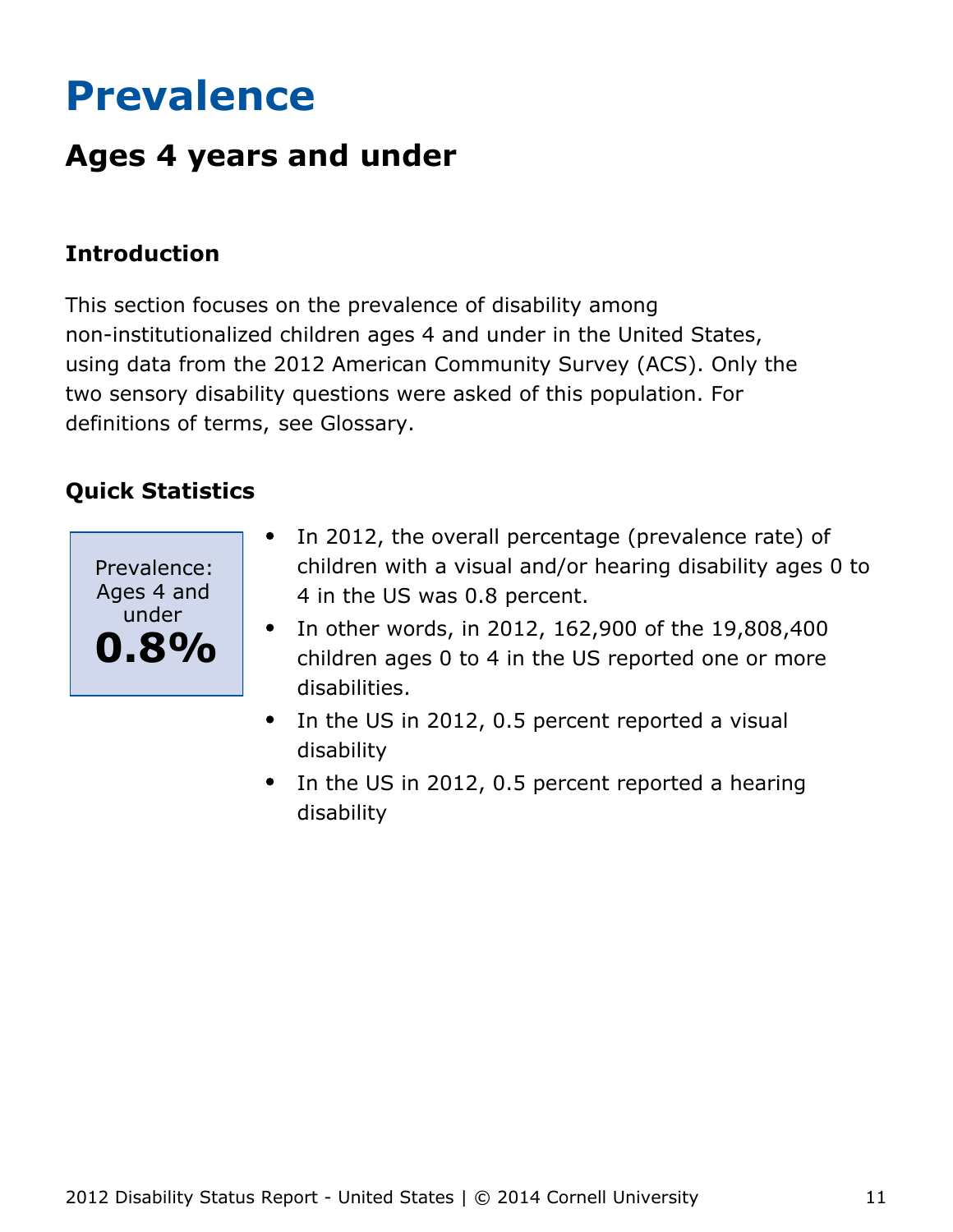# Prevalence

## Ages 4 years and under

### Introduction

This section focuses on the prevalence of disability among non-institutionalized children ages 4 and under in the United States, using data from the 2012 American Community Survey (ACS). Only the two sensory disability questions were asked of this population. For definitions of terms, see Glossary.

### Quick Statistics

Prevalence: Ages 4 and under
**0.8%**

- In 2012, the overall percentage (prevalence rate) of children with a visual and/or hearing disability ages 0 to 4 in the US was 0.8 percent.
- In other words, in 2012, 162,900 of the 19,808,400 children ages 0 to 4 in the US reported one or more disabilities.
- In the US in 2012, 0.5 percent reported a visual disability
- In the US in 2012, 0.5 percent reported a hearing disability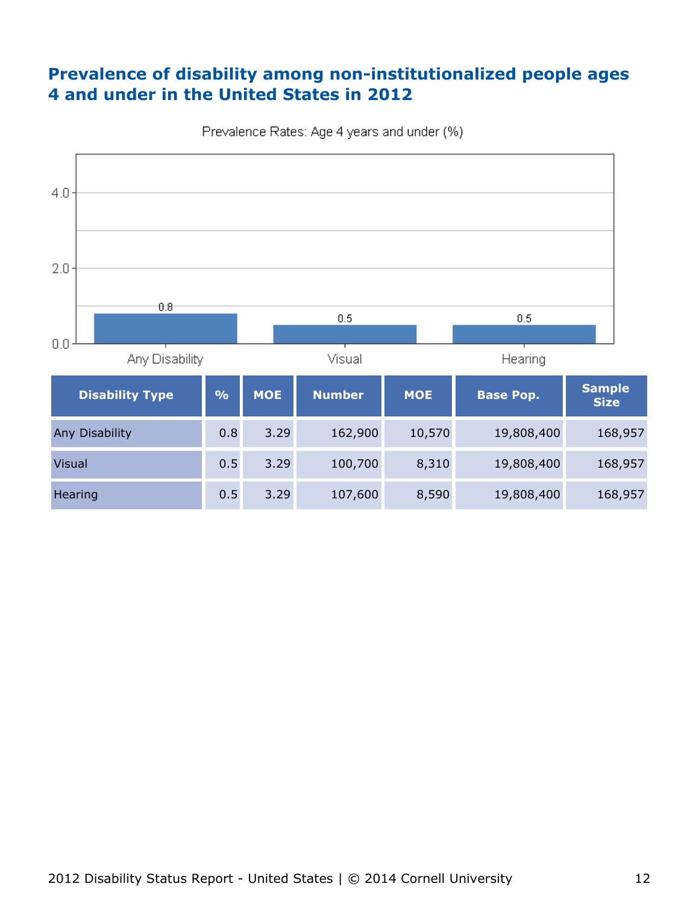## Prevalence of disability among non-institutionalized people ages 4 and under in the United States in 2012

Prevalence Rates: Age 4 years and under (%)

4.0
2.0
0.0

0.8
0.5
0.5

Any Disability
Visual
Hearing

| Disability Type | % | MOE | Number | MOE | Base Pop. | Sample Size |
|---|---|---|---|---|---|---|
| Any Disability | 0.8 | 3.29 | 162,900 | 10,570 | 19,808,400 | 168,957 |
| Visual | 0.5 | 3.29 | 100,700 | 8,310 | 19,808,400 | 168,957 |
| Hearing | 0.5 | 3.29 | 107,600 | 8,590 | 19,808,400 | 168,957 |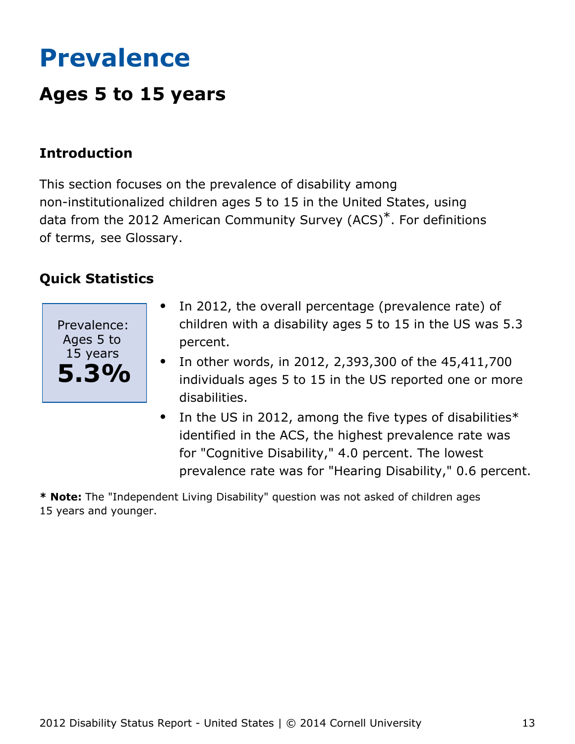# Prevalence

## Ages 5 to 15 years

### Introduction

This section focuses on the prevalence of disability among non-institutionalized children ages 5 to 15 in the United States, using data from the 2012 American Community Survey (ACS)*. For definitions of terms, see Glossary.

### Quick Statistics

Prevalence: Ages 5 to 15 years
**5.3%**

- In 2012, the overall percentage (prevalence rate) of children with a disability ages 5 to 15 in the US was 5.3 percent.
- In other words, in 2012, 2,393,300 of the 45,411,700 individuals ages 5 to 15 in the US reported one or more disabilities.
- In the US in 2012, among the five types of disabilities* identified in the ACS, the highest prevalence rate was for "Cognitive Disability," 4.0 percent. The lowest prevalence rate was for "Hearing Disability," 0.6 percent.

**\* Note:** The "Independent Living Disability" question was not asked of children ages 15 years and younger.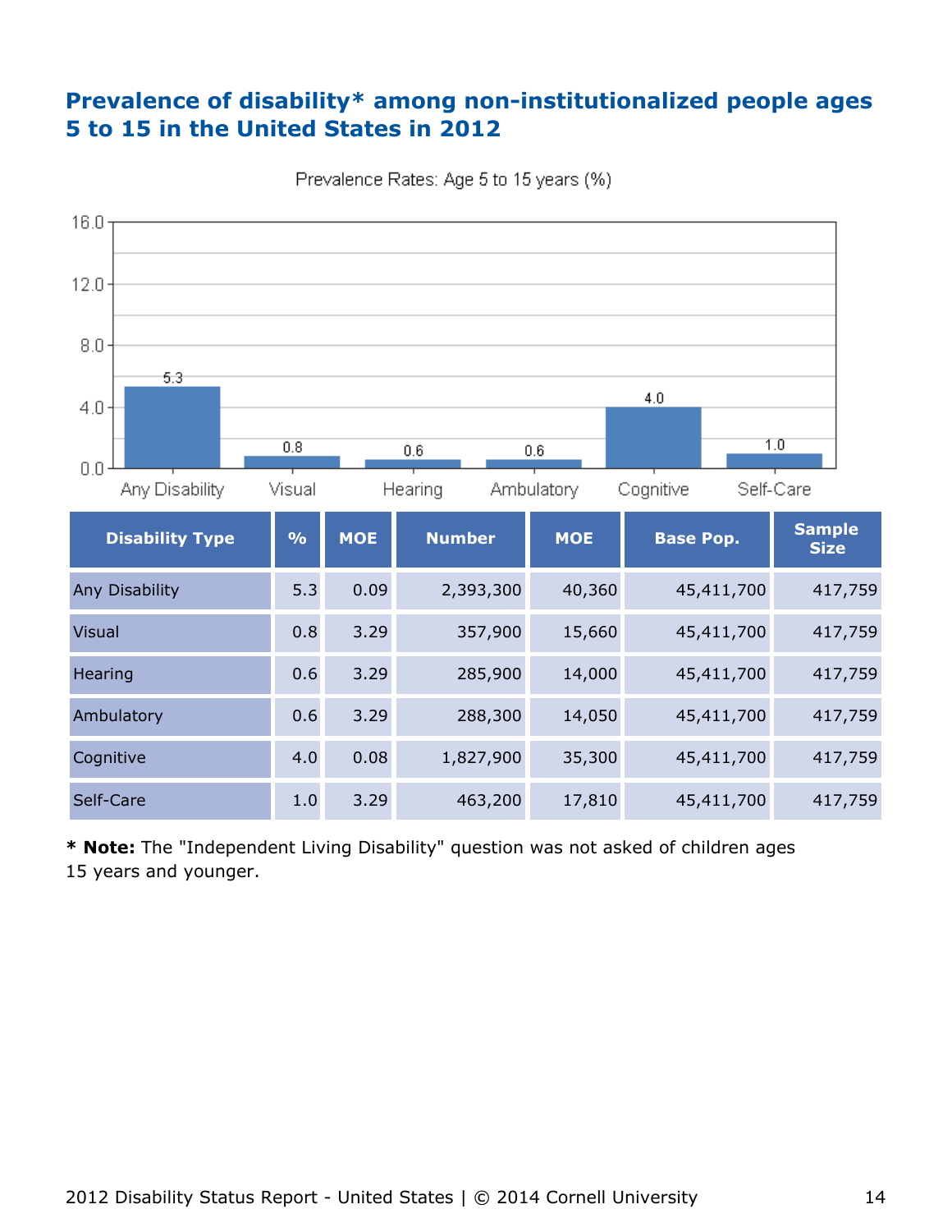# Prevalence of disability* among non-institutionalized people ages 5 to 15 in the United States in 2012

Prevalence Rates: Age 5 to 15 years (%)

16.0
12.0
8.0
4.0
0.0

5.3
0.8
0.6
0.6
4.0
1.0

Any Disability
Visual
Hearing
Ambulatory
Cognitive
Self-Care

| Disability Type | % | MOE | Number | MOE | Base Pop. | Sample Size |
|---|---|---|---|---|---|---|
| Any Disability | 5.3 | 0.09 | 2,393,300 | 40,360 | 45,411,700 | 417,759 |
| Visual | 0.8 | 3.29 | 357,900 | 15,660 | 45,411,700 | 417,759 |
| Hearing | 0.6 | 3.29 | 285,900 | 14,000 | 45,411,700 | 417,759 |
| Ambulatory | 0.6 | 3.29 | 288,300 | 14,050 | 45,411,700 | 417,759 |
| Cognitive | 4.0 | 0.08 | 1,827,900 | 35,300 | 45,411,700 | 417,759 |
| Self-Care | 1.0 | 3.29 | 463,200 | 17,810 | 45,411,700 | 417,759 |

**\* Note:** The "Independent Living Disability" question was not asked of children ages 15 years and younger.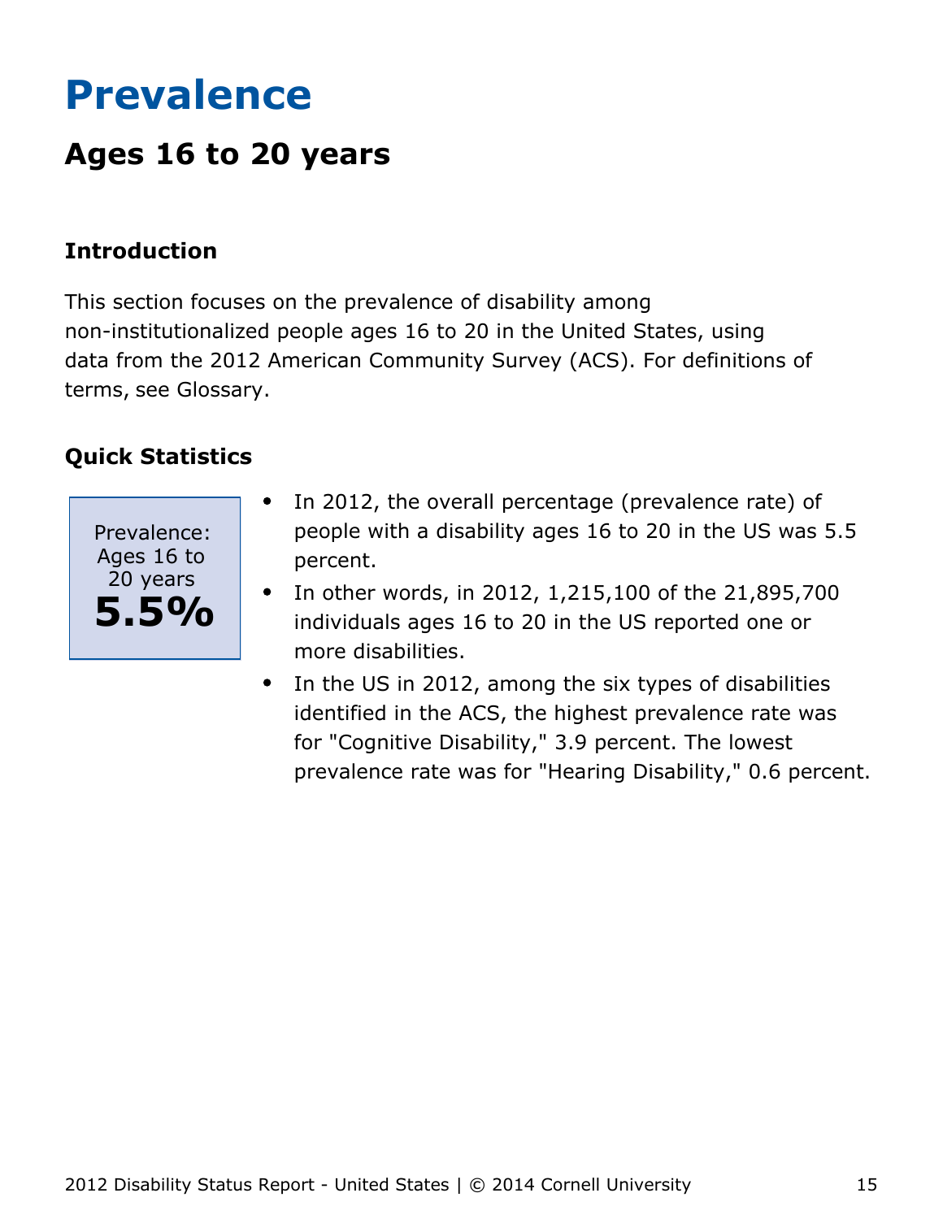# Prevalence

## Ages 16 to 20 years

### Introduction

This section focuses on the prevalence of disability among non-institutionalized people ages 16 to 20 in the United States, using data from the 2012 American Community Survey (ACS). For definitions of terms, see Glossary.

### Quick Statistics

Prevalence: Ages 16 to 20 years

**5.5%**

- In 2012, the overall percentage (prevalence rate) of people with a disability ages 16 to 20 in the US was 5.5 percent.
- In other words, in 2012, 1,215,100 of the 21,895,700 individuals ages 16 to 20 in the US reported one or more disabilities.
- In the US in 2012, among the six types of disabilities identified in the ACS, the highest prevalence rate was for "Cognitive Disability," 3.9 percent. The lowest prevalence rate was for "Hearing Disability," 0.6 percent.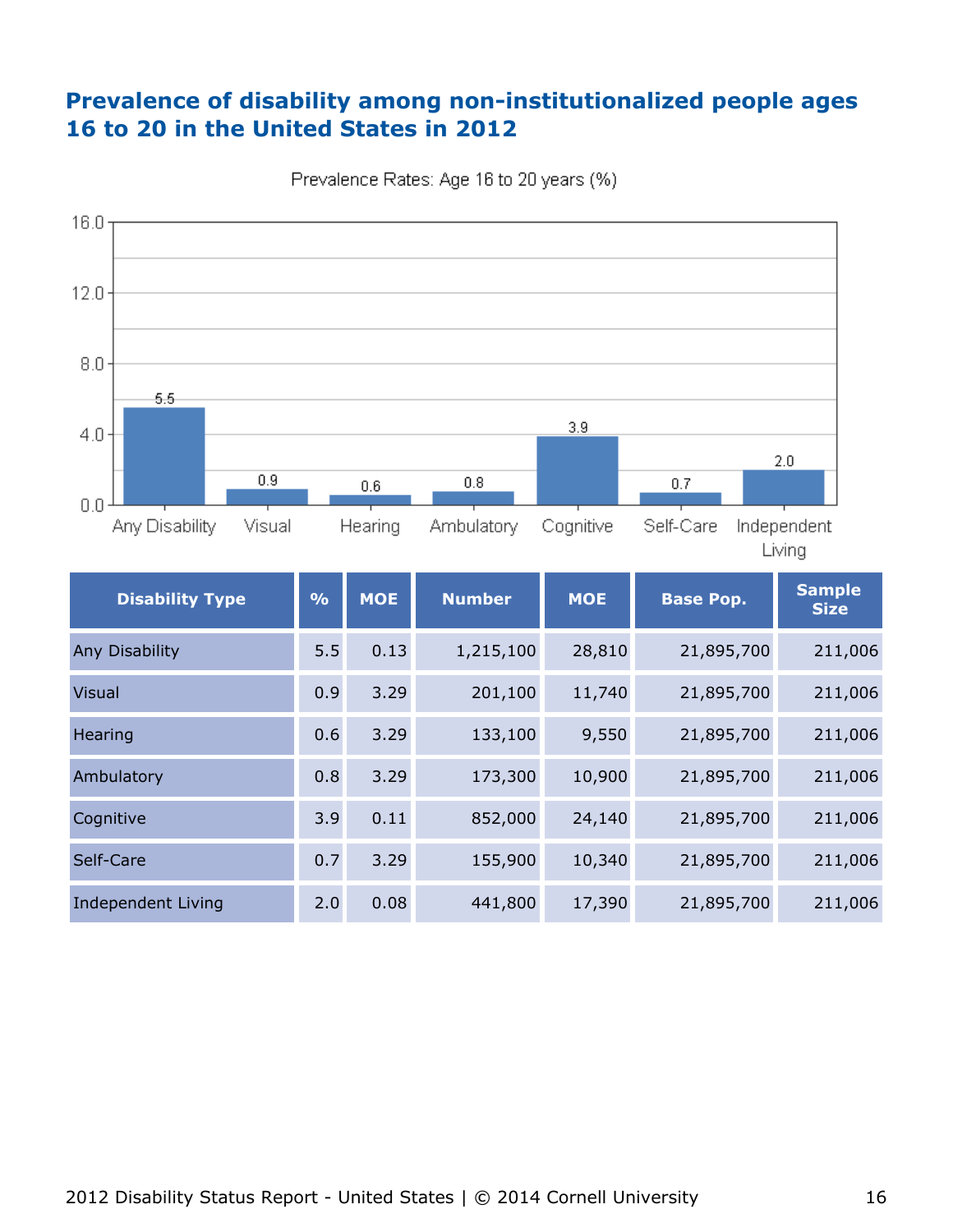## Prevalence of disability among non-institutionalized people ages 16 to 20 in the United States in 2012

Prevalence Rates: Age 16 to 20 years (%)

| Disability Type | % | MOE | Number | MOE | Base Pop. | Sample Size |
|---|---|---|---|---|---|---|
| Any Disability | 5.5 | 0.13 | 1,215,100 | 28,810 | 21,895,700 | 211,006 |
| Visual | 0.9 | 3.29 | 201,100 | 11,740 | 21,895,700 | 211,006 |
| Hearing | 0.6 | 3.29 | 133,100 | 9,550 | 21,895,700 | 211,006 |
| Ambulatory | 0.8 | 3.29 | 173,300 | 10,900 | 21,895,700 | 211,006 |
| Cognitive | 3.9 | 0.11 | 852,000 | 24,140 | 21,895,700 | 211,006 |
| Self-Care | 0.7 | 3.29 | 155,900 | 10,340 | 21,895,700 | 211,006 |
| Independent Living | 2.0 | 0.08 | 441,800 | 17,390 | 21,895,700 | 211,006 |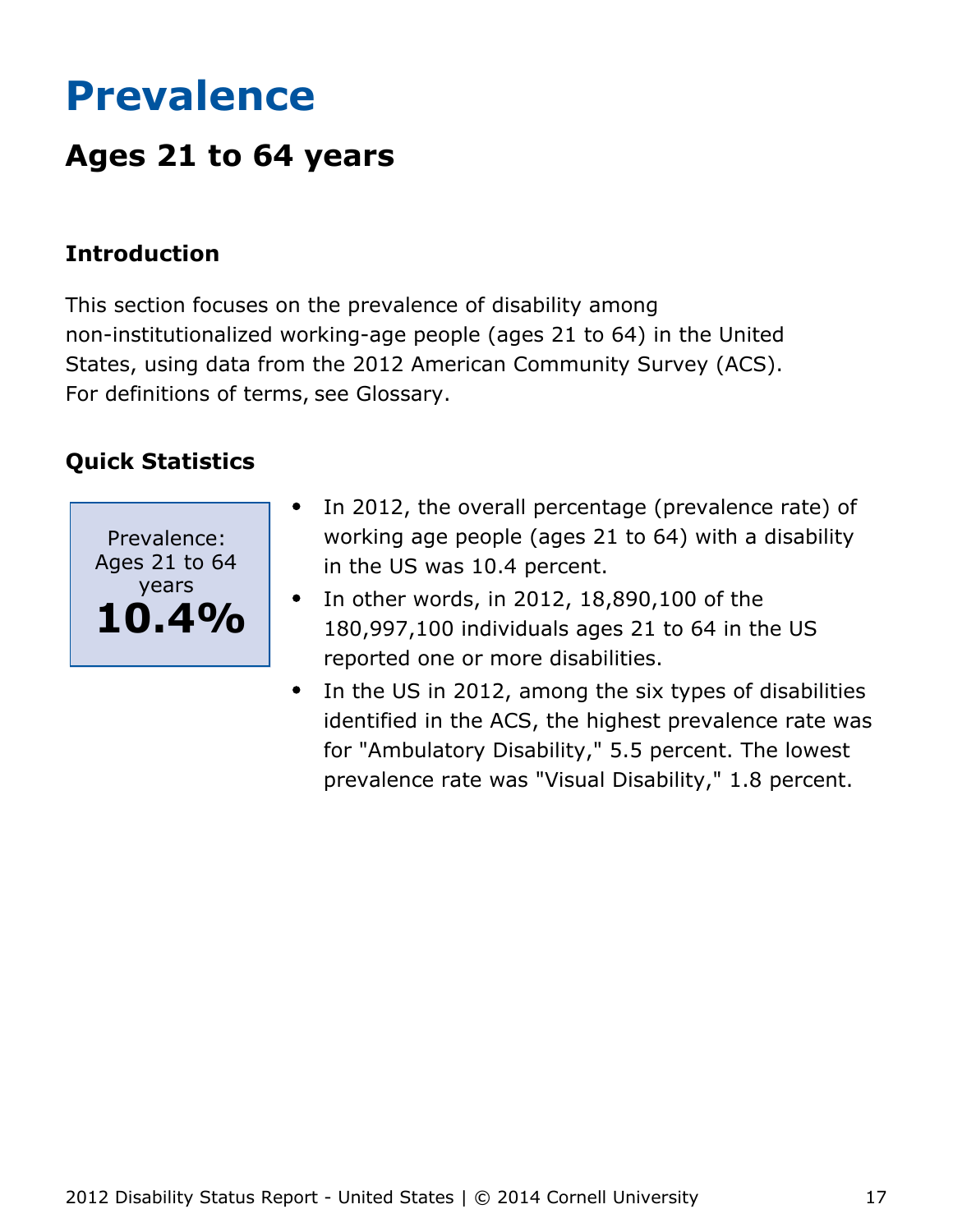# Prevalence

## Ages 21 to 64 years

### Introduction

This section focuses on the prevalence of disability among non-institutionalized working-age people (ages 21 to 64) in the United States, using data from the 2012 American Community Survey (ACS). For definitions of terms, see Glossary.

### Quick Statistics

Prevalence: Ages 21 to 64 years
**10.4%**

- In 2012, the overall percentage (prevalence rate) of working age people (ages 21 to 64) with a disability in the US was 10.4 percent.
- In other words, in 2012, 18,890,100 of the 180,997,100 individuals ages 21 to 64 in the US reported one or more disabilities.
- In the US in 2012, among the six types of disabilities identified in the ACS, the highest prevalence rate was for "Ambulatory Disability," 5.5 percent. The lowest prevalence rate was "Visual Disability," 1.8 percent.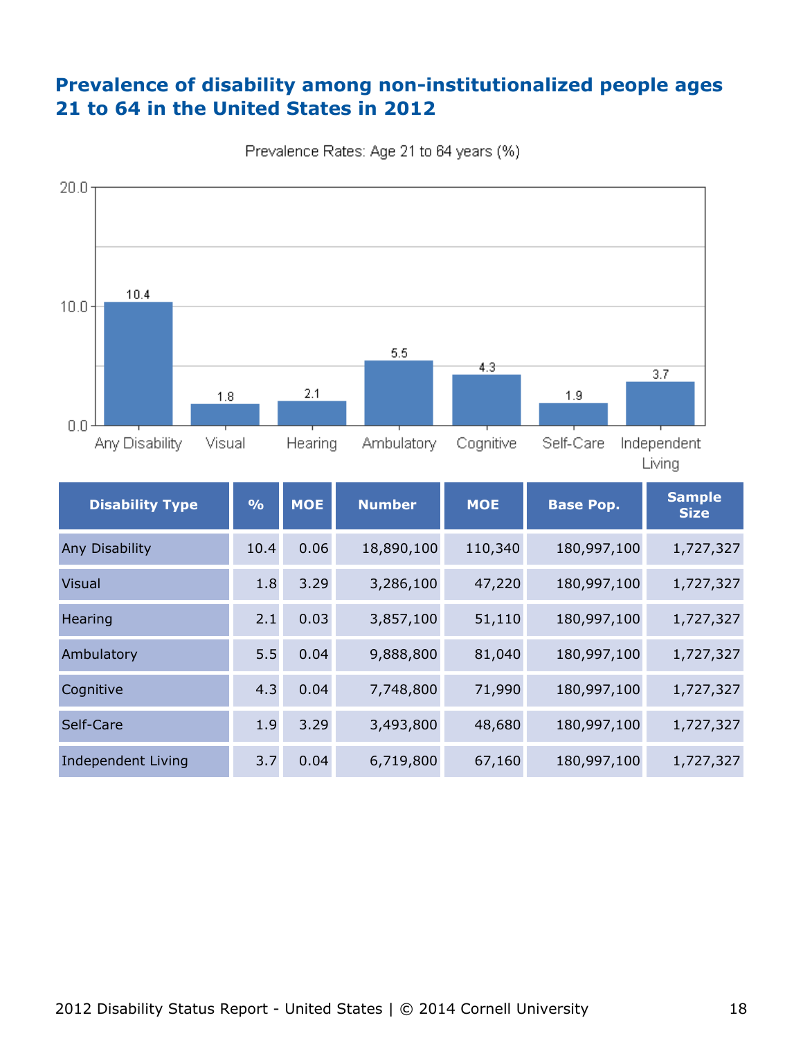## Prevalence of disability among non-institutionalized people ages 21 to 64 in the United States in 2012

Prevalence Rates: Age 21 to 64 years (%)

| Disability Type | % | MOE | Number | MOE | Base Pop. | Sample Size |
|---|---|---|---|---|---|---|
| Any Disability | 10.4 | 0.06 | 18,890,100 | 110,340 | 180,997,100 | 1,727,327 |
| Visual | 1.8 | 3.29 | 3,286,100 | 47,220 | 180,997,100 | 1,727,327 |
| Hearing | 2.1 | 0.03 | 3,857,100 | 51,110 | 180,997,100 | 1,727,327 |
| Ambulatory | 5.5 | 0.04 | 9,888,800 | 81,040 | 180,997,100 | 1,727,327 |
| Cognitive | 4.3 | 0.04 | 7,748,800 | 71,990 | 180,997,100 | 1,727,327 |
| Self-Care | 1.9 | 3.29 | 3,493,800 | 48,680 | 180,997,100 | 1,727,327 |
| Independent Living | 3.7 | 0.04 | 6,719,800 | 67,160 | 180,997,100 | 1,727,327 |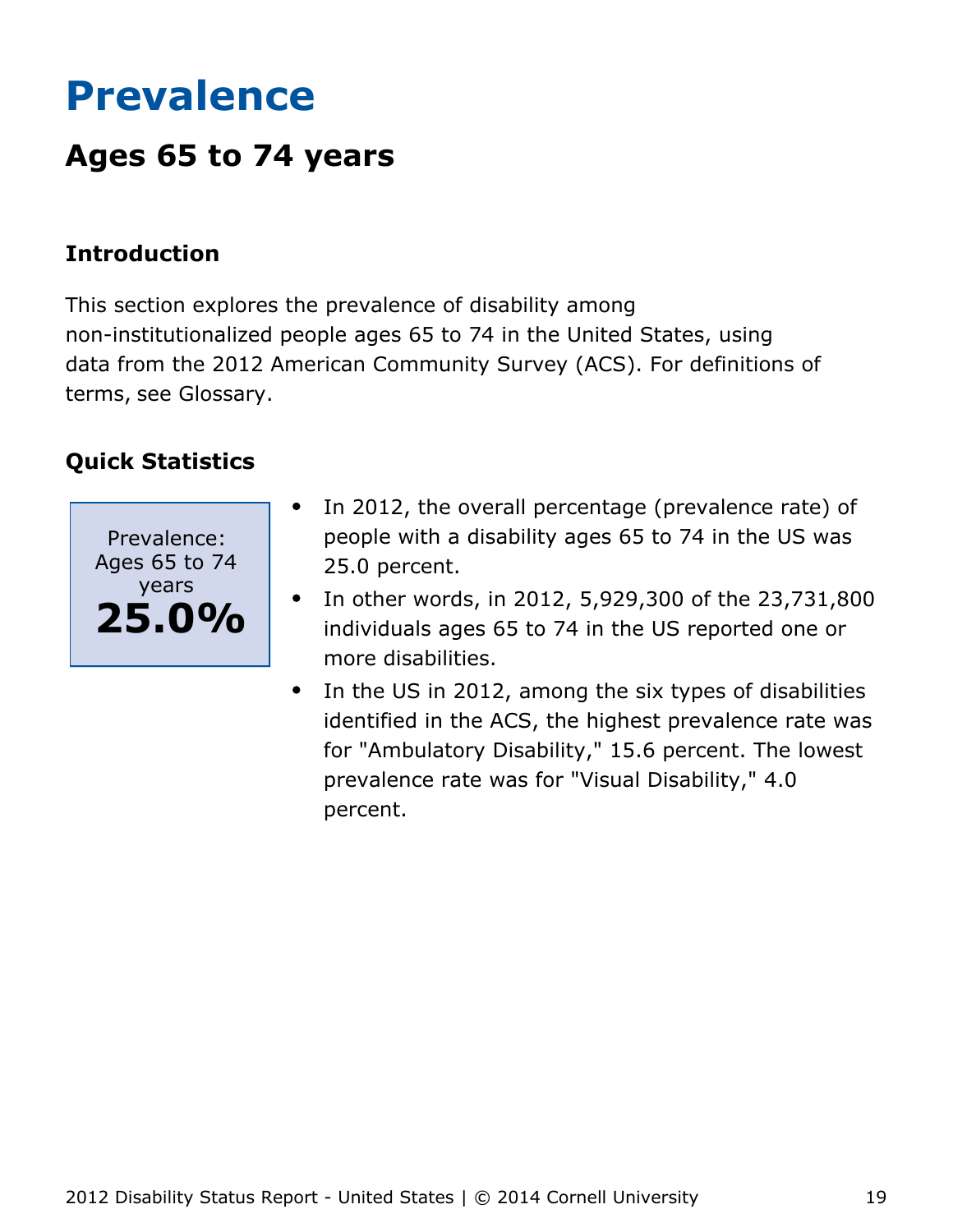# Prevalence

## Ages 65 to 74 years

### Introduction

This section explores the prevalence of disability among non-institutionalized people ages 65 to 74 in the United States, using data from the 2012 American Community Survey (ACS). For definitions of terms, see Glossary.

### Quick Statistics

Prevalence: Ages 65 to 74 years
**25.0%**

- In 2012, the overall percentage (prevalence rate) of people with a disability ages 65 to 74 in the US was 25.0 percent.
- In other words, in 2012, 5,929,300 of the 23,731,800 individuals ages 65 to 74 in the US reported one or more disabilities.
- In the US in 2012, among the six types of disabilities identified in the ACS, the highest prevalence rate was for "Ambulatory Disability," 15.6 percent. The lowest prevalence rate was for "Visual Disability," 4.0 percent.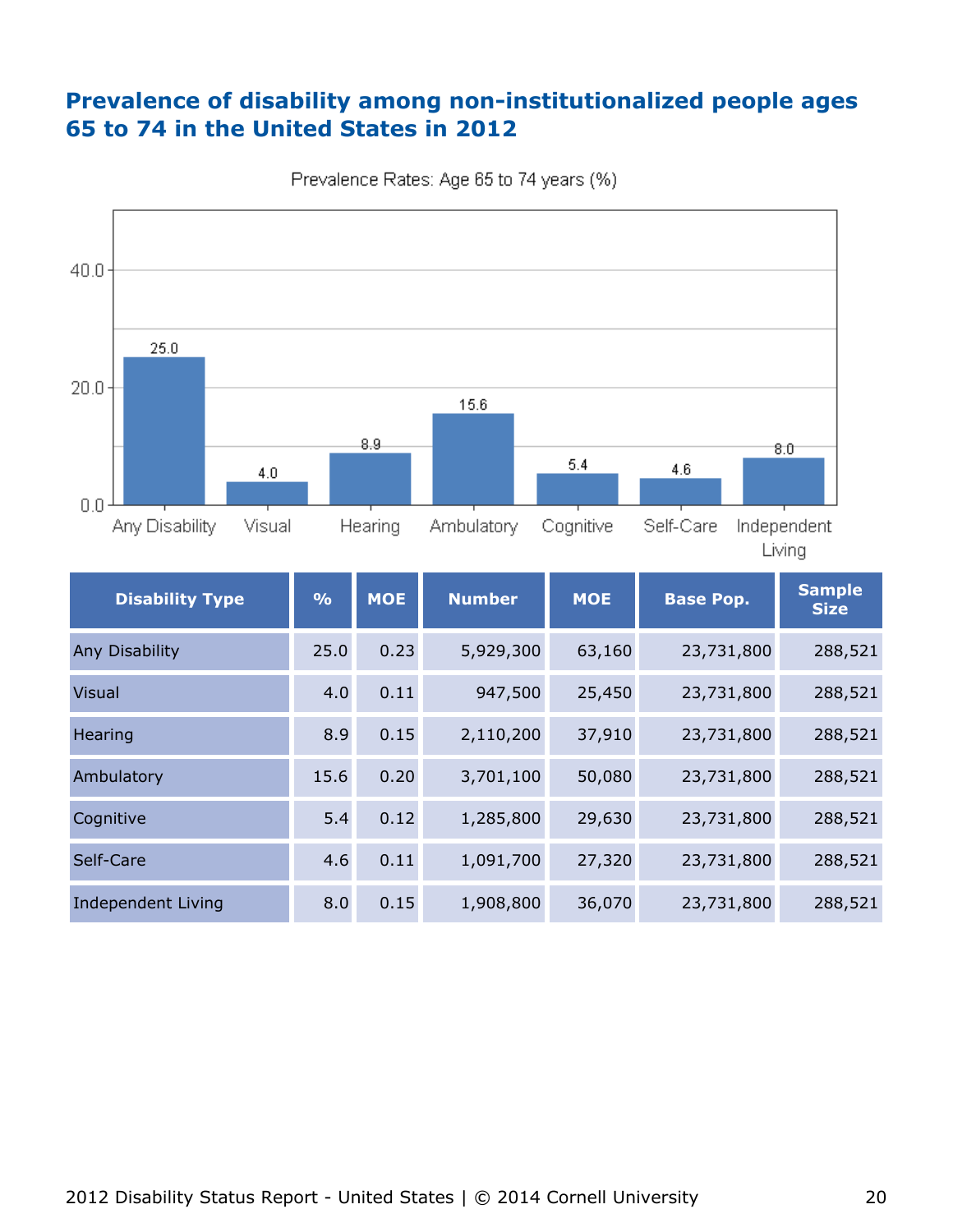# Prevalence of disability among non-institutionalized people ages 65 to 74 in the United States in 2012

Prevalence Rates: Age 65 to 74 years (%)

40.0
20.0
0.0

25.0
4.0
8.9
15.6
5.4
4.6
8.0

Any Disability
Visual
Hearing
Ambulatory
Cognitive
Self-Care
Independent Living

| Disability Type | % | MOE | Number | MOE | Base Pop. | Sample Size |
|---|---|---|---|---|---|---|
| Any Disability | 25.0 | 0.23 | 5,929,300 | 63,160 | 23,731,800 | 288,521 |
| Visual | 4.0 | 0.11 | 947,500 | 25,450 | 23,731,800 | 288,521 |
| Hearing | 8.9 | 0.15 | 2,110,200 | 37,910 | 23,731,800 | 288,521 |
| Ambulatory | 15.6 | 0.20 | 3,701,100 | 50,080 | 23,731,800 | 288,521 |
| Cognitive | 5.4 | 0.12 | 1,285,800 | 29,630 | 23,731,800 | 288,521 |
| Self-Care | 4.6 | 0.11 | 1,091,700 | 27,320 | 23,731,800 | 288,521 |
| Independent Living | 8.0 | 0.15 | 1,908,800 | 36,070 | 23,731,800 | 288,521 |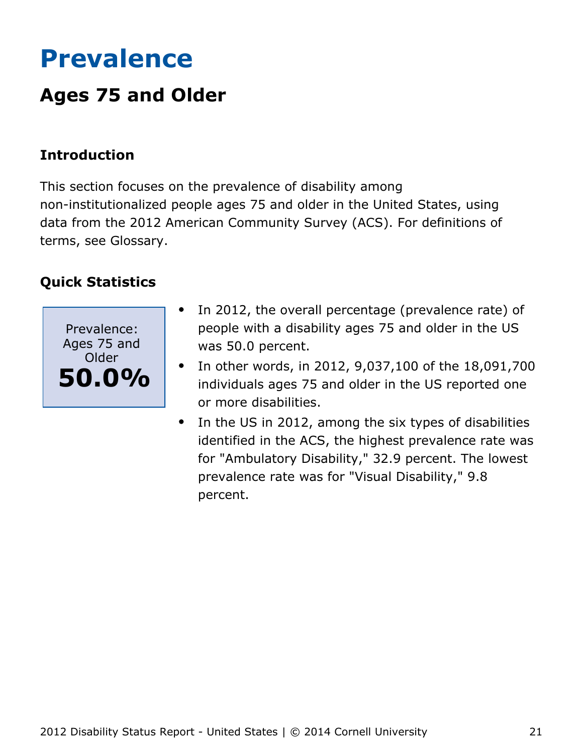# Prevalence

## Ages 75 and Older

### Introduction

This section focuses on the prevalence of disability among non-institutionalized people ages 75 and older in the United States, using data from the 2012 American Community Survey (ACS). For definitions of terms, see Glossary.

### Quick Statistics

Prevalence: Ages 75 and Older

**50.0%**

- In 2012, the overall percentage (prevalence rate) of people with a disability ages 75 and older in the US was 50.0 percent.
- In other words, in 2012, 9,037,100 of the 18,091,700 individuals ages 75 and older in the US reported one or more disabilities.
- In the US in 2012, among the six types of disabilities identified in the ACS, the highest prevalence rate was for "Ambulatory Disability," 32.9 percent. The lowest prevalence rate was for "Visual Disability," 9.8 percent.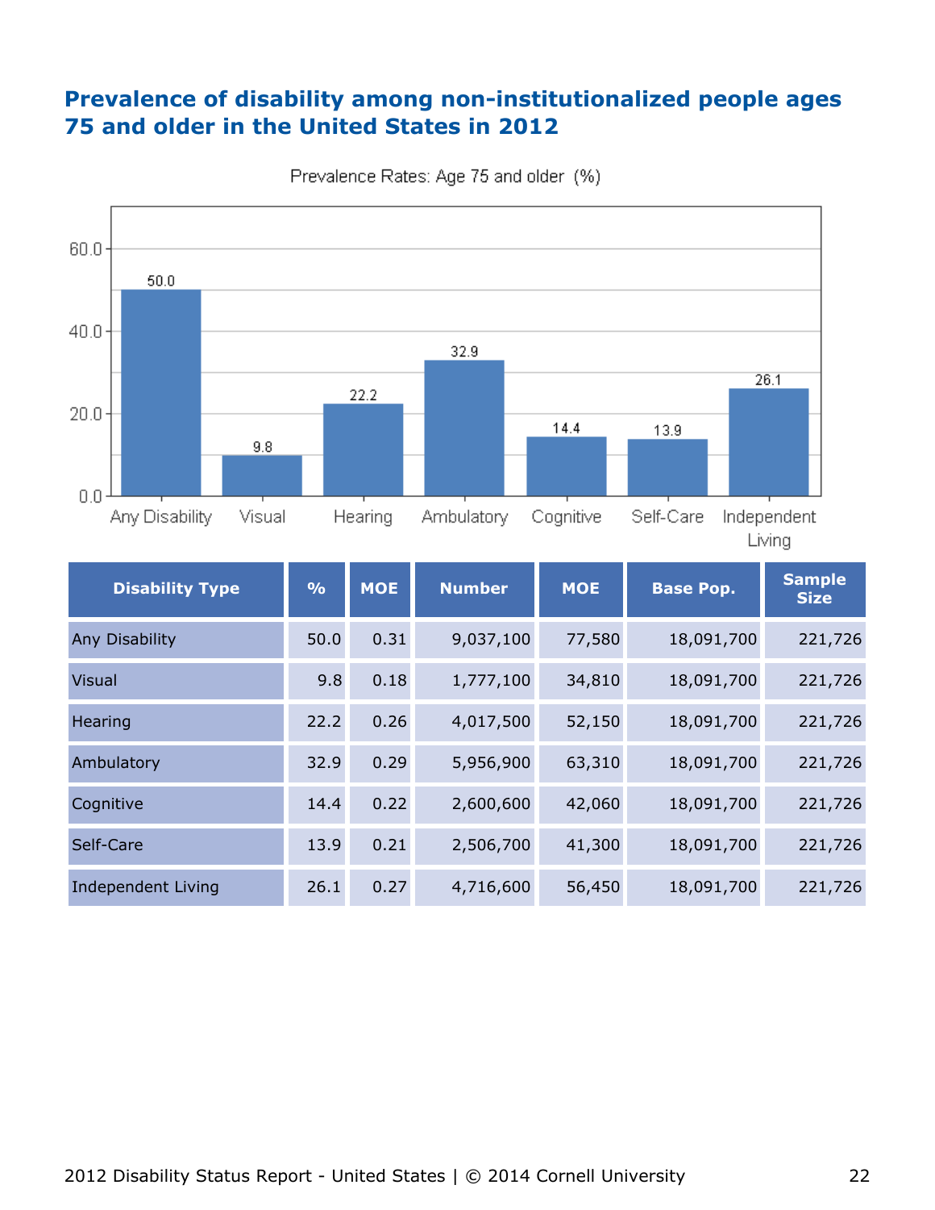## Prevalence of disability among non-institutionalized people ages 75 and older in the United States in 2012

Prevalence Rates: Age 75 and older (%)

60.0
40.0
20.0
0.0

50.0
9.8
22.2
32.9
14.4
13.9
26.1

Any Disability
Visual
Hearing
Ambulatory
Cognitive
Self-Care
Independent Living

| Disability Type | % | MOE | Number | MOE | Base Pop. | Sample Size |
|---|---|---|---|---|---|---|
| Any Disability | 50.0 | 0.31 | 9,037,100 | 77,580 | 18,091,700 | 221,726 |
| Visual | 9.8 | 0.18 | 1,777,100 | 34,810 | 18,091,700 | 221,726 |
| Hearing | 22.2 | 0.26 | 4,017,500 | 52,150 | 18,091,700 | 221,726 |
| Ambulatory | 32.9 | 0.29 | 5,956,900 | 63,310 | 18,091,700 | 221,726 |
| Cognitive | 14.4 | 0.22 | 2,600,600 | 42,060 | 18,091,700 | 221,726 |
| Self-Care | 13.9 | 0.21 | 2,506,700 | 41,300 | 18,091,700 | 221,726 |
| Independent Living | 26.1 | 0.27 | 4,716,600 | 56,450 | 18,091,700 | 221,726 |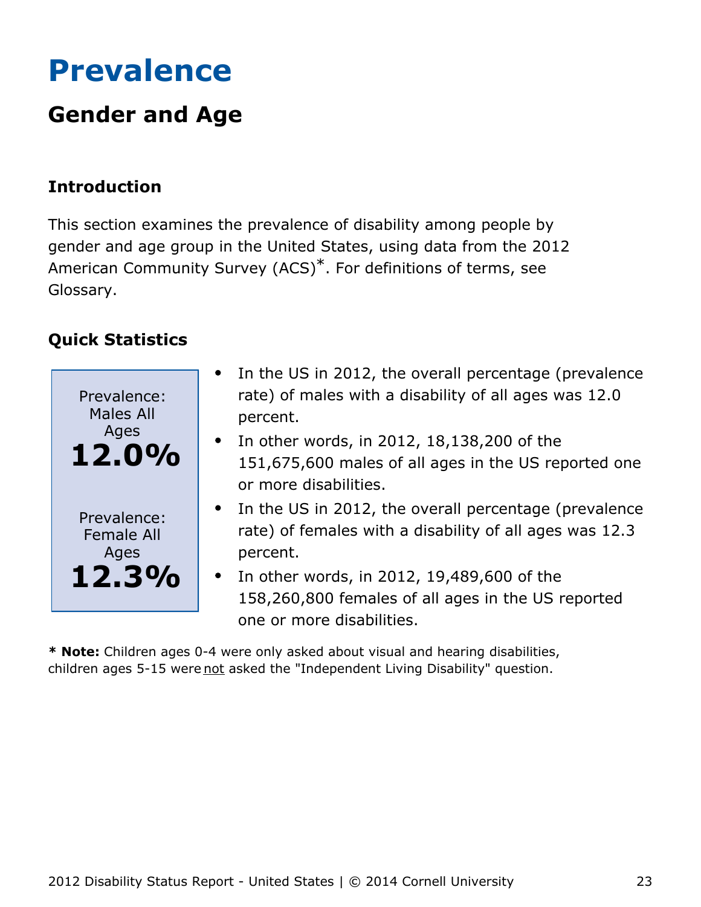# Prevalence

## Gender and Age

### Introduction

This section examines the prevalence of disability among people by gender and age group in the United States, using data from the 2012 American Community Survey (ACS)*. For definitions of terms, see Glossary.

### Quick Statistics

Prevalence: Males All Ages
**12.0%**

Prevalence: Female All Ages
**12.3%**

- In the US in 2012, the overall percentage (prevalence rate) of males with a disability of all ages was 12.0 percent.
- In other words, in 2012, 18,138,200 of the 151,675,600 males of all ages in the US reported one or more disabilities.
- In the US in 2012, the overall percentage (prevalence rate) of females with a disability of all ages was 12.3 percent.
- In other words, in 2012, 19,489,600 of the 158,260,800 females of all ages in the US reported one or more disabilities.

**\* Note:** Children ages 0-4 were only asked about visual and hearing disabilities, children ages 5-15 were not asked the "Independent Living Disability" question.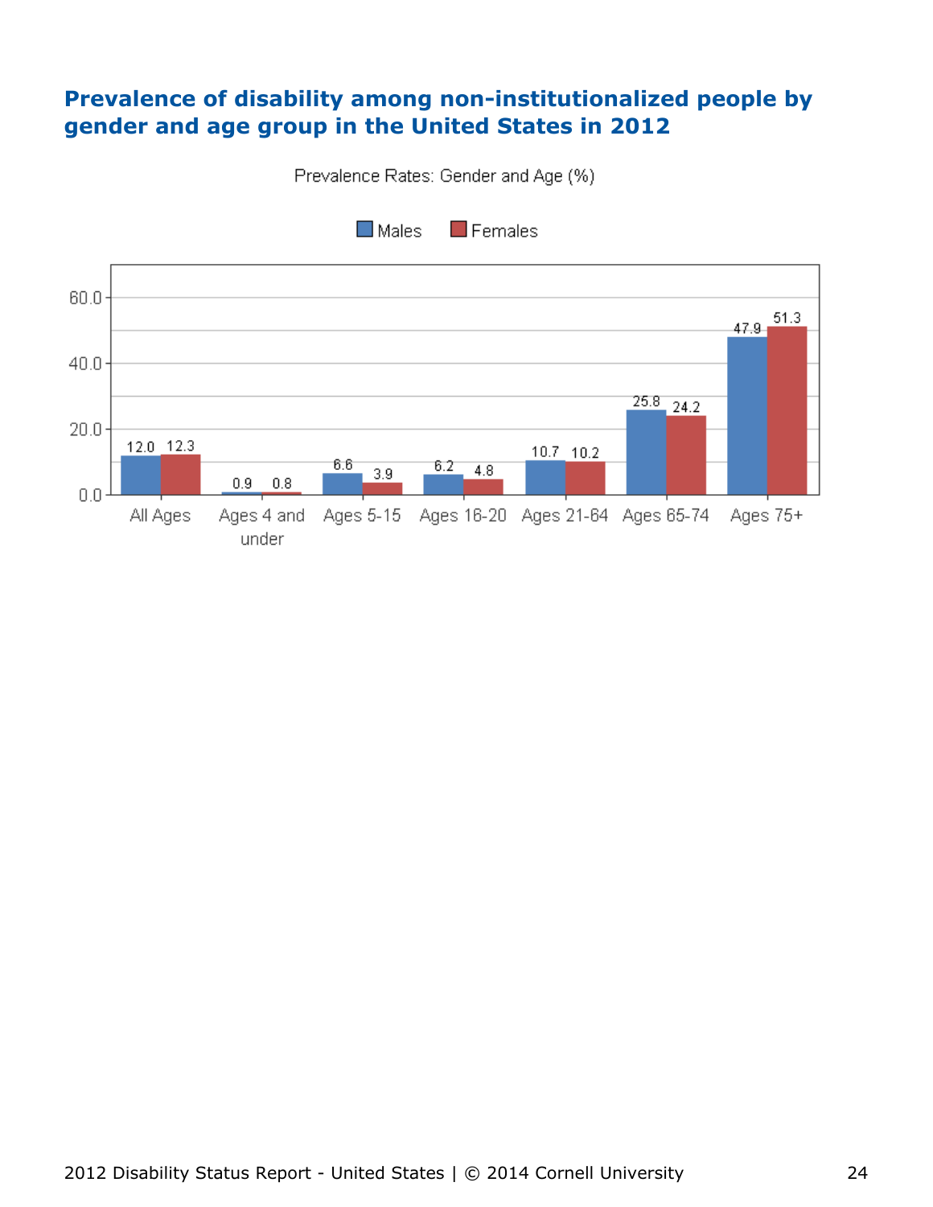## Prevalence of disability among non-institutionalized people by gender and age group in the United States in 2012

Prevalence Rates: Gender and Age (%)

Males
Females

60.0
40.0
20.0
0.0

12.0 12.3
0.9 0.8
6.6 3.9
6.2 4.8
10.7 10.2
25.8 24.2
47.9 51.3

All Ages
Ages 4 and under
Ages 5-15
Ages 16-20
Ages 21-64
Ages 65-74
Ages 75+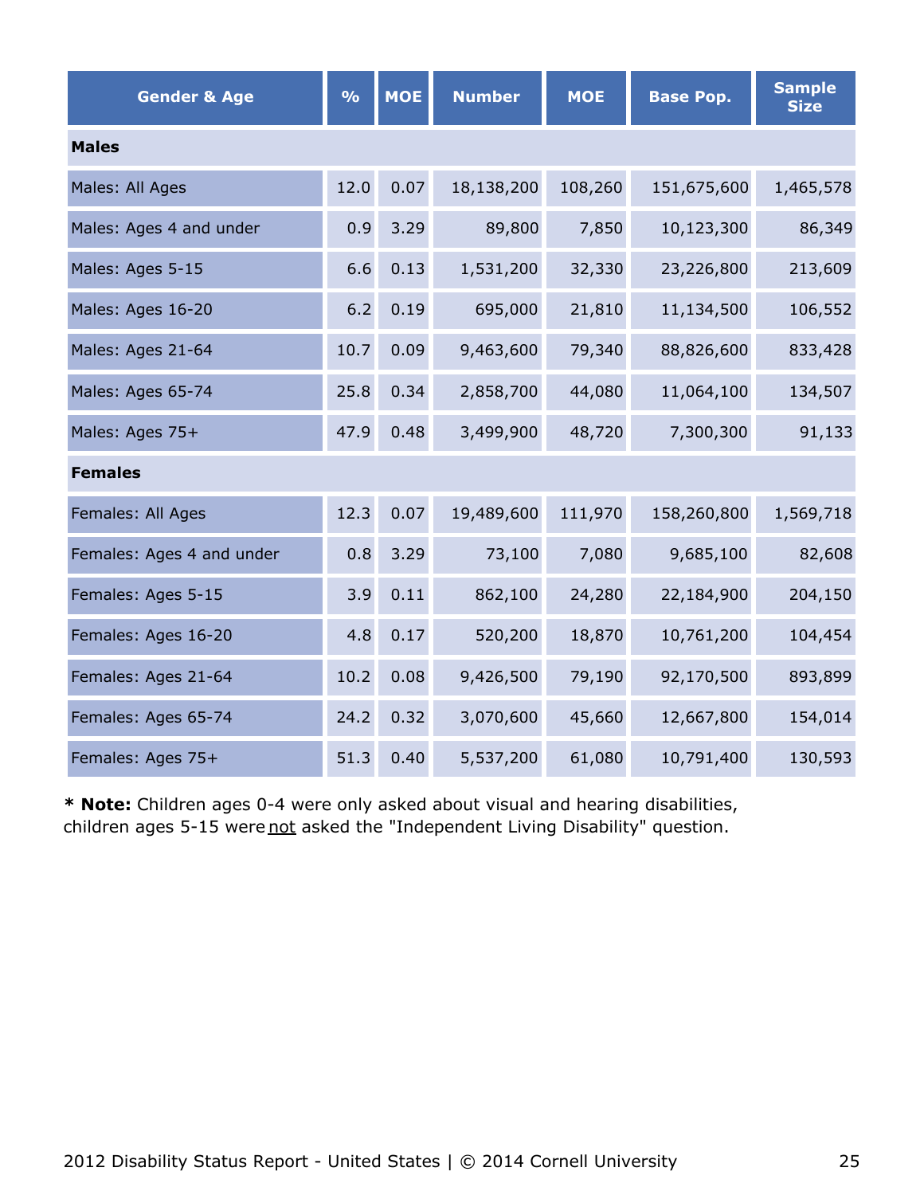| Gender & Age | % | MOE | Number | MOE | Base Pop. | Sample Size |
|---|---|---|---|---|---|---|
| **Males** | | | | | | |
| Males: All Ages | 12.0 | 0.07 | 18,138,200 | 108,260 | 151,675,600 | 1,465,578 |
| Males: Ages 4 and under | 0.9 | 3.29 | 89,800 | 7,850 | 10,123,300 | 86,349 |
| Males: Ages 5-15 | 6.6 | 0.13 | 1,531,200 | 32,330 | 23,226,800 | 213,609 |
| Males: Ages 16-20 | 6.2 | 0.19 | 695,000 | 21,810 | 11,134,500 | 106,552 |
| Males: Ages 21-64 | 10.7 | 0.09 | 9,463,600 | 79,340 | 88,826,600 | 833,428 |
| Males: Ages 65-74 | 25.8 | 0.34 | 2,858,700 | 44,080 | 11,064,100 | 134,507 |
| Males: Ages 75+ | 47.9 | 0.48 | 3,499,900 | 48,720 | 7,300,300 | 91,133 |
| **Females** | | | | | | |
| Females: All Ages | 12.3 | 0.07 | 19,489,600 | 111,970 | 158,260,800 | 1,569,718 |
| Females: Ages 4 and under | 0.8 | 3.29 | 73,100 | 7,080 | 9,685,100 | 82,608 |
| Females: Ages 5-15 | 3.9 | 0.11 | 862,100 | 24,280 | 22,184,900 | 204,150 |
| Females: Ages 16-20 | 4.8 | 0.17 | 520,200 | 18,870 | 10,761,200 | 104,454 |
| Females: Ages 21-64 | 10.2 | 0.08 | 9,426,500 | 79,190 | 92,170,500 | 893,899 |
| Females: Ages 65-74 | 24.2 | 0.32 | 3,070,600 | 45,660 | 12,667,800 | 154,014 |
| Females: Ages 75+ | 51.3 | 0.40 | 5,537,200 | 61,080 | 10,791,400 | 130,593 |

* **Note:** Children ages 0-4 were only asked about visual and hearing disabilities, children ages 5-15 were not asked the "Independent Living Disability" question.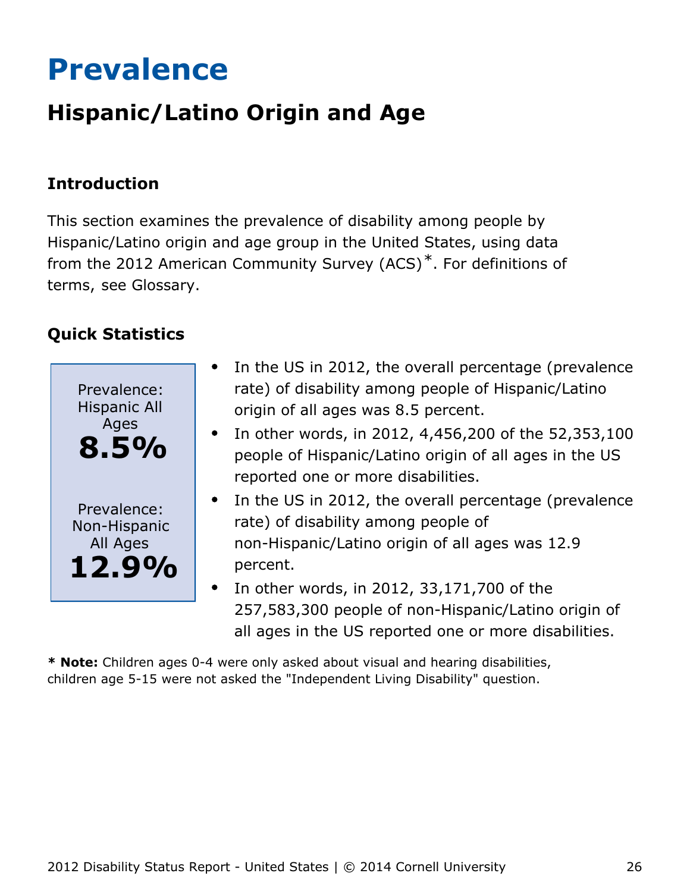# Prevalence

## Hispanic/Latino Origin and Age

### Introduction

This section examines the prevalence of disability among people by Hispanic/Latino origin and age group in the United States, using data from the 2012 American Community Survey (ACS)*. For definitions of terms, see Glossary.

### Quick Statistics

Prevalence: Hispanic All Ages
**8.5%**

Prevalence: Non-Hispanic All Ages
**12.9%**

- In the US in 2012, the overall percentage (prevalence rate) of disability among people of Hispanic/Latino origin of all ages was 8.5 percent.
- In other words, in 2012, 4,456,200 of the 52,353,100 people of Hispanic/Latino origin of all ages in the US reported one or more disabilities.
- In the US in 2012, the overall percentage (prevalence rate) of disability among people of non-Hispanic/Latino origin of all ages was 12.9 percent.
- In other words, in 2012, 33,171,700 of the 257,583,300 people of non-Hispanic/Latino origin of all ages in the US reported one or more disabilities.

**\* Note:** Children ages 0-4 were only asked about visual and hearing disabilities, children age 5-15 were not asked the "Independent Living Disability" question.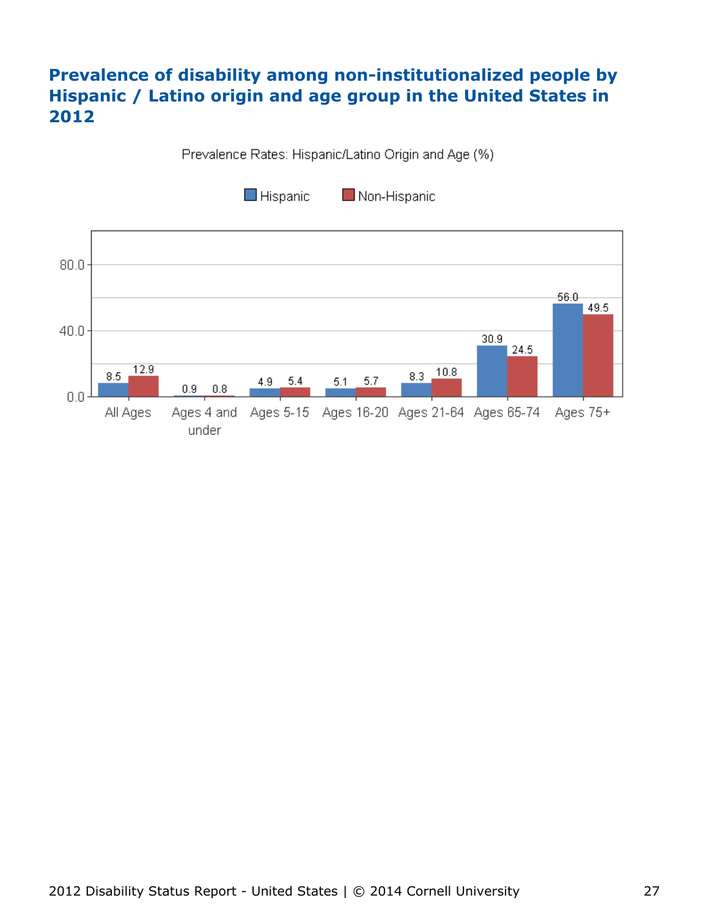# Prevalence of disability among non-institutionalized people by Hispanic / Latino origin and age group in the United States in 2012

Prevalence Rates: Hispanic/Latino Origin and Age (%)

Hispanic
Non-Hispanic

80.0
40.0
0.0

8.5
12.9
0.9
0.8
4.9
5.4
5.1
5.7
8.3
10.8
30.9
24.5
56.0
49.5

All Ages
Ages 4 and under
Ages 5-15
Ages 16-20
Ages 21-64
Ages 65-74
Ages 75+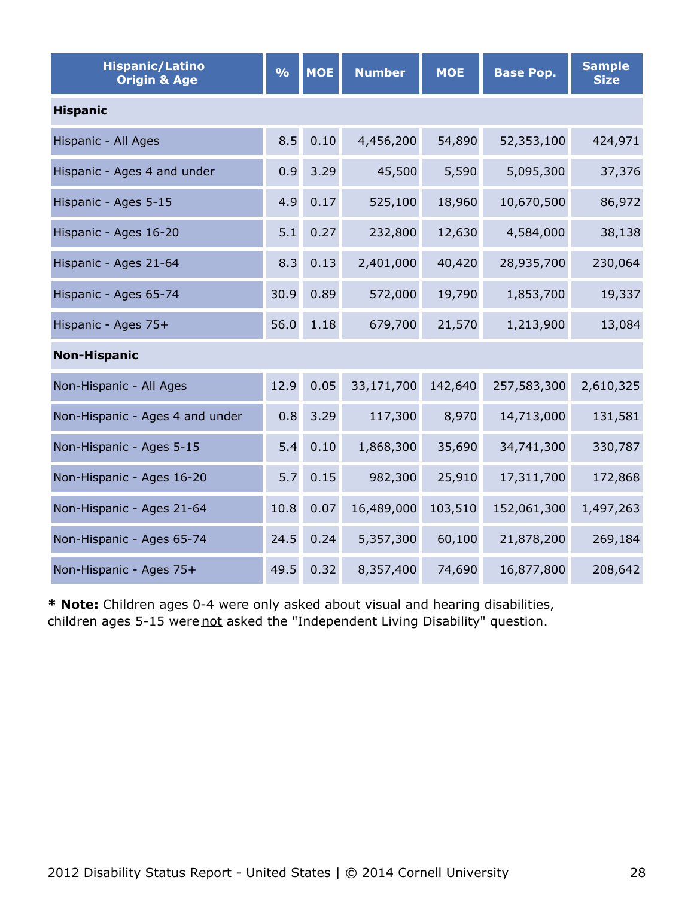| Hispanic/Latino Origin & Age | % | MOE | Number | MOE | Base Pop. | Sample Size |
|---|---|---|---|---|---|---|
| **Hispanic** | | | | | | |
| Hispanic - All Ages | 8.5 | 0.10 | 4,456,200 | 54,890 | 52,353,100 | 424,971 |
| Hispanic - Ages 4 and under | 0.9 | 3.29 | 45,500 | 5,590 | 5,095,300 | 37,376 |
| Hispanic - Ages 5-15 | 4.9 | 0.17 | 525,100 | 18,960 | 10,670,500 | 86,972 |
| Hispanic - Ages 16-20 | 5.1 | 0.27 | 232,800 | 12,630 | 4,584,000 | 38,138 |
| Hispanic - Ages 21-64 | 8.3 | 0.13 | 2,401,000 | 40,420 | 28,935,700 | 230,064 |
| Hispanic - Ages 65-74 | 30.9 | 0.89 | 572,000 | 19,790 | 1,853,700 | 19,337 |
| Hispanic - Ages 75+ | 56.0 | 1.18 | 679,700 | 21,570 | 1,213,900 | 13,084 |
| **Non-Hispanic** | | | | | | |
| Non-Hispanic - All Ages | 12.9 | 0.05 | 33,171,700 | 142,640 | 257,583,300 | 2,610,325 |
| Non-Hispanic - Ages 4 and under | 0.8 | 3.29 | 117,300 | 8,970 | 14,713,000 | 131,581 |
| Non-Hispanic - Ages 5-15 | 5.4 | 0.10 | 1,868,300 | 35,690 | 34,741,300 | 330,787 |
| Non-Hispanic - Ages 16-20 | 5.7 | 0.15 | 982,300 | 25,910 | 17,311,700 | 172,868 |
| Non-Hispanic - Ages 21-64 | 10.8 | 0.07 | 16,489,000 | 103,510 | 152,061,300 | 1,497,263 |
| Non-Hispanic - Ages 65-74 | 24.5 | 0.24 | 5,357,300 | 60,100 | 21,878,200 | 269,184 |
| Non-Hispanic - Ages 75+ | 49.5 | 0.32 | 8,357,400 | 74,690 | 16,877,800 | 208,642 |

**\* Note:** Children ages 0-4 were only asked about visual and hearing disabilities, children ages 5-15 were not asked the "Independent Living Disability" question.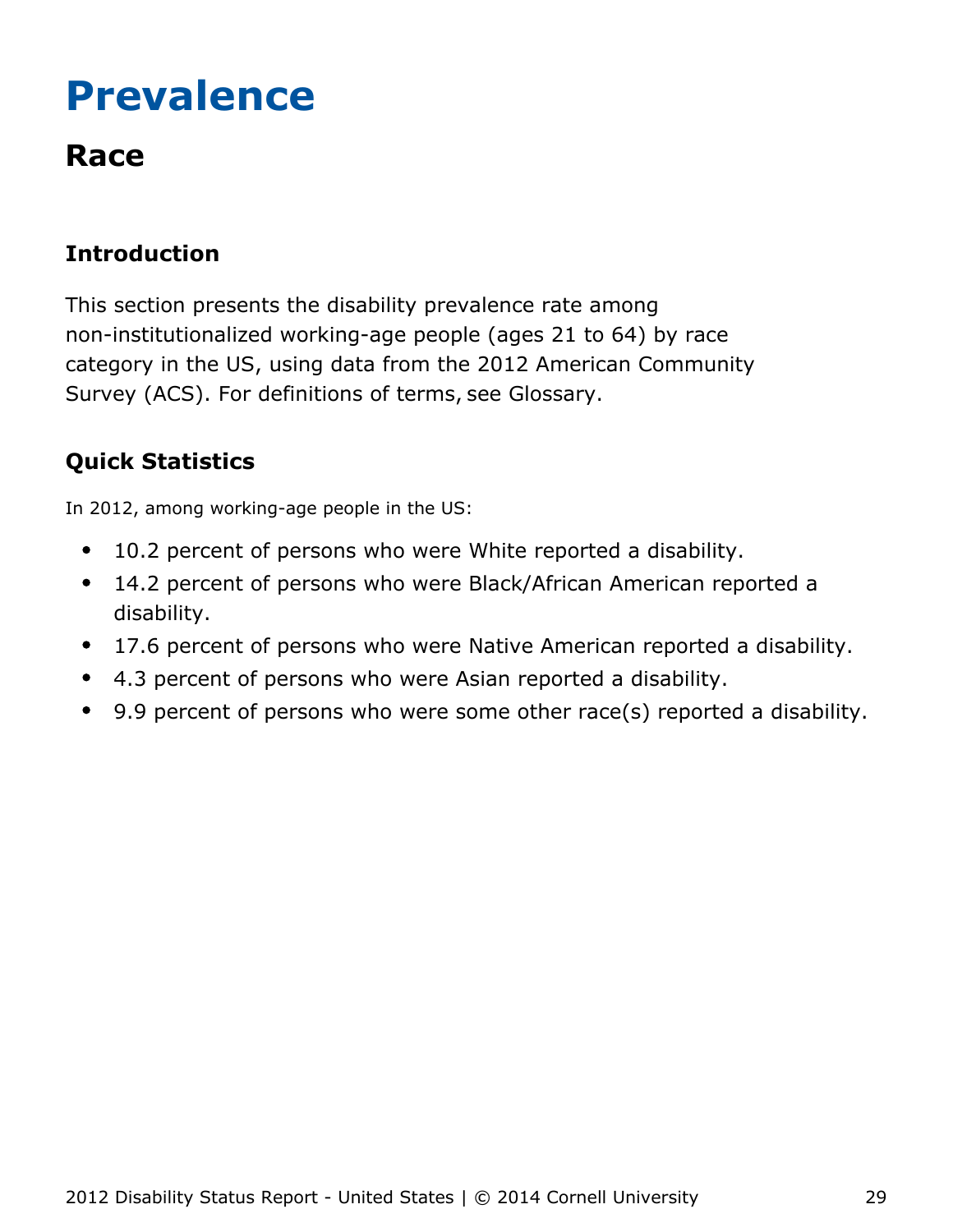# Prevalence

## Race

### Introduction

This section presents the disability prevalence rate among non-institutionalized working-age people (ages 21 to 64) by race category in the US, using data from the 2012 American Community Survey (ACS). For definitions of terms, see Glossary.

### Quick Statistics

In 2012, among working-age people in the US:

- 10.2 percent of persons who were White reported a disability.
- 14.2 percent of persons who were Black/African American reported a disability.
- 17.6 percent of persons who were Native American reported a disability.
- 4.3 percent of persons who were Asian reported a disability.
- 9.9 percent of persons who were some other race(s) reported a disability.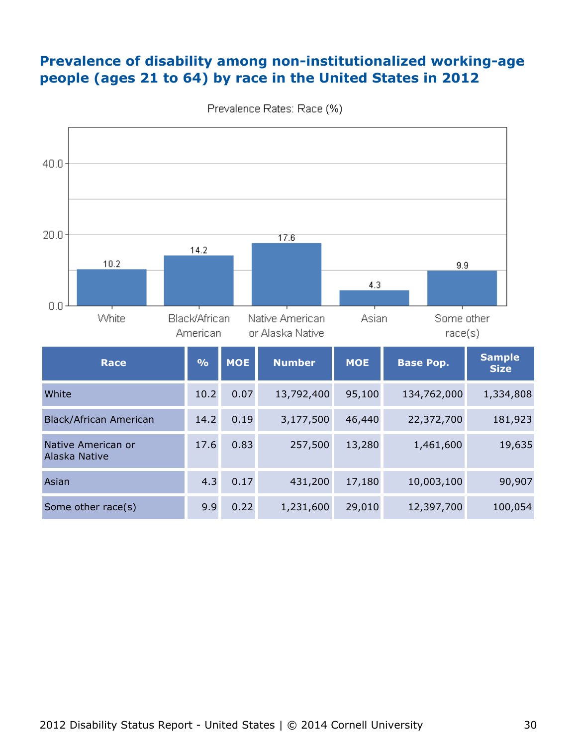## Prevalence of disability among non-institutionalized working-age people (ages 21 to 64) by race in the United States in 2012

Prevalence Rates: Race (%)

40.0
20.0
0.0

10.2
14.2
17.6
4.3
9.9

White
Black/African American
Native American or Alaska Native
Asian
Some other race(s)

| Race | % | MOE | Number | MOE | Base Pop. | Sample Size |
|---|---|---|---|---|---|---|
| White | 10.2 | 0.07 | 13,792,400 | 95,100 | 134,762,000 | 1,334,808 |
| Black/African American | 14.2 | 0.19 | 3,177,500 | 46,440 | 22,372,700 | 181,923 |
| Native American or Alaska Native | 17.6 | 0.83 | 257,500 | 13,280 | 1,461,600 | 19,635 |
| Asian | 4.3 | 0.17 | 431,200 | 17,180 | 10,003,100 | 90,907 |
| Some other race(s) | 9.9 | 0.22 | 1,231,600 | 29,010 | 12,397,700 | 100,054 |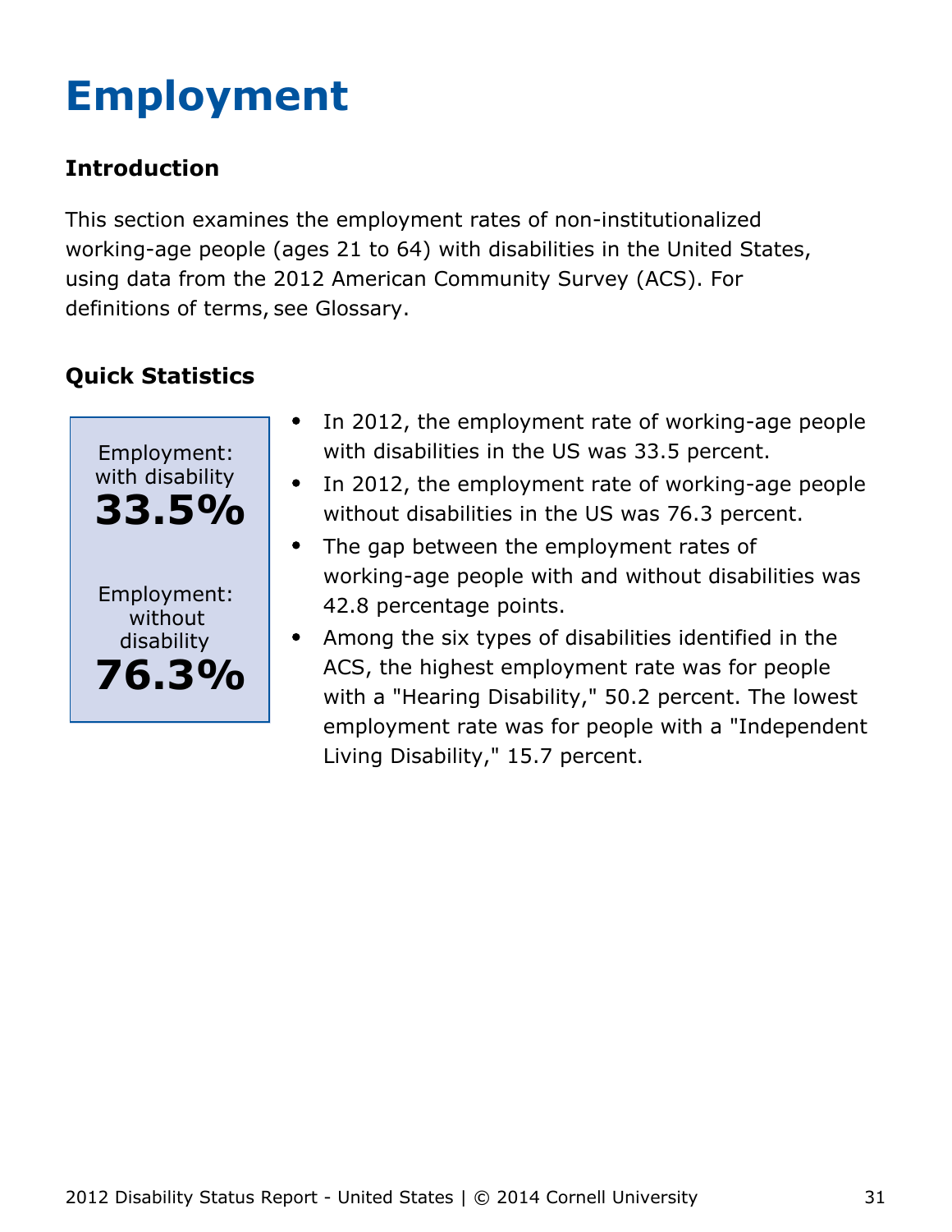# Employment

## Introduction

This section examines the employment rates of non-institutionalized working-age people (ages 21 to 64) with disabilities in the United States, using data from the 2012 American Community Survey (ACS). For definitions of terms, see Glossary.

## Quick Statistics

Employment: with disability
**33.5%**

Employment: without disability
**76.3%**

- In 2012, the employment rate of working-age people with disabilities in the US was 33.5 percent.
- In 2012, the employment rate of working-age people without disabilities in the US was 76.3 percent.
- The gap between the employment rates of working-age people with and without disabilities was 42.8 percentage points.
- Among the six types of disabilities identified in the ACS, the highest employment rate was for people with a "Hearing Disability," 50.2 percent. The lowest employment rate was for people with a "Independent Living Disability," 15.7 percent.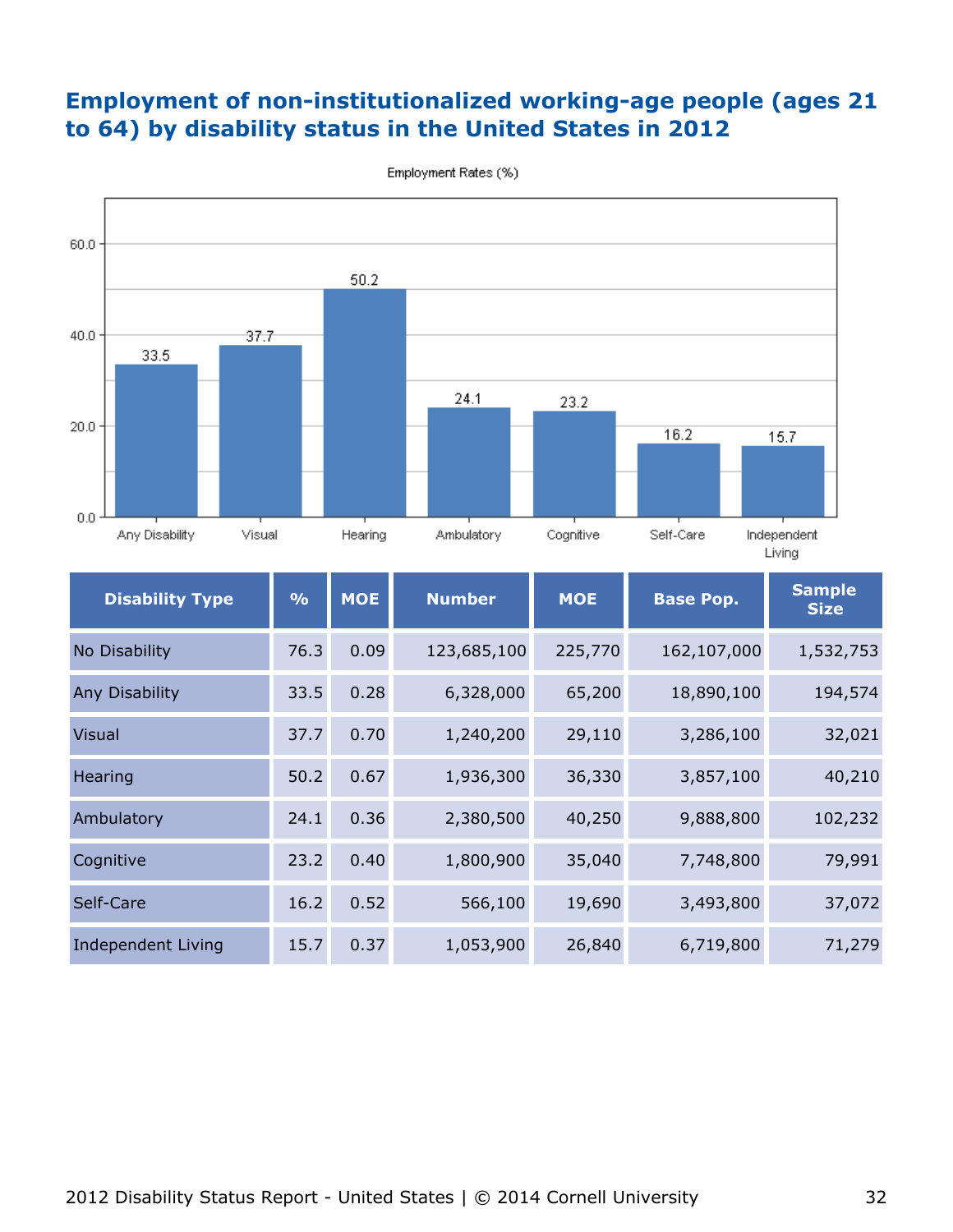# Employment of non-institutionalized working-age people (ages 21 to 64) by disability status in the United States in 2012

Employment Rates (%)

60.0
40.0
20.0
0.0

33.5
37.7
50.2
24.1
23.2
16.2
15.7

Any Disability
Visual
Hearing
Ambulatory
Cognitive
Self-Care
Independent Living

| Disability Type | % | MOE | Number | MOE | Base Pop. | Sample Size |
|---|---|---|---|---|---|---|
| No Disability | 76.3 | 0.09 | 123,685,100 | 225,770 | 162,107,000 | 1,532,753 |
| Any Disability | 33.5 | 0.28 | 6,328,000 | 65,200 | 18,890,100 | 194,574 |
| Visual | 37.7 | 0.70 | 1,240,200 | 29,110 | 3,286,100 | 32,021 |
| Hearing | 50.2 | 0.67 | 1,936,300 | 36,330 | 3,857,100 | 40,210 |
| Ambulatory | 24.1 | 0.36 | 2,380,500 | 40,250 | 9,888,800 | 102,232 |
| Cognitive | 23.2 | 0.40 | 1,800,900 | 35,040 | 7,748,800 | 79,991 |
| Self-Care | 16.2 | 0.52 | 566,100 | 19,690 | 3,493,800 | 37,072 |
| Independent Living | 15.7 | 0.37 | 1,053,900 | 26,840 | 6,719,800 | 71,279 |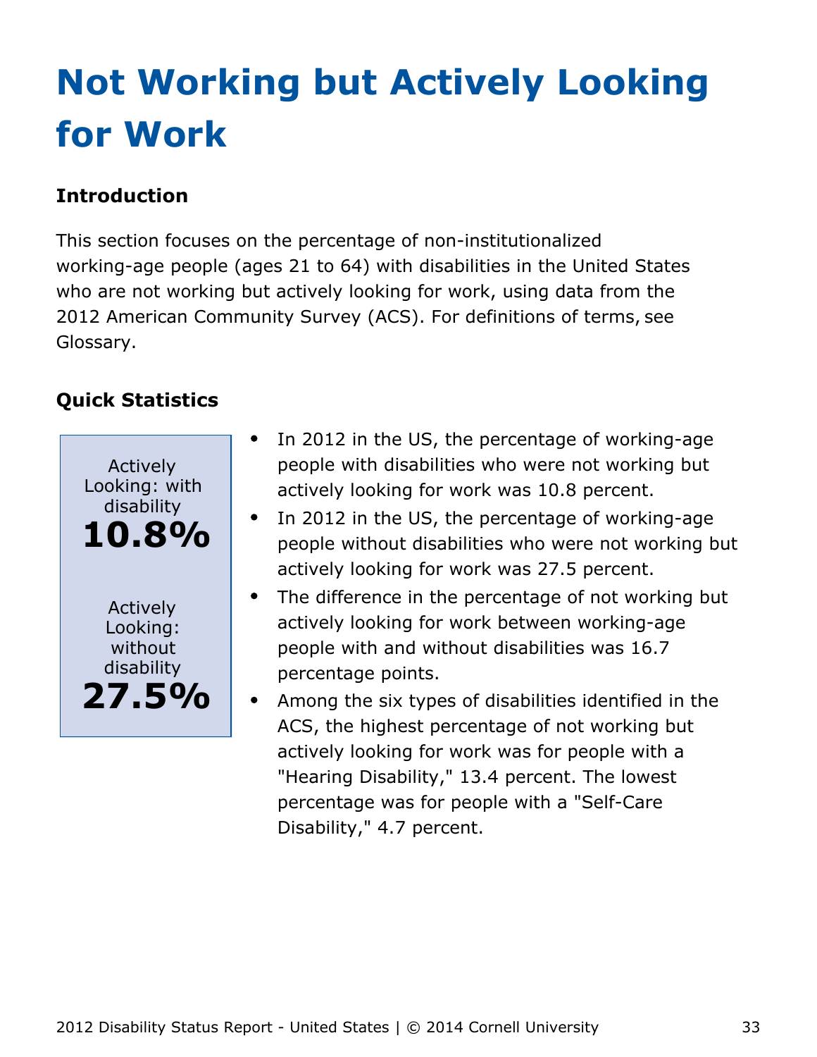# Not Working but Actively Looking for Work

## Introduction

This section focuses on the percentage of non-institutionalized working-age people (ages 21 to 64) with disabilities in the United States who are not working but actively looking for work, using data from the 2012 American Community Survey (ACS). For definitions of terms, see Glossary.

## Quick Statistics

Actively Looking: with disability
**10.8%**

Actively Looking: without disability
**27.5%**

- In 2012 in the US, the percentage of working-age people with disabilities who were not working but actively looking for work was 10.8 percent.
- In 2012 in the US, the percentage of working-age people without disabilities who were not working but actively looking for work was 27.5 percent.
- The difference in the percentage of not working but actively looking for work between working-age people with and without disabilities was 16.7 percentage points.
- Among the six types of disabilities identified in the ACS, the highest percentage of not working but actively looking for work was for people with a "Hearing Disability," 13.4 percent. The lowest percentage was for people with a "Self-Care Disability," 4.7 percent.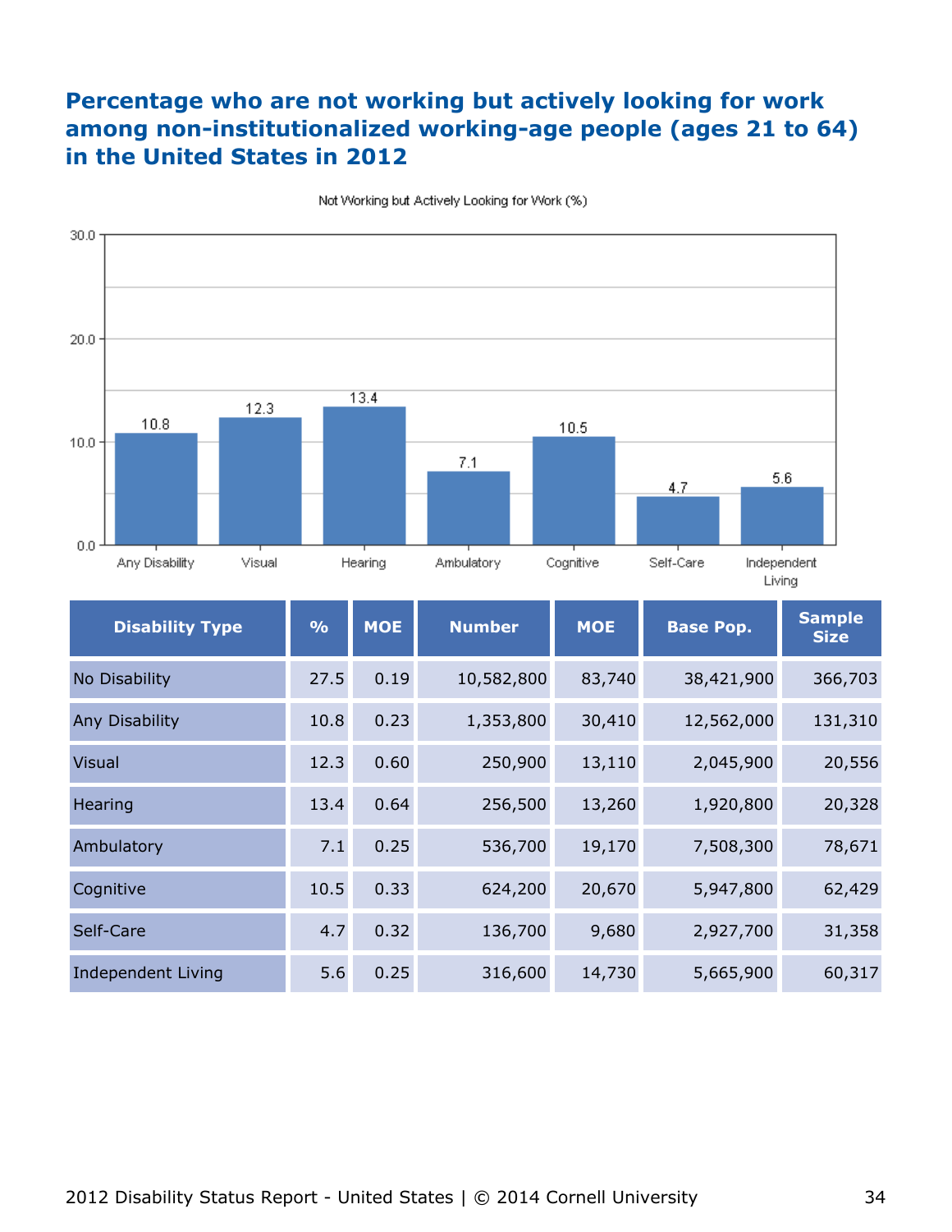# Percentage who are not working but actively looking for work among non-institutionalized working-age people (ages 21 to 64) in the United States in 2012

Not Working but Actively Looking for Work (%)

30.0
20.0
10.0
0.0

10.8
12.3
13.4
7.1
10.5
4.7
5.6

Any Disability
Visual
Hearing
Ambulatory
Cognitive
Self-Care
Independent Living

| Disability Type | % | MOE | Number | MOE | Base Pop. | Sample Size |
|---|---|---|---|---|---|---|
| No Disability | 27.5 | 0.19 | 10,582,800 | 83,740 | 38,421,900 | 366,703 |
| Any Disability | 10.8 | 0.23 | 1,353,800 | 30,410 | 12,562,000 | 131,310 |
| Visual | 12.3 | 0.60 | 250,900 | 13,110 | 2,045,900 | 20,556 |
| Hearing | 13.4 | 0.64 | 256,500 | 13,260 | 1,920,800 | 20,328 |
| Ambulatory | 7.1 | 0.25 | 536,700 | 19,170 | 7,508,300 | 78,671 |
| Cognitive | 10.5 | 0.33 | 624,200 | 20,670 | 5,947,800 | 62,429 |
| Self-Care | 4.7 | 0.32 | 136,700 | 9,680 | 2,927,700 | 31,358 |
| Independent Living | 5.6 | 0.25 | 316,600 | 14,730 | 5,665,900 | 60,317 |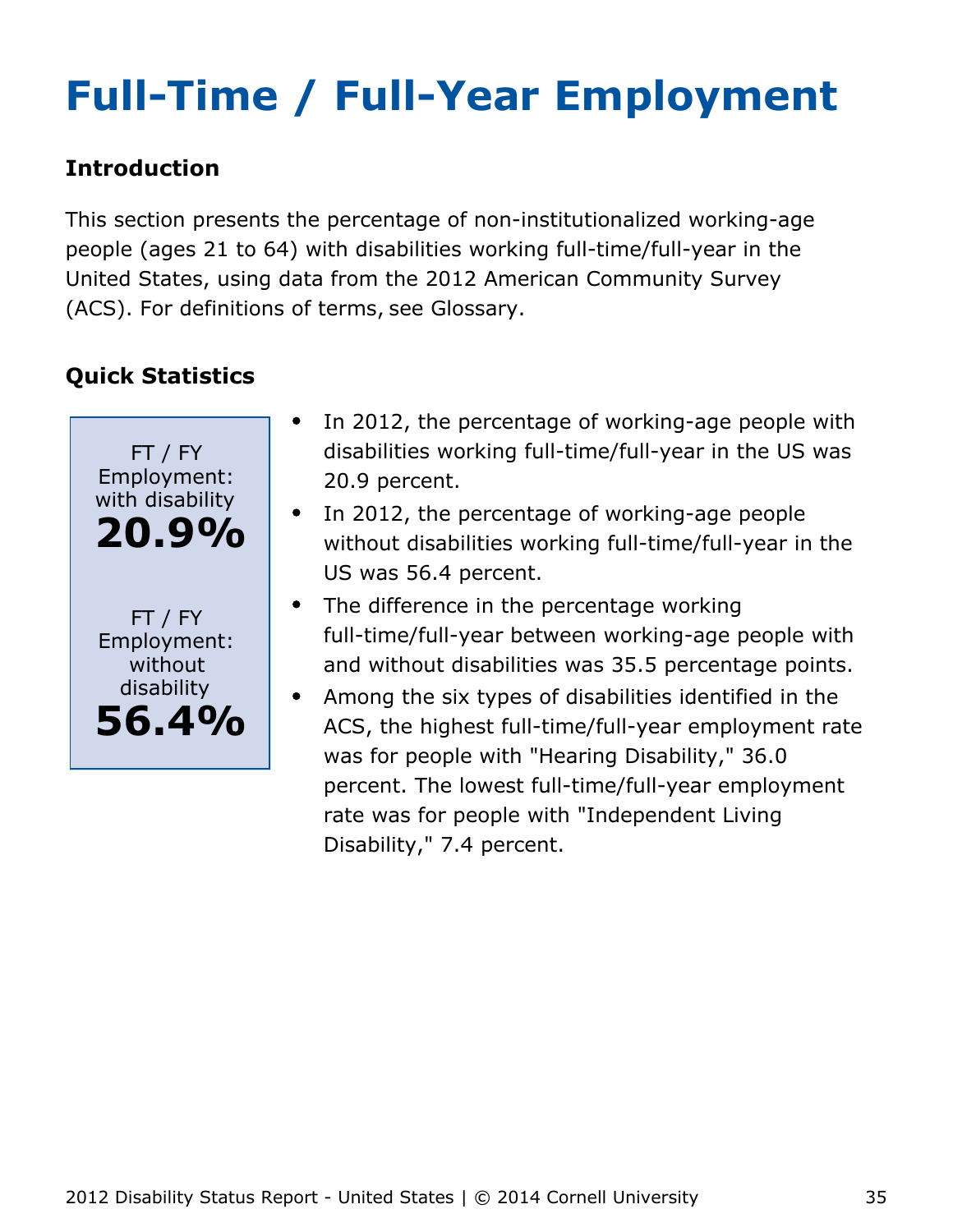# Full-Time / Full-Year Employment

## Introduction

This section presents the percentage of non-institutionalized working-age people (ages 21 to 64) with disabilities working full-time/full-year in the United States, using data from the 2012 American Community Survey (ACS). For definitions of terms, see Glossary.

## Quick Statistics

FT / FY Employment: with disability
**20.9%**

FT / FY Employment: without disability
**56.4%**

- In 2012, the percentage of working-age people with disabilities working full-time/full-year in the US was 20.9 percent.
- In 2012, the percentage of working-age people without disabilities working full-time/full-year in the US was 56.4 percent.
- The difference in the percentage working full-time/full-year between working-age people with and without disabilities was 35.5 percentage points.
- Among the six types of disabilities identified in the ACS, the highest full-time/full-year employment rate was for people with "Hearing Disability," 36.0 percent. The lowest full-time/full-year employment rate was for people with "Independent Living Disability," 7.4 percent.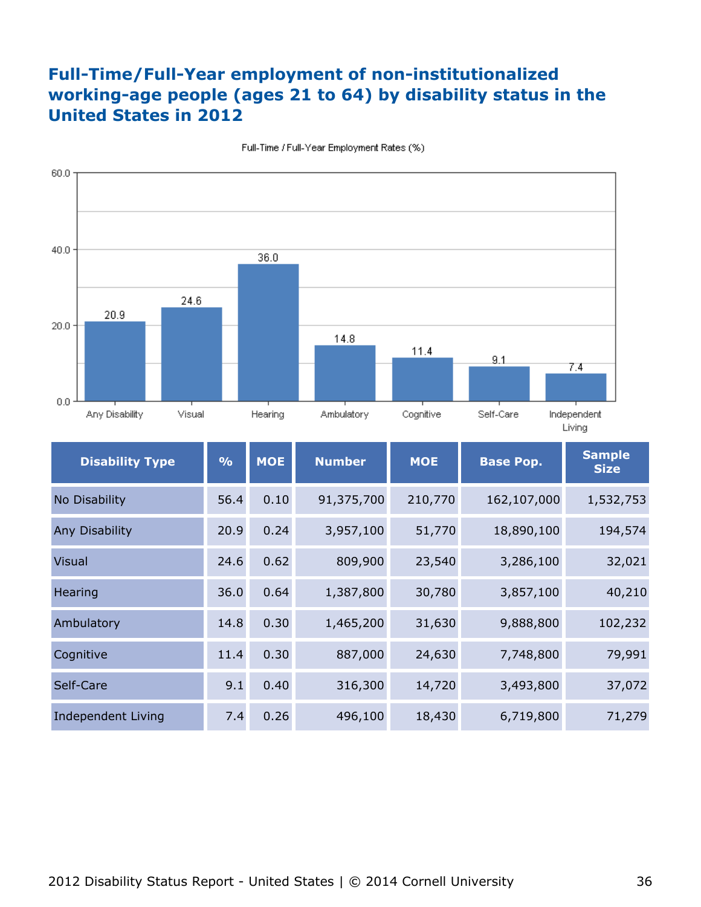## Full-Time/Full-Year employment of non-institutionalized working-age people (ages 21 to 64) by disability status in the United States in 2012

Full-Time / Full-Year Employment Rates (%)

| Disability Type | % | MOE | Number | MOE | Base Pop. | Sample Size |
|---|---|---|---|---|---|---|
| No Disability | 56.4 | 0.10 | 91,375,700 | 210,770 | 162,107,000 | 1,532,753 |
| Any Disability | 20.9 | 0.24 | 3,957,100 | 51,770 | 18,890,100 | 194,574 |
| Visual | 24.6 | 0.62 | 809,900 | 23,540 | 3,286,100 | 32,021 |
| Hearing | 36.0 | 0.64 | 1,387,800 | 30,780 | 3,857,100 | 40,210 |
| Ambulatory | 14.8 | 0.30 | 1,465,200 | 31,630 | 9,888,800 | 102,232 |
| Cognitive | 11.4 | 0.30 | 887,000 | 24,630 | 7,748,800 | 79,991 |
| Self-Care | 9.1 | 0.40 | 316,300 | 14,720 | 3,493,800 | 37,072 |
| Independent Living | 7.4 | 0.26 | 496,100 | 18,430 | 6,719,800 | 71,279 |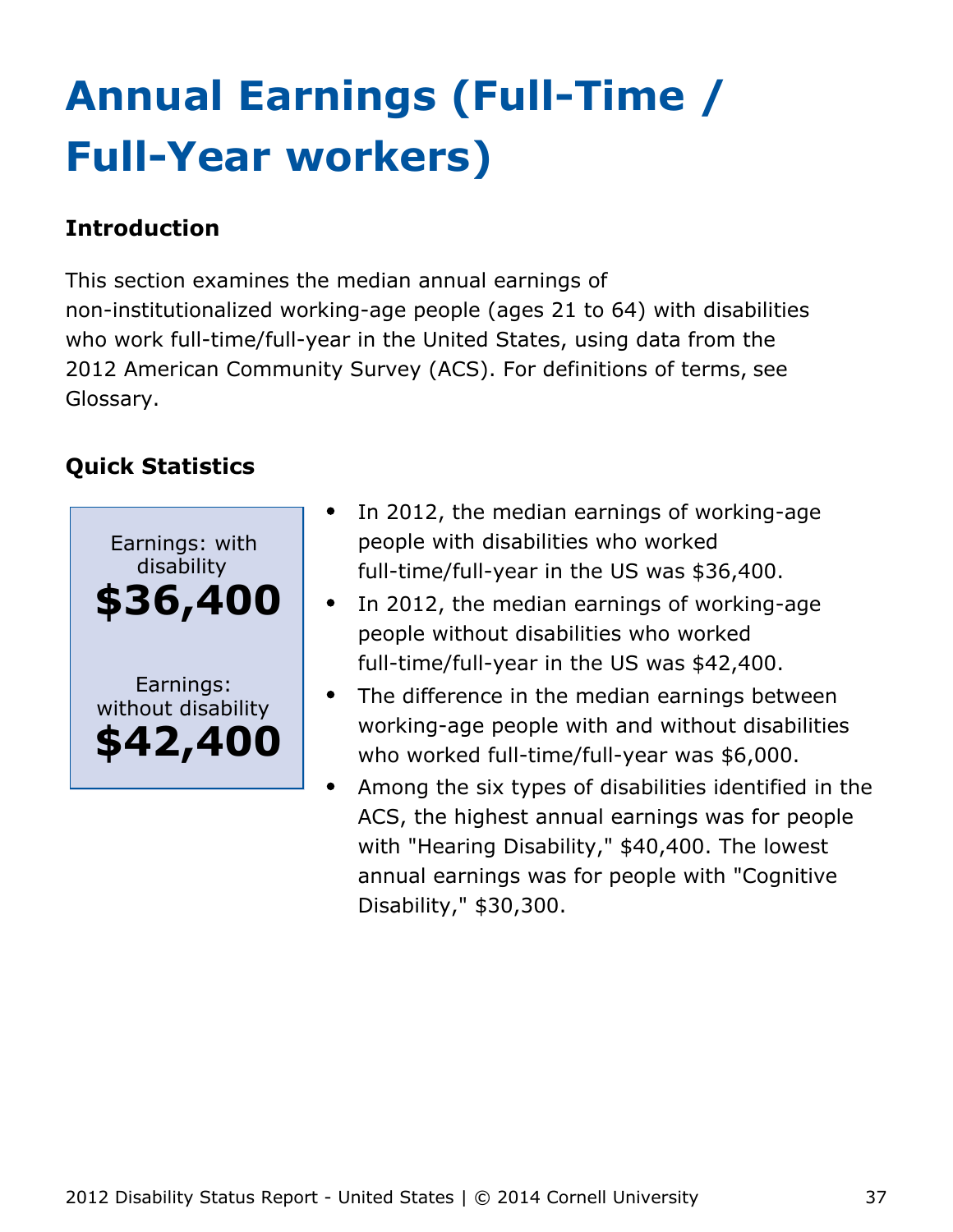# Annual Earnings (Full-Time / Full-Year workers)

### Introduction

This section examines the median annual earnings of non-institutionalized working-age people (ages 21 to 64) with disabilities who work full-time/full-year in the United States, using data from the 2012 American Community Survey (ACS). For definitions of terms, see Glossary.

### Quick Statistics

Earnings: with disability
**$36,400**

Earnings: without disability
**$42,400**

- In 2012, the median earnings of working-age people with disabilities who worked full-time/full-year in the US was $36,400.
- In 2012, the median earnings of working-age people without disabilities who worked full-time/full-year in the US was $42,400.
- The difference in the median earnings between working-age people with and without disabilities who worked full-time/full-year was $6,000.
- Among the six types of disabilities identified in the ACS, the highest annual earnings was for people with "Hearing Disability," $40,400. The lowest annual earnings was for people with "Cognitive Disability," $30,300.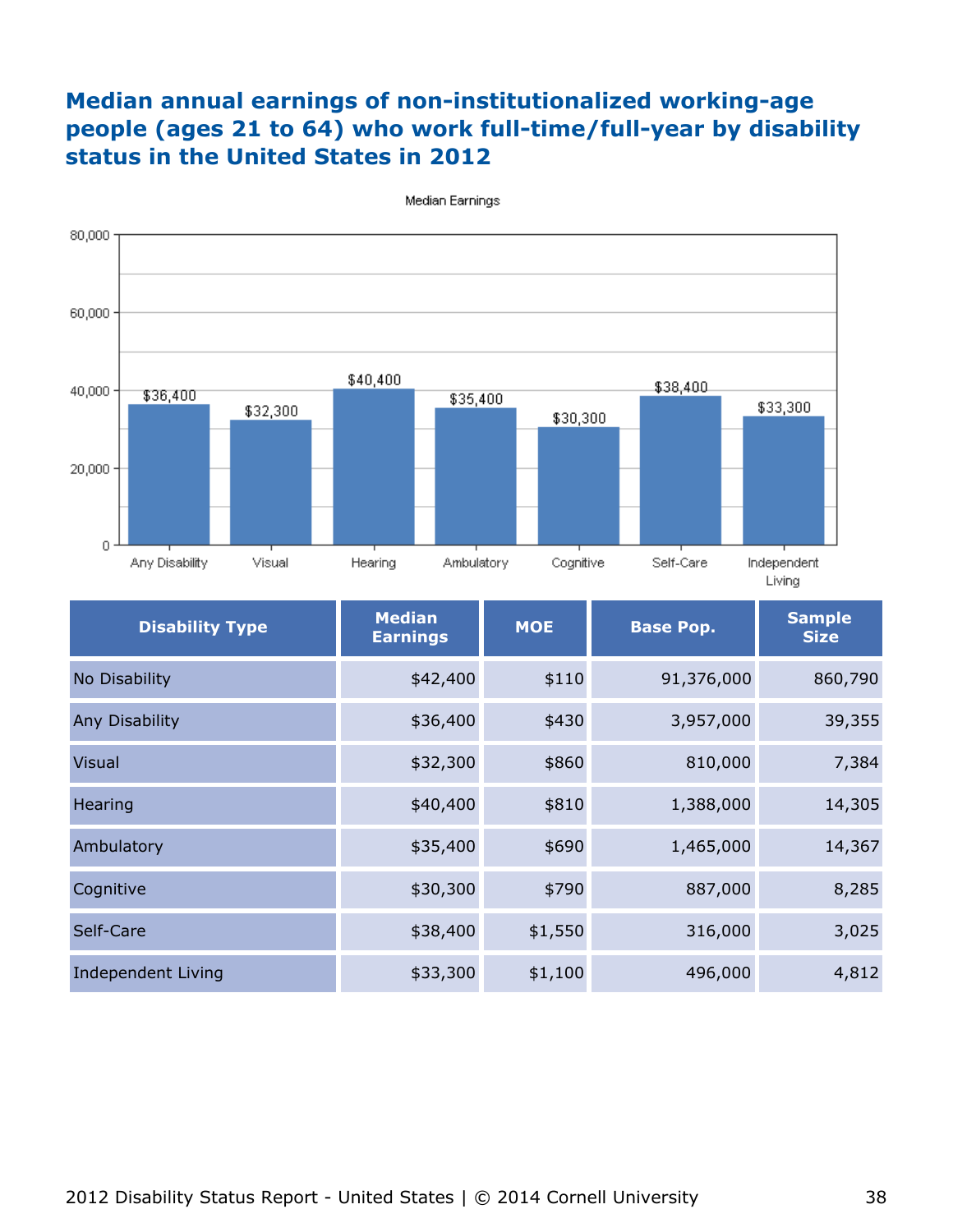# Median annual earnings of non-institutionalized working-age people (ages 21 to 64) who work full-time/full-year by disability status in the United States in 2012

Median Earnings

80,000
60,000
40,000
20,000
0

$36,400
$32,300
$40,400
$35,400
$30,300
$38,400
$33,300

Any Disability
Visual
Hearing
Ambulatory
Cognitive
Self-Care
Independent Living

| Disability Type | Median Earnings | MOE | Base Pop. | Sample Size |
|---|---|---|---|---|
| No Disability | $42,400 | $110 | 91,376,000 | 860,790 |
| Any Disability | $36,400 | $430 | 3,957,000 | 39,355 |
| Visual | $32,300 | $860 | 810,000 | 7,384 |
| Hearing | $40,400 | $810 | 1,388,000 | 14,305 |
| Ambulatory | $35,400 | $690 | 1,465,000 | 14,367 |
| Cognitive | $30,300 | $790 | 887,000 | 8,285 |
| Self-Care | $38,400 | $1,550 | 316,000 | 3,025 |
| Independent Living | $33,300 | $1,100 | 496,000 | 4,812 |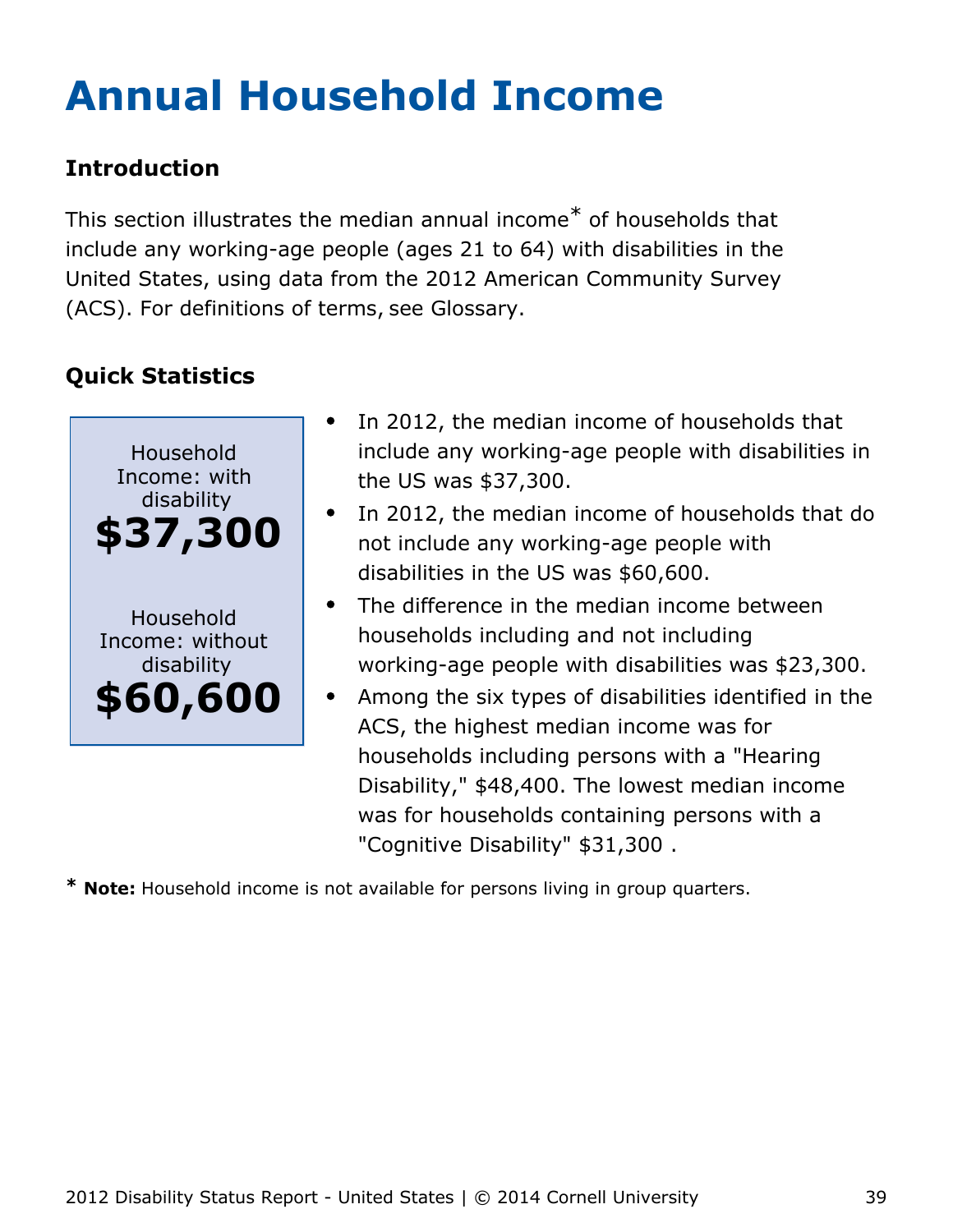# Annual Household Income

### Introduction

This section illustrates the median annual income* of households that include any working-age people (ages 21 to 64) with disabilities in the United States, using data from the 2012 American Community Survey (ACS). For definitions of terms, see Glossary.

### Quick Statistics

Household Income: with disability
**$37,300**

Household Income: without disability
**$60,600**

- In 2012, the median income of households that include any working-age people with disabilities in the US was $37,300.
- In 2012, the median income of households that do not include any working-age people with disabilities in the US was $60,600.
- The difference in the median income between households including and not including working-age people with disabilities was $23,300.
- Among the six types of disabilities identified in the ACS, the highest median income was for households including persons with a "Hearing Disability," $48,400. The lowest median income was for households containing persons with a "Cognitive Disability" $31,300 .

* **Note:** Household income is not available for persons living in group quarters.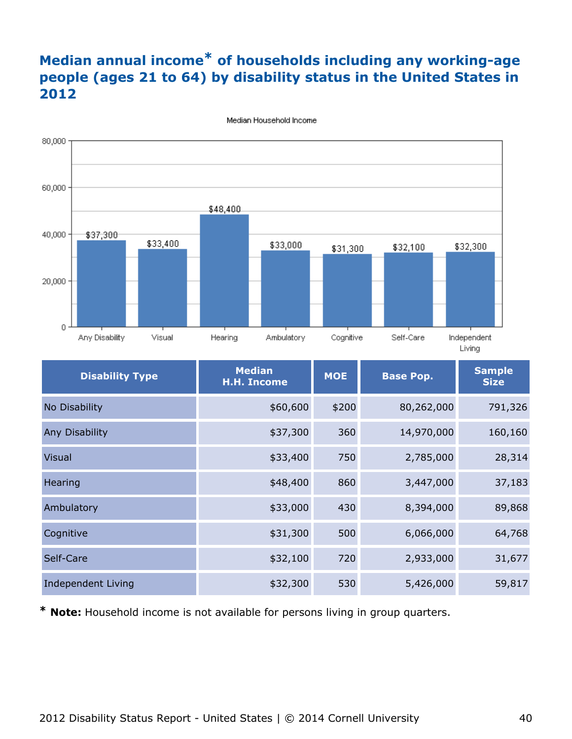# Median annual income* of households including any working-age people (ages 21 to 64) by disability status in the United States in 2012

Median Household Income

80,000
60,000
40,000
20,000
0

$37,300
$33,400
$48,400
$33,000
$31,300
$32,100
$32,300

Any Disability
Visual
Hearing
Ambulatory
Cognitive
Self-Care
Independent Living

| Disability Type | Median H.H. Income | MOE | Base Pop. | Sample Size |
|---|---|---|---|---|
| No Disability | $60,600 | $200 | 80,262,000 | 791,326 |
| Any Disability | $37,300 | 360 | 14,970,000 | 160,160 |
| Visual | $33,400 | 750 | 2,785,000 | 28,314 |
| Hearing | $48,400 | 860 | 3,447,000 | 37,183 |
| Ambulatory | $33,000 | 430 | 8,394,000 | 89,868 |
| Cognitive | $31,300 | 500 | 6,066,000 | 64,768 |
| Self-Care | $32,100 | 720 | 2,933,000 | 31,677 |
| Independent Living | $32,300 | 530 | 5,426,000 | 59,817 |

* **Note:** Household income is not available for persons living in group quarters.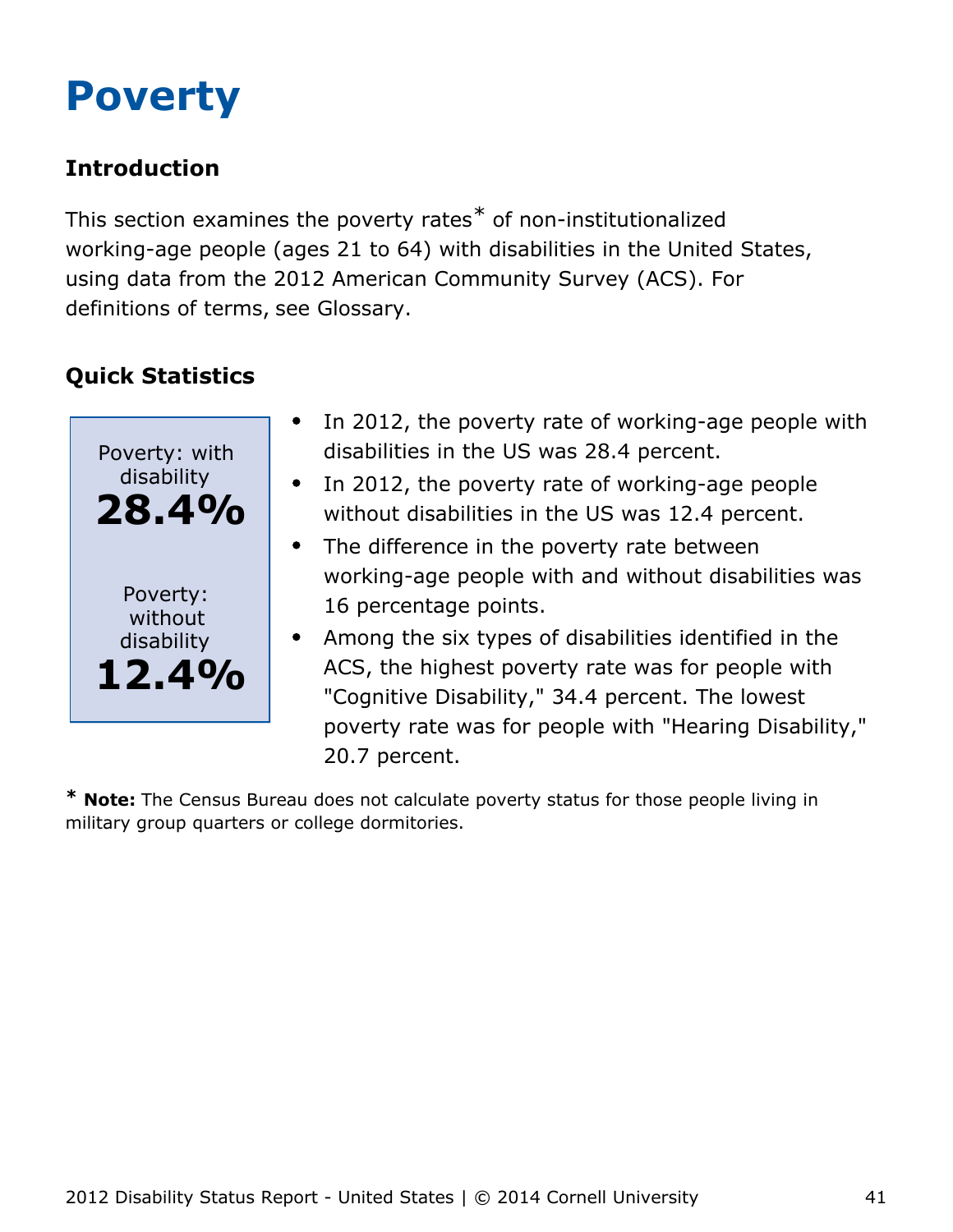# Poverty

## Introduction

This section examines the poverty rates* of non-institutionalized working-age people (ages 21 to 64) with disabilities in the United States, using data from the 2012 American Community Survey (ACS). For definitions of terms, see Glossary.

## Quick Statistics

Poverty: with disability
**28.4%**

Poverty: without disability
**12.4%**

- In 2012, the poverty rate of working-age people with disabilities in the US was 28.4 percent.
- In 2012, the poverty rate of working-age people without disabilities in the US was 12.4 percent.
- The difference in the poverty rate between working-age people with and without disabilities was 16 percentage points.
- Among the six types of disabilities identified in the ACS, the highest poverty rate was for people with "Cognitive Disability," 34.4 percent. The lowest poverty rate was for people with "Hearing Disability," 20.7 percent.

* **Note:** The Census Bureau does not calculate poverty status for those people living in military group quarters or college dormitories.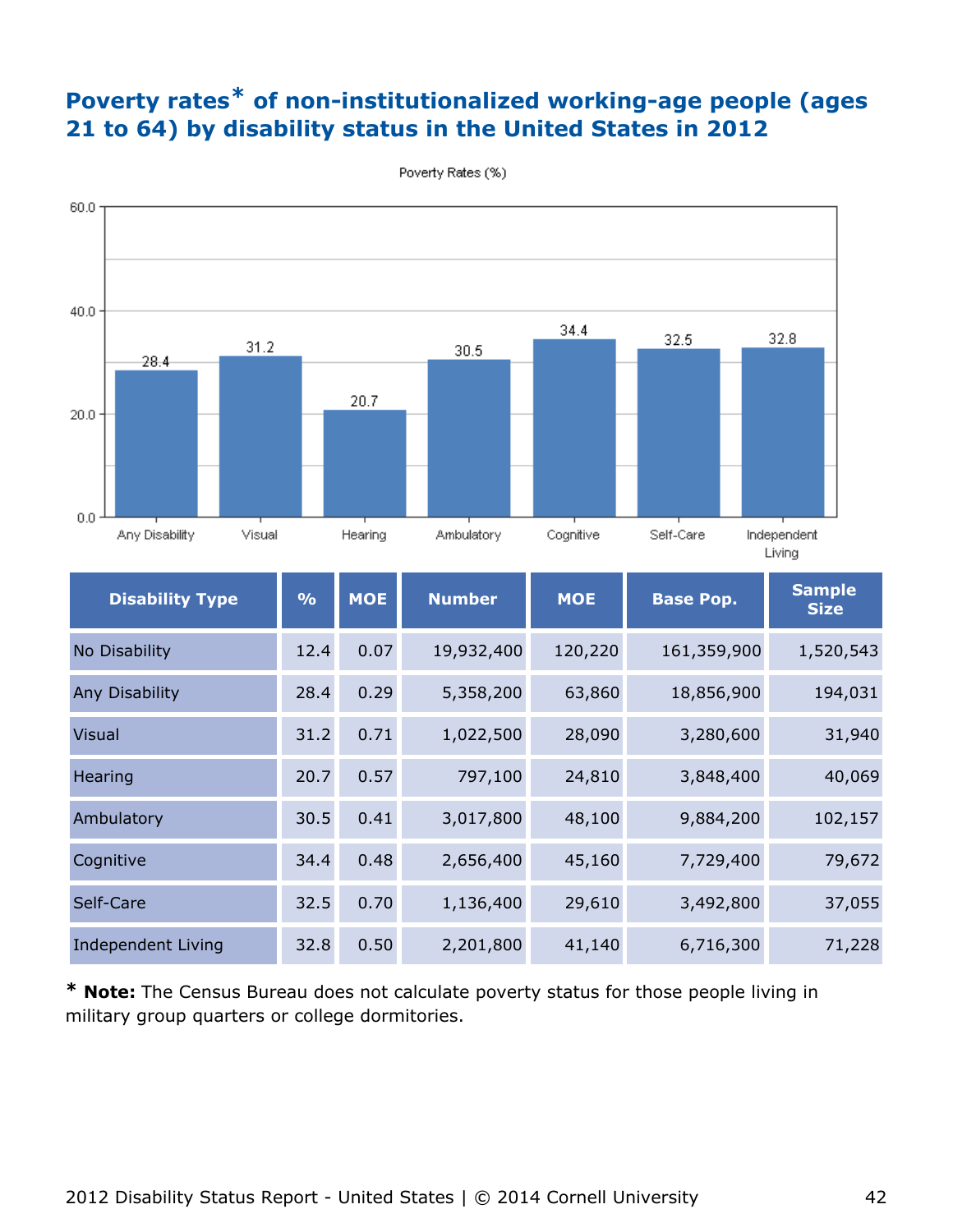## Poverty rates* of non-institutionalized working-age people (ages 21 to 64) by disability status in the United States in 2012

Poverty Rates (%)

60.0
40.0
20.0
0.0

28.4
31.2
20.7
30.5
34.4
32.5
32.8

Any Disability
Visual
Hearing
Ambulatory
Cognitive
Self-Care
Independent Living

| Disability Type | % | MOE | Number | MOE | Base Pop. | Sample Size |
|---|---|---|---|---|---|---|
| No Disability | 12.4 | 0.07 | 19,932,400 | 120,220 | 161,359,900 | 1,520,543 |
| Any Disability | 28.4 | 0.29 | 5,358,200 | 63,860 | 18,856,900 | 194,031 |
| Visual | 31.2 | 0.71 | 1,022,500 | 28,090 | 3,280,600 | 31,940 |
| Hearing | 20.7 | 0.57 | 797,100 | 24,810 | 3,848,400 | 40,069 |
| Ambulatory | 30.5 | 0.41 | 3,017,800 | 48,100 | 9,884,200 | 102,157 |
| Cognitive | 34.4 | 0.48 | 2,656,400 | 45,160 | 7,729,400 | 79,672 |
| Self-Care | 32.5 | 0.70 | 1,136,400 | 29,610 | 3,492,800 | 37,055 |
| Independent Living | 32.8 | 0.50 | 2,201,800 | 41,140 | 6,716,300 | 71,228 |

* **Note:** The Census Bureau does not calculate poverty status for those people living in military group quarters or college dormitories.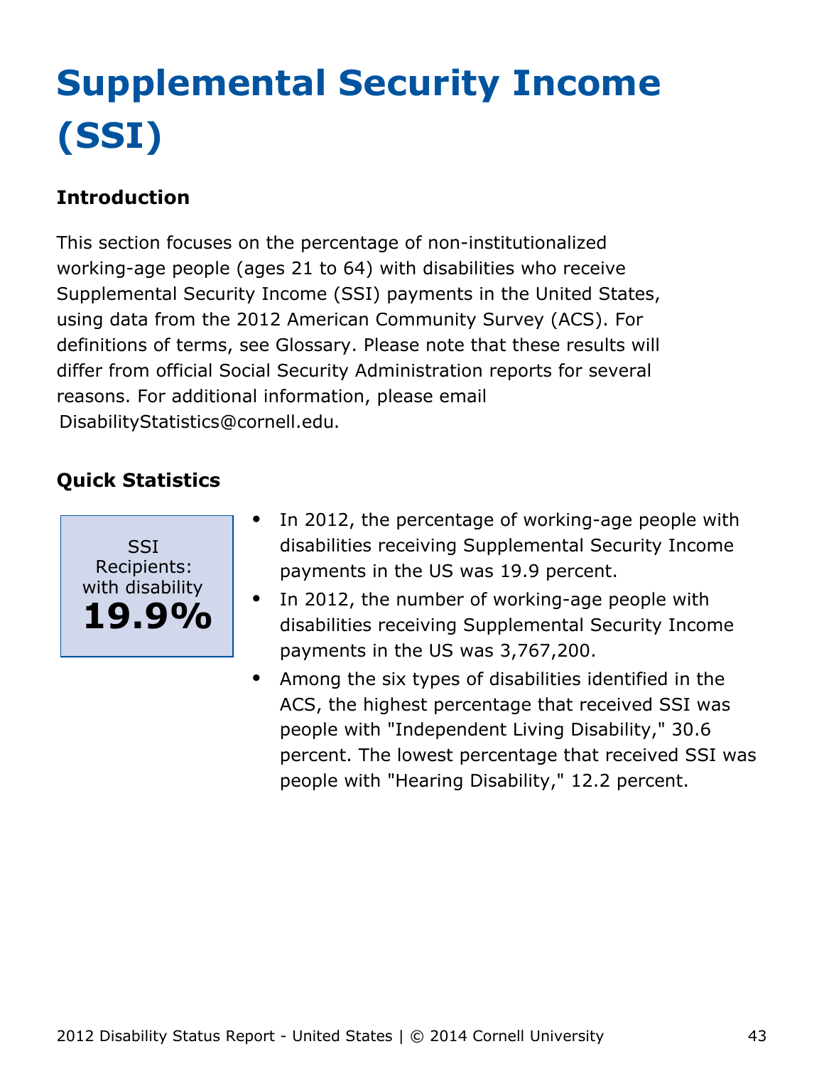# Supplemental Security Income (SSI)

## Introduction

This section focuses on the percentage of non-institutionalized working-age people (ages 21 to 64) with disabilities who receive Supplemental Security Income (SSI) payments in the United States, using data from the 2012 American Community Survey (ACS). For definitions of terms, see Glossary. Please note that these results will differ from official Social Security Administration reports for several reasons. For additional information, please email DisabilityStatistics@cornell.edu.

## Quick Statistics

SSI Recipients: with disability
**19.9%**

- In 2012, the percentage of working-age people with disabilities receiving Supplemental Security Income payments in the US was 19.9 percent.
- In 2012, the number of working-age people with disabilities receiving Supplemental Security Income payments in the US was 3,767,200.
- Among the six types of disabilities identified in the ACS, the highest percentage that received SSI was people with "Independent Living Disability," 30.6 percent. The lowest percentage that received SSI was people with "Hearing Disability," 12.2 percent.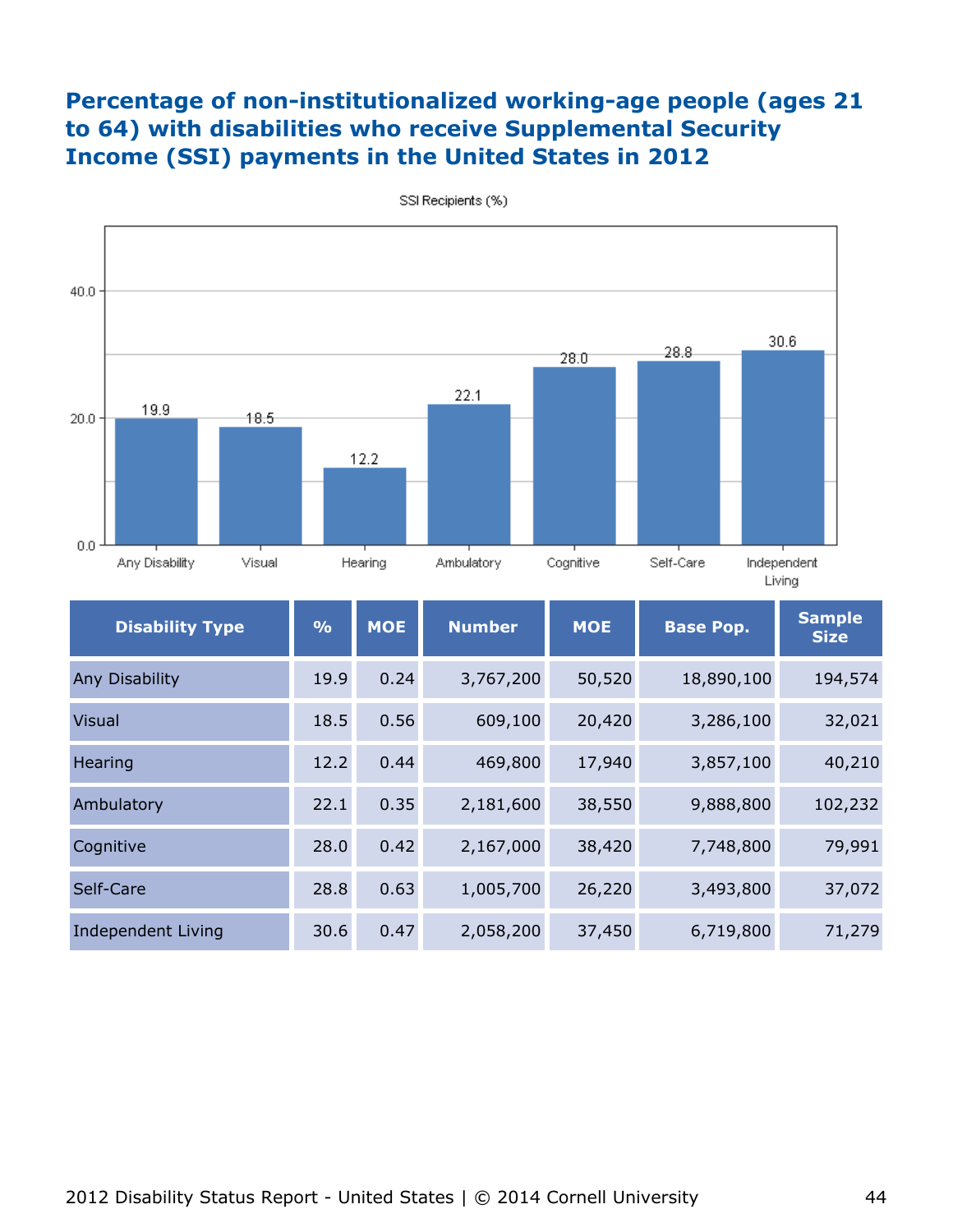# Percentage of non-institutionalized working-age people (ages 21 to 64) with disabilities who receive Supplemental Security Income (SSI) payments in the United States in 2012

SSI Recipients (%)

40.0
20.0
0.0

19.9 Any Disability
18.5 Visual
12.2 Hearing
22.1 Ambulatory
28.0 Cognitive
28.8 Self-Care
30.6 Independent Living

| Disability Type | % | MOE | Number | MOE | Base Pop. | Sample Size |
|---|---|---|---|---|---|---|
| Any Disability | 19.9 | 0.24 | 3,767,200 | 50,520 | 18,890,100 | 194,574 |
| Visual | 18.5 | 0.56 | 609,100 | 20,420 | 3,286,100 | 32,021 |
| Hearing | 12.2 | 0.44 | 469,800 | 17,940 | 3,857,100 | 40,210 |
| Ambulatory | 22.1 | 0.35 | 2,181,600 | 38,550 | 9,888,800 | 102,232 |
| Cognitive | 28.0 | 0.42 | 2,167,000 | 38,420 | 7,748,800 | 79,991 |
| Self-Care | 28.8 | 0.63 | 1,005,700 | 26,220 | 3,493,800 | 37,072 |
| Independent Living | 30.6 | 0.47 | 2,058,200 | 37,450 | 6,719,800 | 71,279 |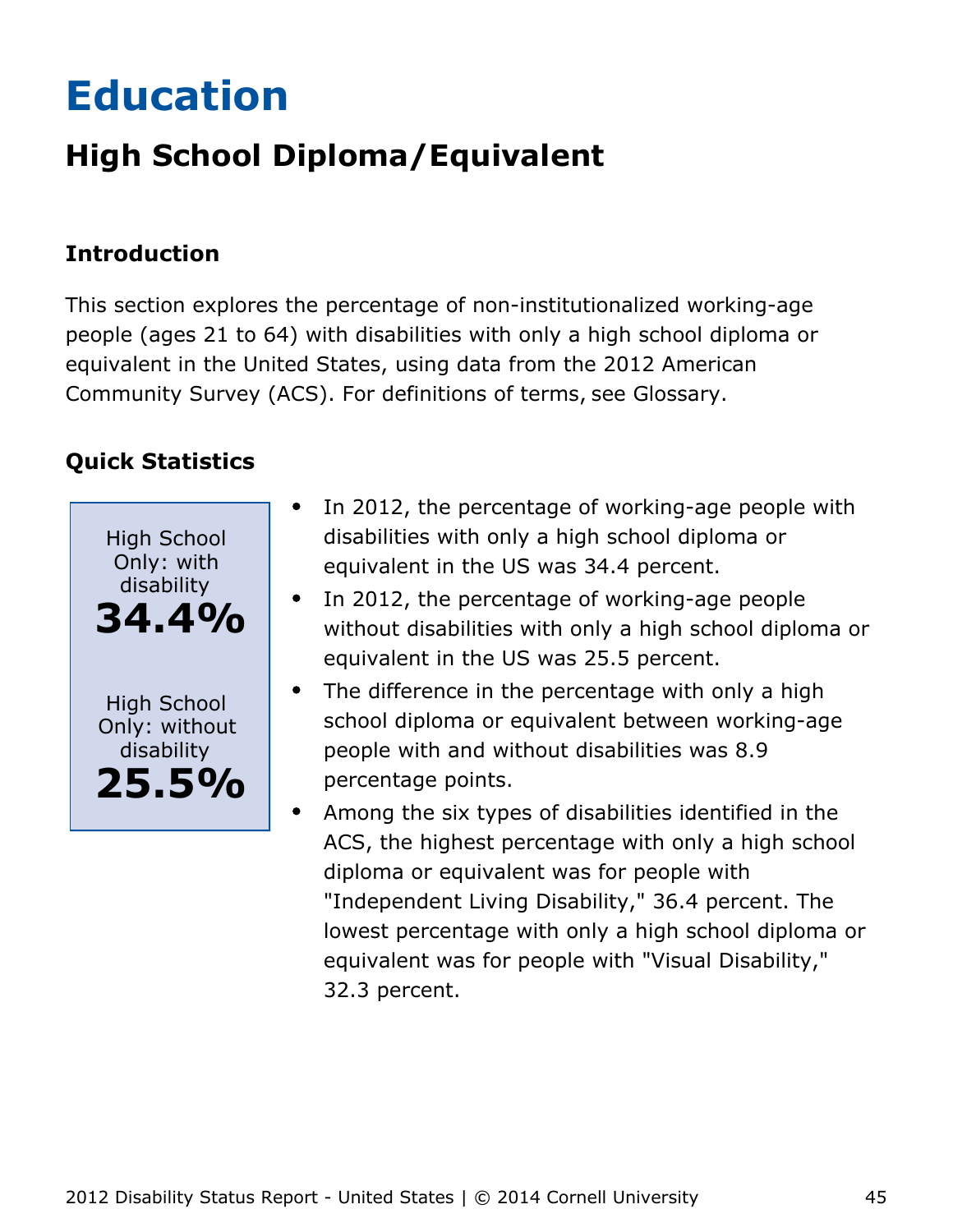# Education

## High School Diploma/Equivalent

### Introduction

This section explores the percentage of non-institutionalized working-age people (ages 21 to 64) with disabilities with only a high school diploma or equivalent in the United States, using data from the 2012 American Community Survey (ACS). For definitions of terms, see Glossary.

### Quick Statistics

High School Only: with disability

**34.4%**

High School Only: without disability

**25.5%**

- In 2012, the percentage of working-age people with disabilities with only a high school diploma or equivalent in the US was 34.4 percent.
- In 2012, the percentage of working-age people without disabilities with only a high school diploma or equivalent in the US was 25.5 percent.
- The difference in the percentage with only a high school diploma or equivalent between working-age people with and without disabilities was 8.9 percentage points.
- Among the six types of disabilities identified in the ACS, the highest percentage with only a high school diploma or equivalent was for people with "Independent Living Disability," 36.4 percent. The lowest percentage with only a high school diploma or equivalent was for people with "Visual Disability," 32.3 percent.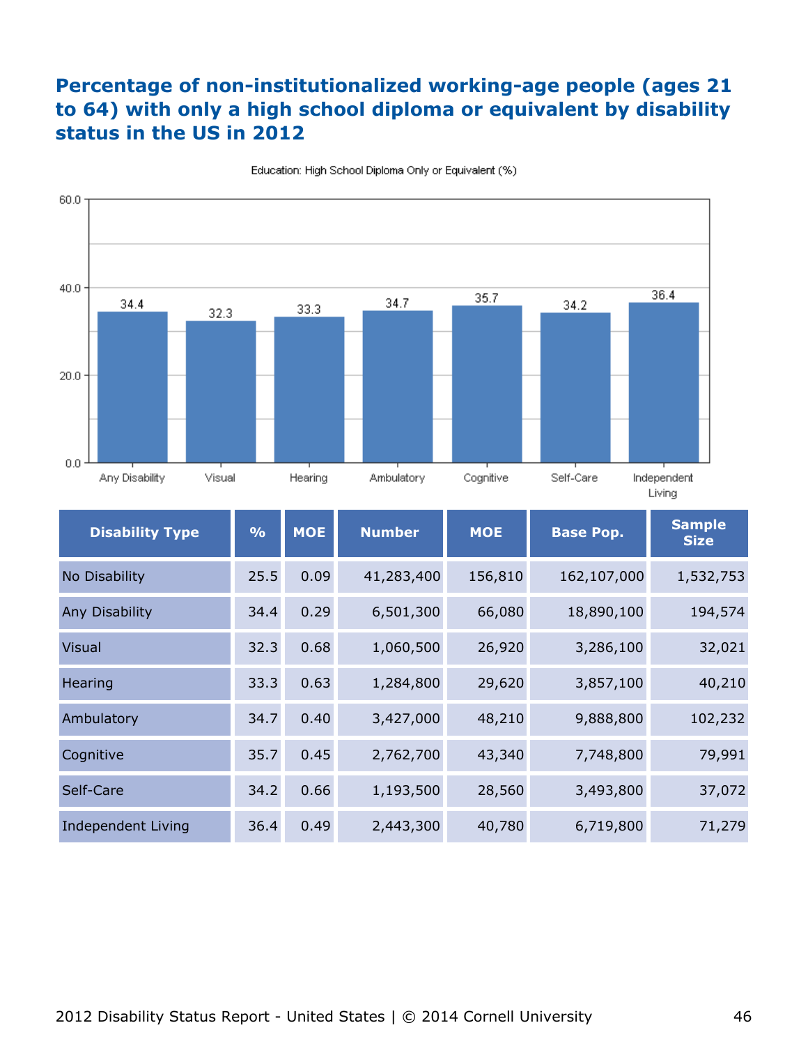# Percentage of non-institutionalized working-age people (ages 21 to 64) with only a high school diploma or equivalent by disability status in the US in 2012

Education: High School Diploma Only or Equivalent (%)

60.0
40.0
20.0
0.0

34.4
32.3
33.3
34.7
35.7
34.2
36.4

Any Disability
Visual
Hearing
Ambulatory
Cognitive
Self-Care
Independent Living

| Disability Type | % | MOE | Number | MOE | Base Pop. | Sample Size |
|---|---|---|---|---|---|---|
| No Disability | 25.5 | 0.09 | 41,283,400 | 156,810 | 162,107,000 | 1,532,753 |
| Any Disability | 34.4 | 0.29 | 6,501,300 | 66,080 | 18,890,100 | 194,574 |
| Visual | 32.3 | 0.68 | 1,060,500 | 26,920 | 3,286,100 | 32,021 |
| Hearing | 33.3 | 0.63 | 1,284,800 | 29,620 | 3,857,100 | 40,210 |
| Ambulatory | 34.7 | 0.40 | 3,427,000 | 48,210 | 9,888,800 | 102,232 |
| Cognitive | 35.7 | 0.45 | 2,762,700 | 43,340 | 7,748,800 | 79,991 |
| Self-Care | 34.2 | 0.66 | 1,193,500 | 28,560 | 3,493,800 | 37,072 |
| Independent Living | 36.4 | 0.49 | 2,443,300 | 40,780 | 6,719,800 | 71,279 |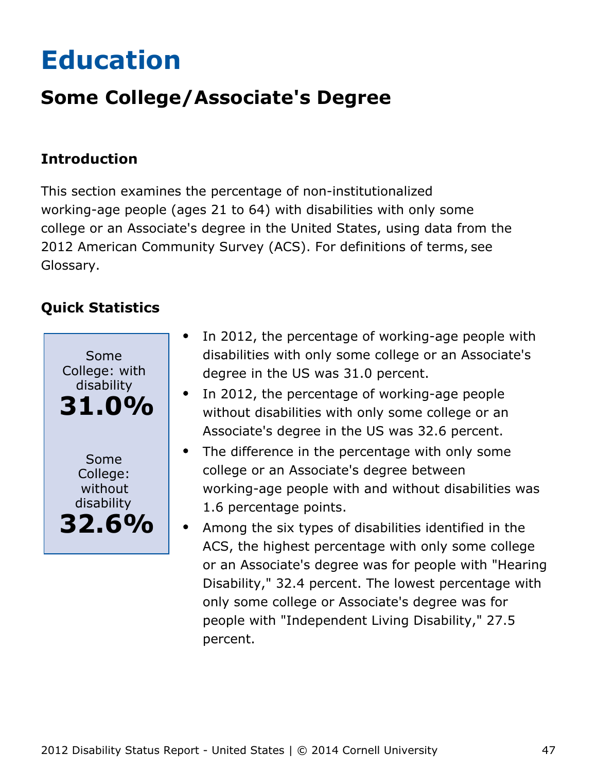# Education

## Some College/Associate's Degree

### Introduction

This section examines the percentage of non-institutionalized working-age people (ages 21 to 64) with disabilities with only some college or an Associate's degree in the United States, using data from the 2012 American Community Survey (ACS). For definitions of terms, see Glossary.

### Quick Statistics

Some College: with disability
**31.0%**

Some College: without disability
**32.6%**

- In 2012, the percentage of working-age people with disabilities with only some college or an Associate's degree in the US was 31.0 percent.
- In 2012, the percentage of working-age people without disabilities with only some college or an Associate's degree in the US was 32.6 percent.
- The difference in the percentage with only some college or an Associate's degree between working-age people with and without disabilities was 1.6 percentage points.
- Among the six types of disabilities identified in the ACS, the highest percentage with only some college or an Associate's degree was for people with "Hearing Disability," 32.4 percent. The lowest percentage with only some college or Associate's degree was for people with "Independent Living Disability," 27.5 percent.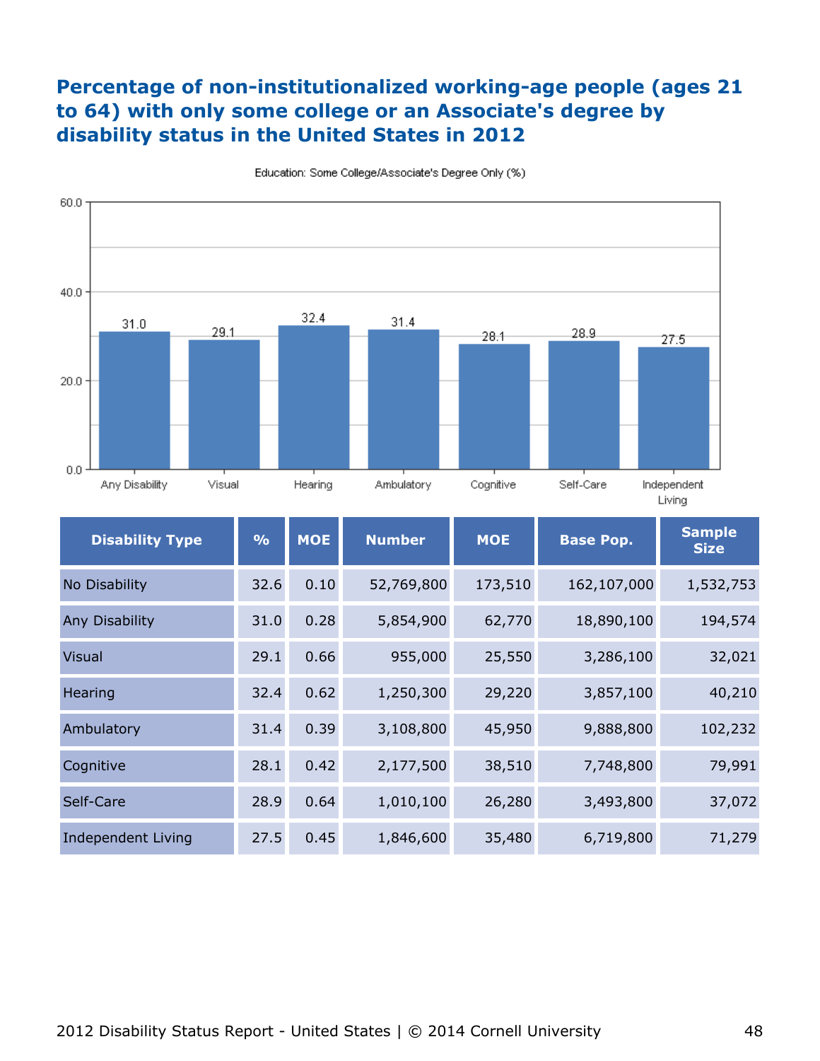# Percentage of non-institutionalized working-age people (ages 21 to 64) with only some college or an Associate's degree by disability status in the United States in 2012

Education: Some College/Associate's Degree Only (%)

60.0
40.0
20.0
0.0

31.0
29.1
32.4
31.4
28.1
28.9
27.5

Any Disability
Visual
Hearing
Ambulatory
Cognitive
Self-Care
Independent Living

| Disability Type | % | MOE | Number | MOE | Base Pop. | Sample Size |
|---|---|---|---|---|---|---|
| No Disability | 32.6 | 0.10 | 52,769,800 | 173,510 | 162,107,000 | 1,532,753 |
| Any Disability | 31.0 | 0.28 | 5,854,900 | 62,770 | 18,890,100 | 194,574 |
| Visual | 29.1 | 0.66 | 955,000 | 25,550 | 3,286,100 | 32,021 |
| Hearing | 32.4 | 0.62 | 1,250,300 | 29,220 | 3,857,100 | 40,210 |
| Ambulatory | 31.4 | 0.39 | 3,108,800 | 45,950 | 9,888,800 | 102,232 |
| Cognitive | 28.1 | 0.42 | 2,177,500 | 38,510 | 7,748,800 | 79,991 |
| Self-Care | 28.9 | 0.64 | 1,010,100 | 26,280 | 3,493,800 | 37,072 |
| Independent Living | 27.5 | 0.45 | 1,846,600 | 35,480 | 6,719,800 | 71,279 |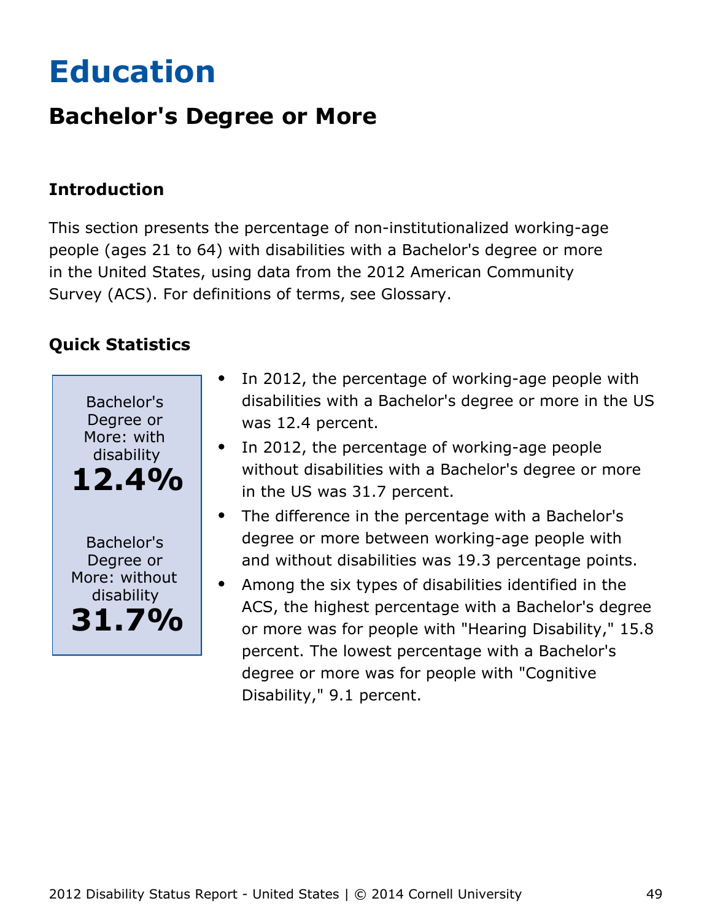# Education

## Bachelor's Degree or More

### Introduction

This section presents the percentage of non-institutionalized working-age people (ages 21 to 64) with disabilities with a Bachelor's degree or more in the United States, using data from the 2012 American Community Survey (ACS). For definitions of terms, see Glossary.

### Quick Statistics

Bachelor's Degree or More: with disability
**12.4%**

Bachelor's Degree or More: without disability
**31.7%**

- In 2012, the percentage of working-age people with disabilities with a Bachelor's degree or more in the US was 12.4 percent.
- In 2012, the percentage of working-age people without disabilities with a Bachelor's degree or more in the US was 31.7 percent.
- The difference in the percentage with a Bachelor's degree or more between working-age people with and without disabilities was 19.3 percentage points.
- Among the six types of disabilities identified in the ACS, the highest percentage with a Bachelor's degree or more was for people with "Hearing Disability," 15.8 percent. The lowest percentage with a Bachelor's degree or more was for people with "Cognitive Disability," 9.1 percent.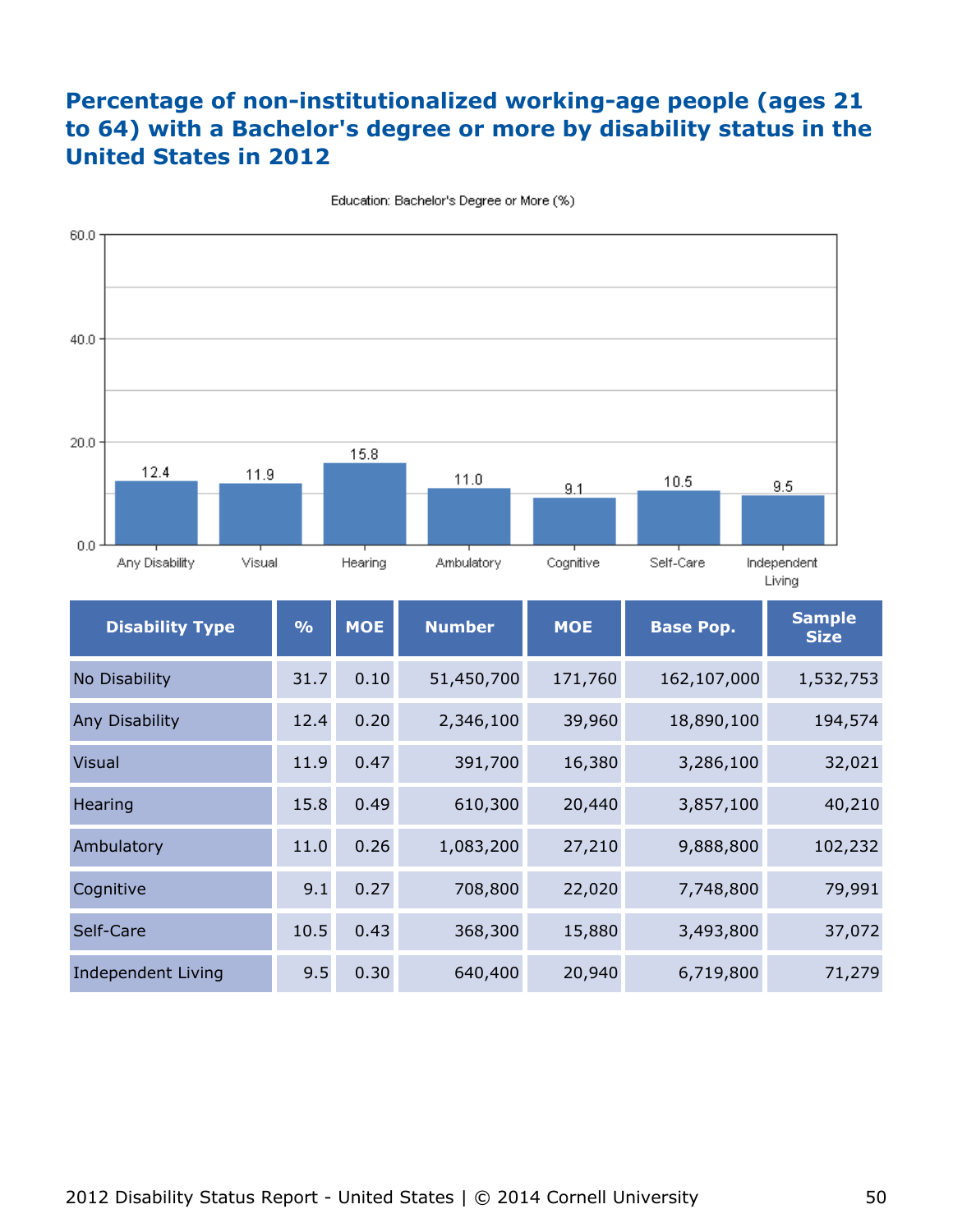# Percentage of non-institutionalized working-age people (ages 21 to 64) with a Bachelor's degree or more by disability status in the United States in 2012

Education: Bachelor's Degree or More (%)

| Disability Type | % | MOE | Number | MOE | Base Pop. | Sample Size |
|---|---|---|---|---|---|---|
| No Disability | 31.7 | 0.10 | 51,450,700 | 171,760 | 162,107,000 | 1,532,753 |
| Any Disability | 12.4 | 0.20 | 2,346,100 | 39,960 | 18,890,100 | 194,574 |
| Visual | 11.9 | 0.47 | 391,700 | 16,380 | 3,286,100 | 32,021 |
| Hearing | 15.8 | 0.49 | 610,300 | 20,440 | 3,857,100 | 40,210 |
| Ambulatory | 11.0 | 0.26 | 1,083,200 | 27,210 | 9,888,800 | 102,232 |
| Cognitive | 9.1 | 0.27 | 708,800 | 22,020 | 7,748,800 | 79,991 |
| Self-Care | 10.5 | 0.43 | 368,300 | 15,880 | 3,493,800 | 37,072 |
| Independent Living | 9.5 | 0.30 | 640,400 | 20,940 | 6,719,800 | 71,279 |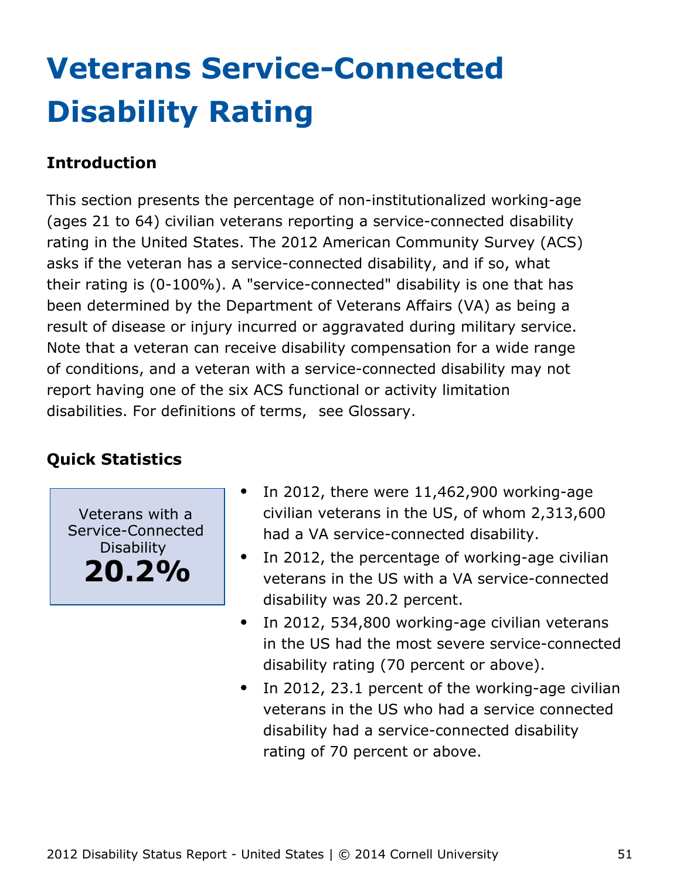# Veterans Service-Connected Disability Rating

### Introduction

This section presents the percentage of non-institutionalized working-age (ages 21 to 64) civilian veterans reporting a service-connected disability rating in the United States. The 2012 American Community Survey (ACS) asks if the veteran has a service-connected disability, and if so, what their rating is (0-100%). A "service-connected" disability is one that has been determined by the Department of Veterans Affairs (VA) as being a result of disease or injury incurred or aggravated during military service. Note that a veteran can receive disability compensation for a wide range of conditions, and a veteran with a service-connected disability may not report having one of the six ACS functional or activity limitation disabilities. For definitions of terms, see Glossary.

### Quick Statistics

Veterans with a Service-Connected Disability
**20.2%**

- In 2012, there were 11,462,900 working-age civilian veterans in the US, of whom 2,313,600 had a VA service-connected disability.
- In 2012, the percentage of working-age civilian veterans in the US with a VA service-connected disability was 20.2 percent.
- In 2012, 534,800 working-age civilian veterans in the US had the most severe service-connected disability rating (70 percent or above).
- In 2012, 23.1 percent of the working-age civilian veterans in the US who had a service connected disability had a service-connected disability rating of 70 percent or above.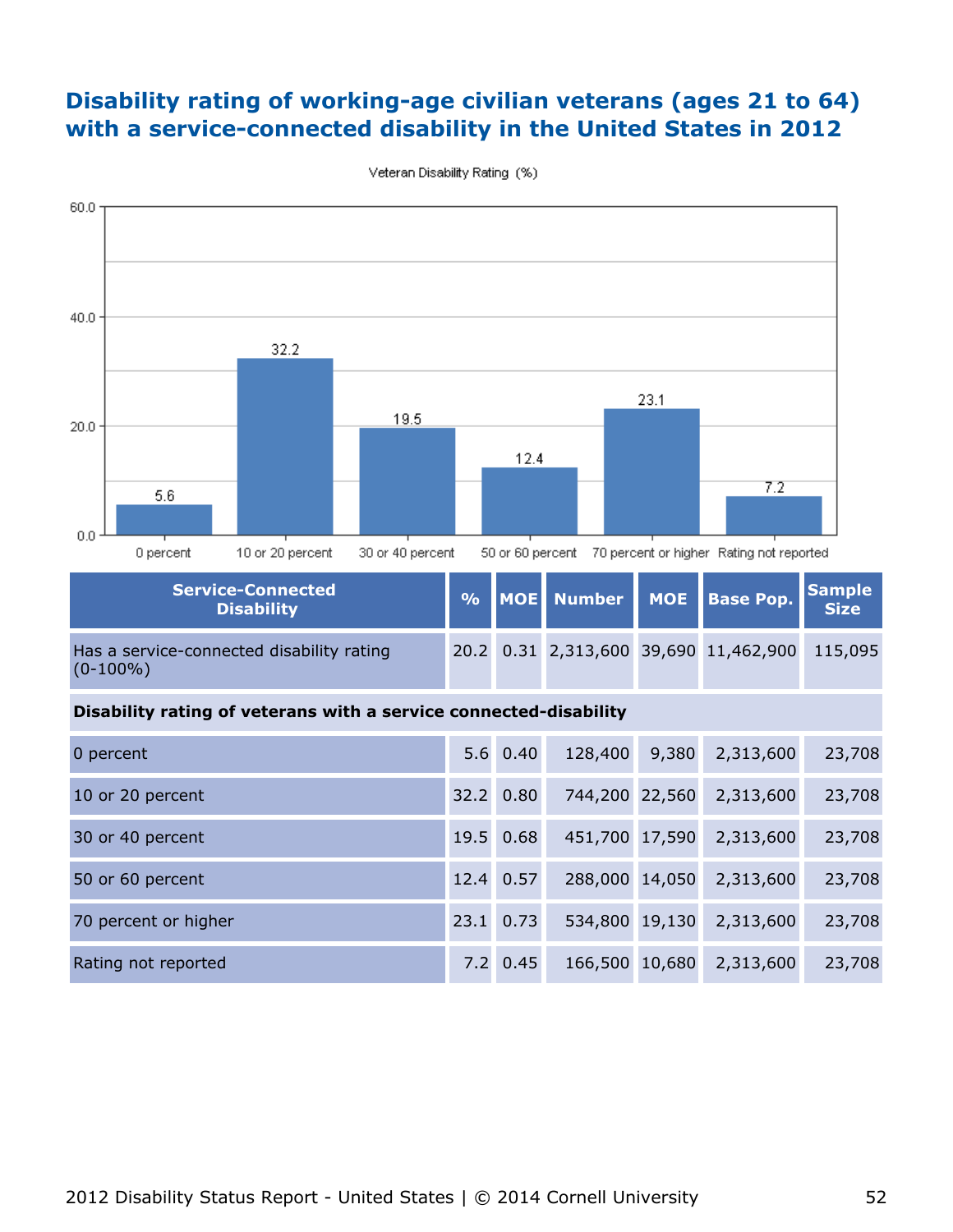# Disability rating of working-age civilian veterans (ages 21 to 64) with a service-connected disability in the United States in 2012

Veteran Disability Rating (%)

60.0
40.0
20.0
0.0

5.6
32.2
19.5
12.4
23.1
7.2

0 percent
10 or 20 percent
30 or 40 percent
50 or 60 percent
70 percent or higher
Rating not reported

| Service-Connected Disability | % | MOE | Number | MOE | Base Pop. | Sample Size |
|---|---|---|---|---|---|---|
| Has a service-connected disability rating (0-100%) | 20.2 | 0.31 | 2,313,600 | 39,690 | 11,462,900 | 115,095 |
| **Disability rating of veterans with a service connected-disability** | | | | | | |
| 0 percent | 5.6 | 0.40 | 128,400 | 9,380 | 2,313,600 | 23,708 |
| 10 or 20 percent | 32.2 | 0.80 | 744,200 | 22,560 | 2,313,600 | 23,708 |
| 30 or 40 percent | 19.5 | 0.68 | 451,700 | 17,590 | 2,313,600 | 23,708 |
| 50 or 60 percent | 12.4 | 0.57 | 288,000 | 14,050 | 2,313,600 | 23,708 |
| 70 percent or higher | 23.1 | 0.73 | 534,800 | 19,130 | 2,313,600 | 23,708 |
| Rating not reported | 7.2 | 0.45 | 166,500 | 10,680 | 2,313,600 | 23,708 |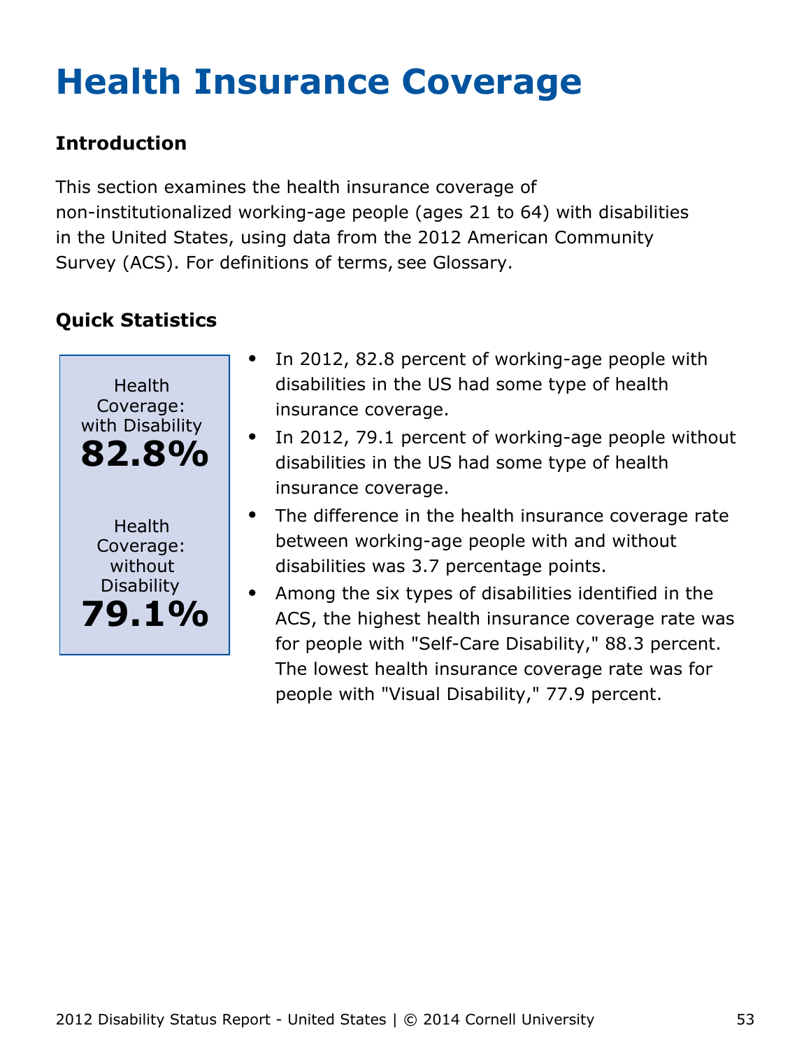# Health Insurance Coverage

### Introduction

This section examines the health insurance coverage of non-institutionalized working-age people (ages 21 to 64) with disabilities in the United States, using data from the 2012 American Community Survey (ACS). For definitions of terms, see Glossary.

### Quick Statistics

Health Coverage: with Disability
**82.8%**

Health Coverage: without Disability
**79.1%**

- In 2012, 82.8 percent of working-age people with disabilities in the US had some type of health insurance coverage.
- In 2012, 79.1 percent of working-age people without disabilities in the US had some type of health insurance coverage.
- The difference in the health insurance coverage rate between working-age people with and without disabilities was 3.7 percentage points.
- Among the six types of disabilities identified in the ACS, the highest health insurance coverage rate was for people with "Self-Care Disability," 88.3 percent. The lowest health insurance coverage rate was for people with "Visual Disability," 77.9 percent.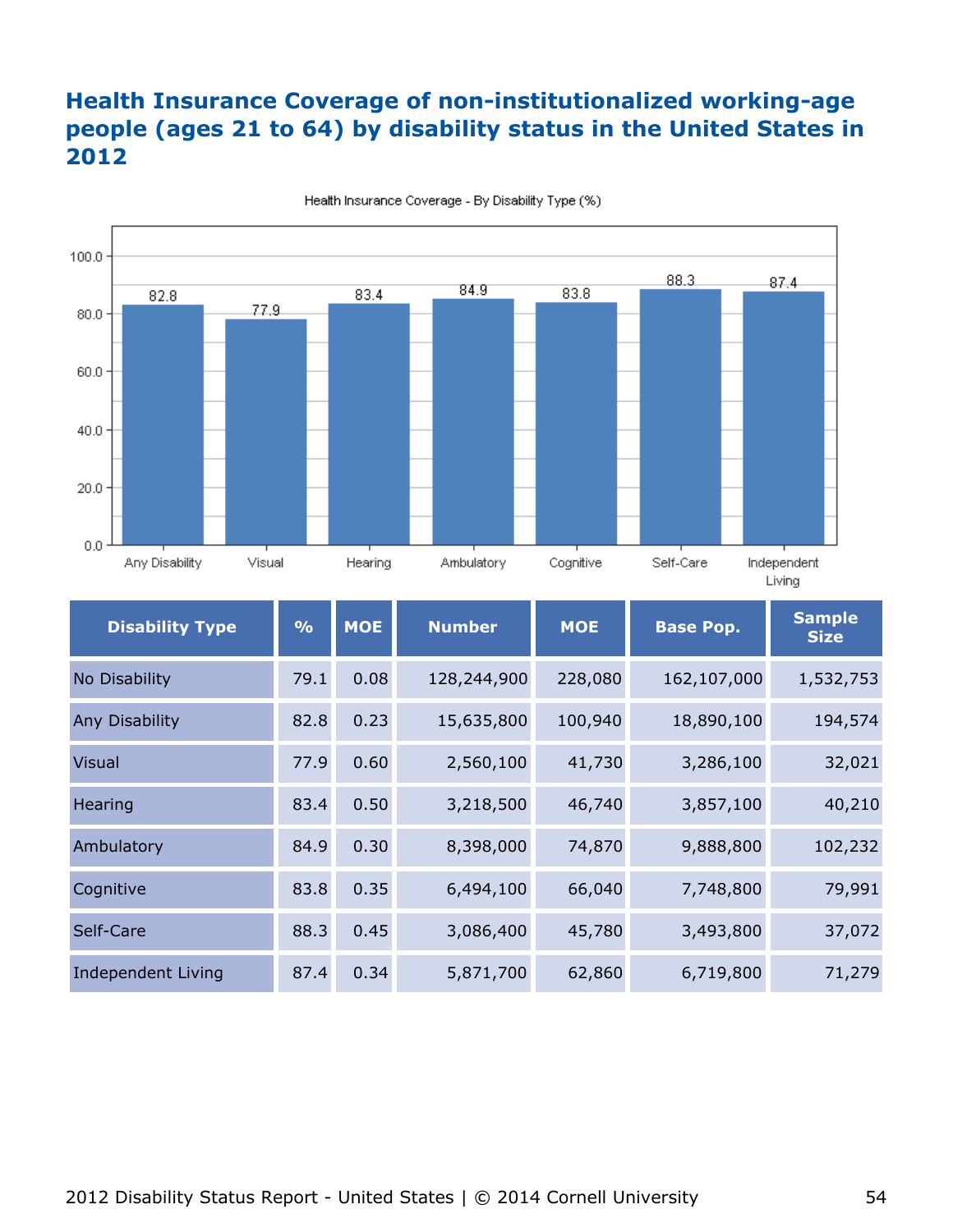# Health Insurance Coverage of non-institutionalized working-age people (ages 21 to 64) by disability status in the United States in 2012

Health Insurance Coverage - By Disability Type (%)

100.0
80.0
60.0
40.0
20.0
0.0

82.8
77.9
83.4
84.9
83.8
88.3
87.4

Any Disability
Visual
Hearing
Ambulatory
Cognitive
Self-Care
Independent Living

| Disability Type | % | MOE | Number | MOE | Base Pop. | Sample Size |
|---|---|---|---|---|---|---|
| No Disability | 79.1 | 0.08 | 128,244,900 | 228,080 | 162,107,000 | 1,532,753 |
| Any Disability | 82.8 | 0.23 | 15,635,800 | 100,940 | 18,890,100 | 194,574 |
| Visual | 77.9 | 0.60 | 2,560,100 | 41,730 | 3,286,100 | 32,021 |
| Hearing | 83.4 | 0.50 | 3,218,500 | 46,740 | 3,857,100 | 40,210 |
| Ambulatory | 84.9 | 0.30 | 8,398,000 | 74,870 | 9,888,800 | 102,232 |
| Cognitive | 83.8 | 0.35 | 6,494,100 | 66,040 | 7,748,800 | 79,991 |
| Self-Care | 88.3 | 0.45 | 3,086,400 | 45,780 | 3,493,800 | 37,072 |
| Independent Living | 87.4 | 0.34 | 5,871,700 | 62,860 | 6,719,800 | 71,279 |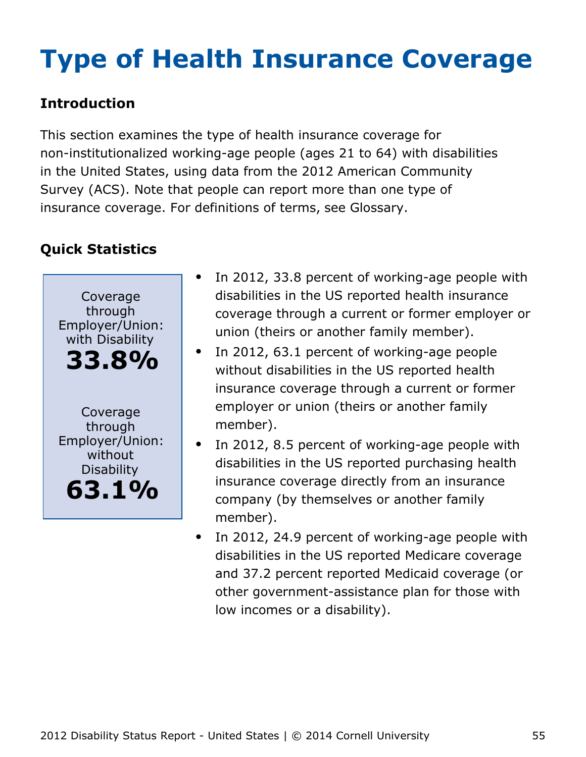# Type of Health Insurance Coverage

## Introduction

This section examines the type of health insurance coverage for non-institutionalized working-age people (ages 21 to 64) with disabilities in the United States, using data from the 2012 American Community Survey (ACS). Note that people can report more than one type of insurance coverage. For definitions of terms, see Glossary.

## Quick Statistics

Coverage through Employer/Union: with Disability
**33.8%**

Coverage through Employer/Union: without Disability
**63.1%**

- In 2012, 33.8 percent of working-age people with disabilities in the US reported health insurance coverage through a current or former employer or union (theirs or another family member).
- In 2012, 63.1 percent of working-age people without disabilities in the US reported health insurance coverage through a current or former employer or union (theirs or another family member).
- In 2012, 8.5 percent of working-age people with disabilities in the US reported purchasing health insurance coverage directly from an insurance company (by themselves or another family member).
- In 2012, 24.9 percent of working-age people with disabilities in the US reported Medicare coverage and 37.2 percent reported Medicaid coverage (or other government-assistance plan for those with low incomes or a disability).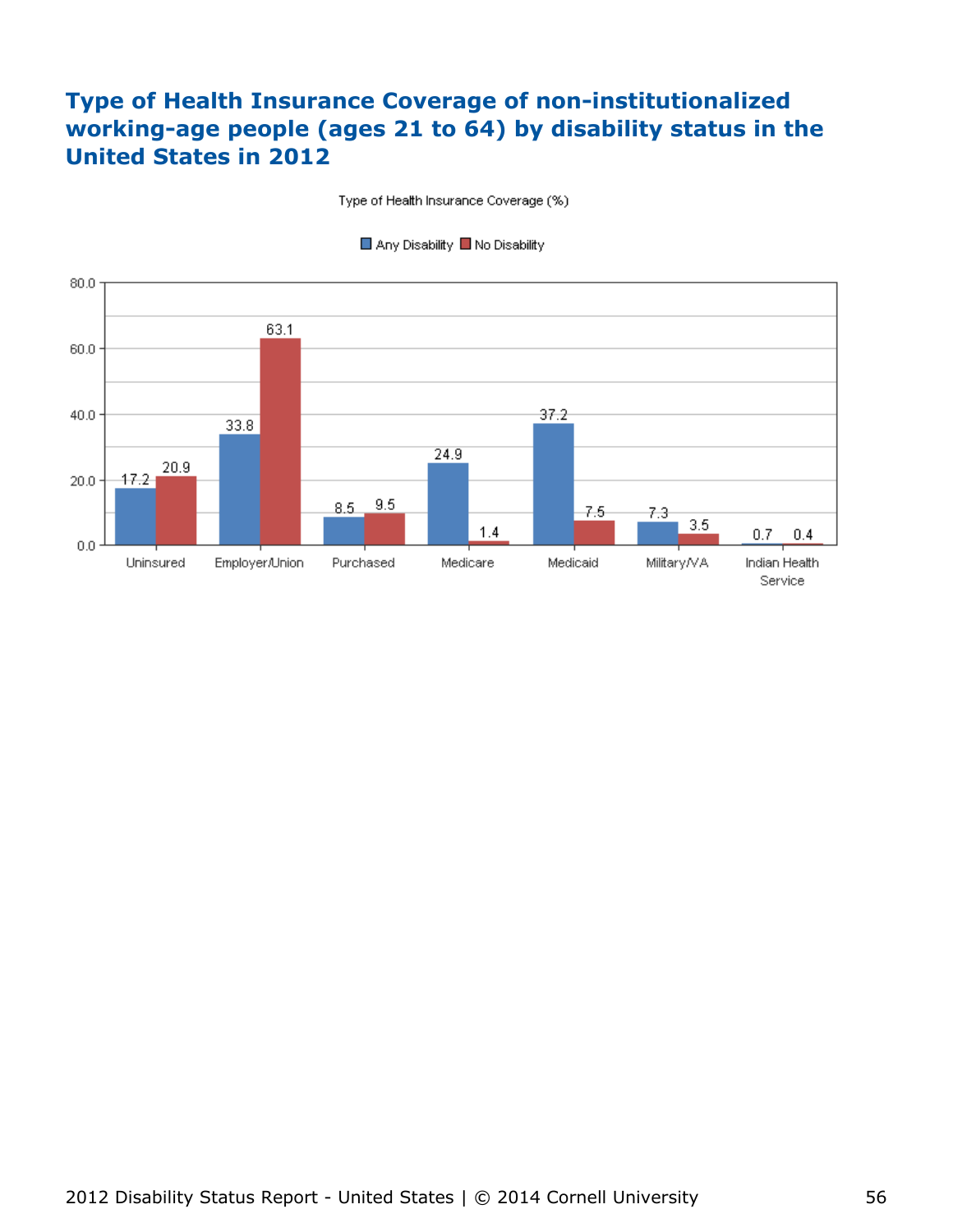# Type of Health Insurance Coverage of non-institutionalized working-age people (ages 21 to 64) by disability status in the United States in 2012

Type of Health Insurance Coverage (%)

Any Disability
No Disability

80.0
60.0
40.0
20.0
0.0

17.2
20.9
33.8
63.1
8.5
9.5
24.9
1.4
37.2
7.5
7.3
3.5
0.7
0.4

Uninsured
Employer/Union
Purchased
Medicare
Medicaid
Military/VA
Indian Health Service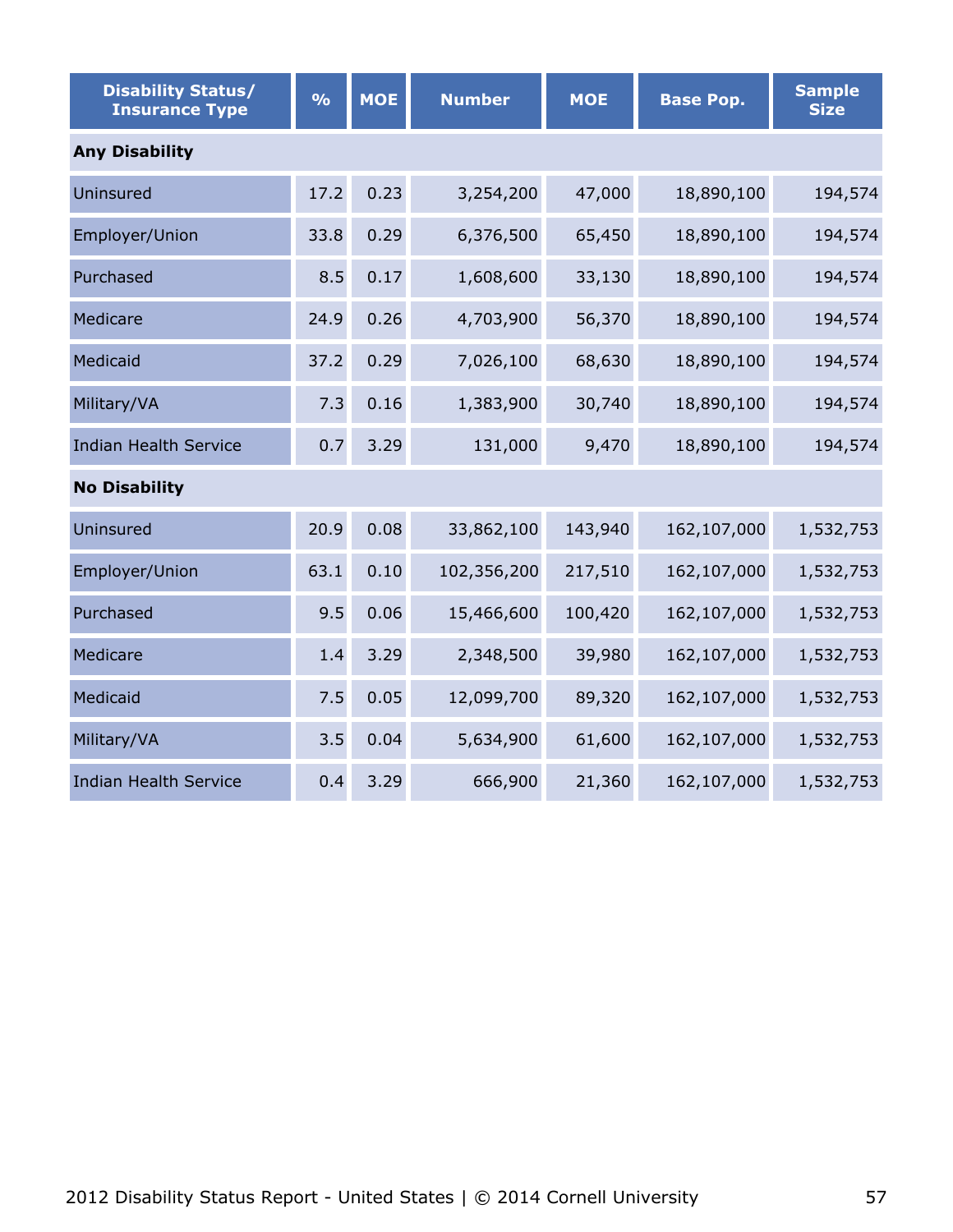| Disability Status/ Insurance Type | % | MOE | Number | MOE | Base Pop. | Sample Size |
|---|---|---|---|---|---|---|
| **Any Disability** | | | | | | |
| Uninsured | 17.2 | 0.23 | 3,254,200 | 47,000 | 18,890,100 | 194,574 |
| Employer/Union | 33.8 | 0.29 | 6,376,500 | 65,450 | 18,890,100 | 194,574 |
| Purchased | 8.5 | 0.17 | 1,608,600 | 33,130 | 18,890,100 | 194,574 |
| Medicare | 24.9 | 0.26 | 4,703,900 | 56,370 | 18,890,100 | 194,574 |
| Medicaid | 37.2 | 0.29 | 7,026,100 | 68,630 | 18,890,100 | 194,574 |
| Military/VA | 7.3 | 0.16 | 1,383,900 | 30,740 | 18,890,100 | 194,574 |
| Indian Health Service | 0.7 | 3.29 | 131,000 | 9,470 | 18,890,100 | 194,574 |
| **No Disability** | | | | | | |
| Uninsured | 20.9 | 0.08 | 33,862,100 | 143,940 | 162,107,000 | 1,532,753 |
| Employer/Union | 63.1 | 0.10 | 102,356,200 | 217,510 | 162,107,000 | 1,532,753 |
| Purchased | 9.5 | 0.06 | 15,466,600 | 100,420 | 162,107,000 | 1,532,753 |
| Medicare | 1.4 | 3.29 | 2,348,500 | 39,980 | 162,107,000 | 1,532,753 |
| Medicaid | 7.5 | 0.05 | 12,099,700 | 89,320 | 162,107,000 | 1,532,753 |
| Military/VA | 3.5 | 0.04 | 5,634,900 | 61,600 | 162,107,000 | 1,532,753 |
| Indian Health Service | 0.4 | 3.29 | 666,900 | 21,360 | 162,107,000 | 1,532,753 |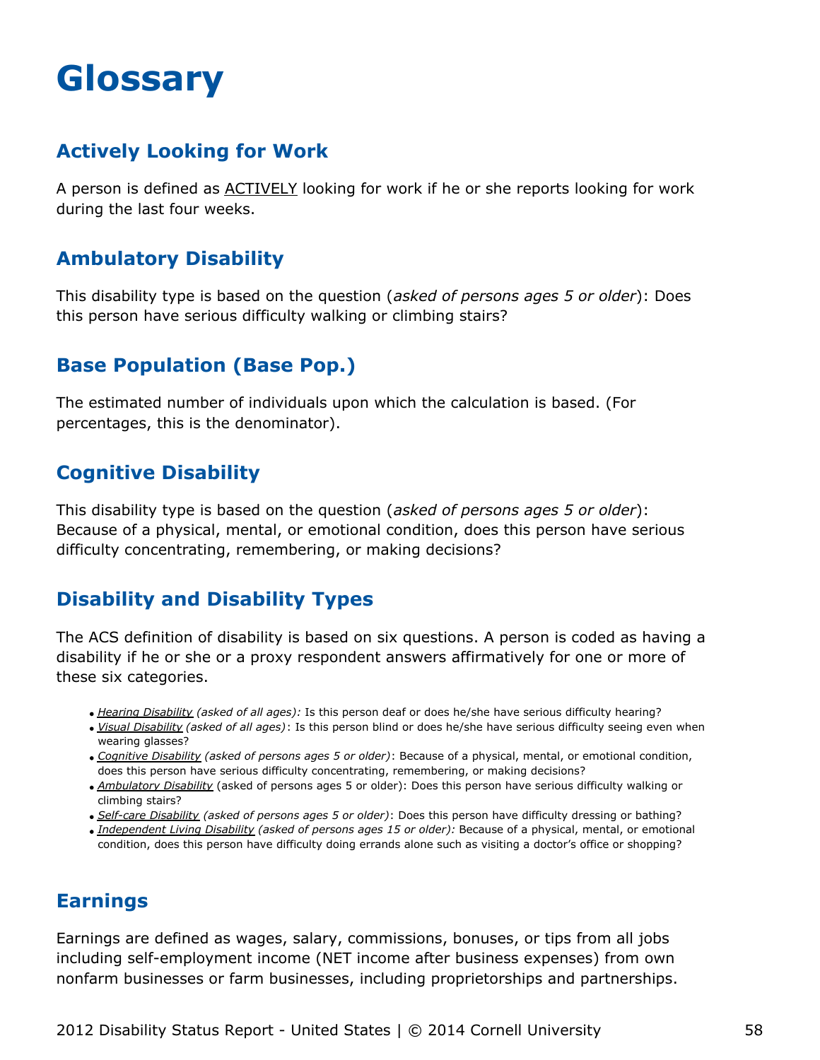# Glossary

## Actively Looking for Work

A person is defined as ACTIVELY looking for work if he or she reports looking for work during the last four weeks.

## Ambulatory Disability

This disability type is based on the question (*asked of persons ages 5 or older*): Does this person have serious difficulty walking or climbing stairs?

## Base Population (Base Pop.)

The estimated number of individuals upon which the calculation is based. (For percentages, this is the denominator).

## Cognitive Disability

This disability type is based on the question (*asked of persons ages 5 or older*): Because of a physical, mental, or emotional condition, does this person have serious difficulty concentrating, remembering, or making decisions?

## Disability and Disability Types

The ACS definition of disability is based on six questions. A person is coded as having a disability if he or she or a proxy respondent answers affirmatively for one or more of these six categories.

- *Hearing Disability (asked of all ages):* Is this person deaf or does he/she have serious difficulty hearing?
- *Visual Disability (asked of all ages)*: Is this person blind or does he/she have serious difficulty seeing even when wearing glasses?
- *Cognitive Disability (asked of persons ages 5 or older)*: Because of a physical, mental, or emotional condition, does this person have serious difficulty concentrating, remembering, or making decisions?
- *Ambulatory Disability* (asked of persons ages 5 or older): Does this person have serious difficulty walking or climbing stairs?
- *Self-care Disability (asked of persons ages 5 or older)*: Does this person have difficulty dressing or bathing?
- *Independent Living Disability (asked of persons ages 15 or older):* Because of a physical, mental, or emotional condition, does this person have difficulty doing errands alone such as visiting a doctor's office or shopping?

## Earnings

Earnings are defined as wages, salary, commissions, bonuses, or tips from all jobs including self-employment income (NET income after business expenses) from own nonfarm businesses or farm businesses, including proprietorships and partnerships.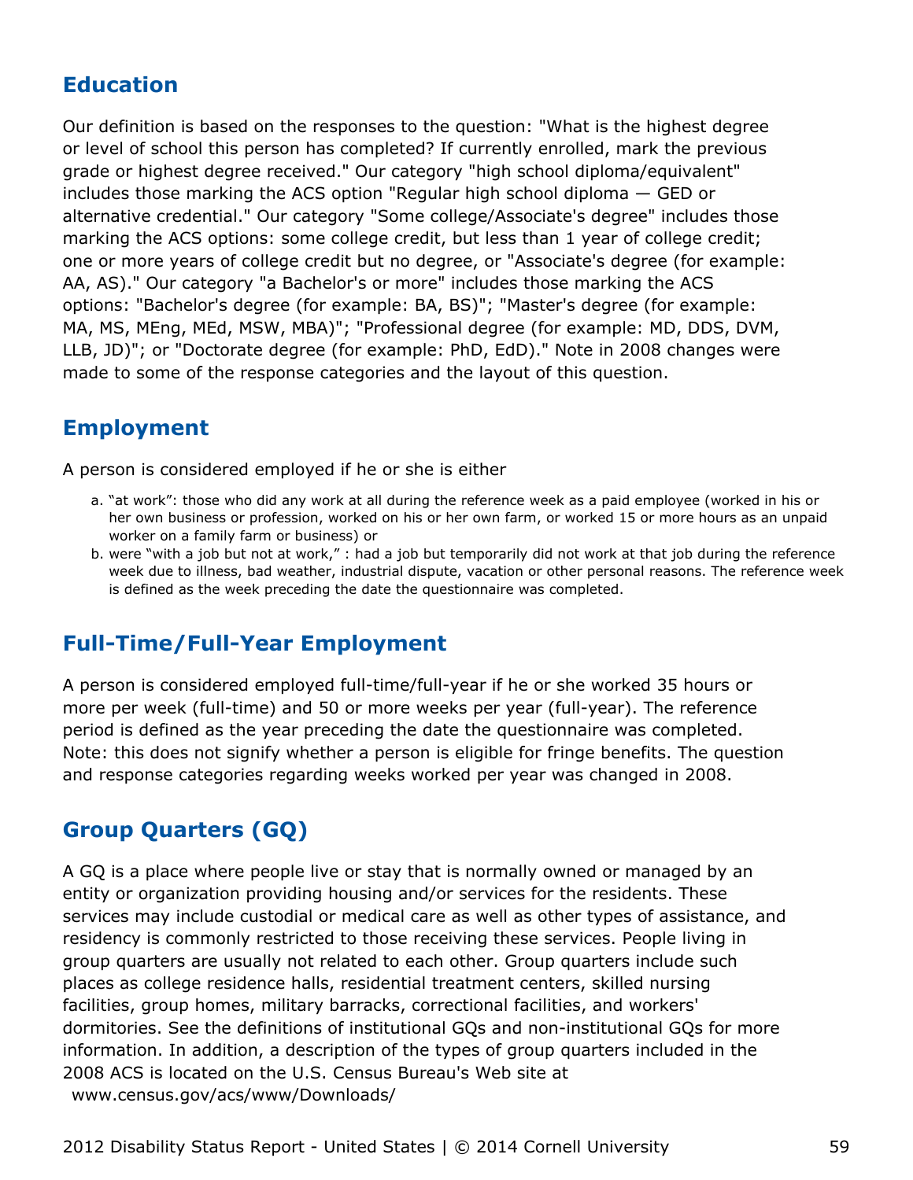## Education

Our definition is based on the responses to the question: "What is the highest degree or level of school this person has completed? If currently enrolled, mark the previous grade or highest degree received." Our category "high school diploma/equivalent" includes those marking the ACS option "Regular high school diploma — GED or alternative credential." Our category "Some college/Associate's degree" includes those marking the ACS options: some college credit, but less than 1 year of college credit; one or more years of college credit but no degree, or "Associate's degree (for example: AA, AS)." Our category "a Bachelor's or more" includes those marking the ACS options: "Bachelor's degree (for example: BA, BS)"; "Master's degree (for example: MA, MS, MEng, MEd, MSW, MBA)"; "Professional degree (for example: MD, DDS, DVM, LLB, JD)"; or "Doctorate degree (for example: PhD, EdD)." Note in 2008 changes were made to some of the response categories and the layout of this question.

## Employment

A person is considered employed if he or she is either

a. "at work": those who did any work at all during the reference week as a paid employee (worked in his or her own business or profession, worked on his or her own farm, or worked 15 or more hours as an unpaid worker on a family farm or business) or
b. were "with a job but not at work," : had a job but temporarily did not work at that job during the reference week due to illness, bad weather, industrial dispute, vacation or other personal reasons. The reference week is defined as the week preceding the date the questionnaire was completed.

## Full-Time/Full-Year Employment

A person is considered employed full-time/full-year if he or she worked 35 hours or more per week (full-time) and 50 or more weeks per year (full-year). The reference period is defined as the year preceding the date the questionnaire was completed. Note: this does not signify whether a person is eligible for fringe benefits. The question and response categories regarding weeks worked per year was changed in 2008.

## Group Quarters (GQ)

A GQ is a place where people live or stay that is normally owned or managed by an entity or organization providing housing and/or services for the residents. These services may include custodial or medical care as well as other types of assistance, and residency is commonly restricted to those receiving these services. People living in group quarters are usually not related to each other. Group quarters include such places as college residence halls, residential treatment centers, skilled nursing facilities, group homes, military barracks, correctional facilities, and workers' dormitories. See the definitions of institutional GQs and non-institutional GQs for more information. In addition, a description of the types of group quarters included in the 2008 ACS is located on the U.S. Census Bureau's Web site at www.census.gov/acs/www/Downloads/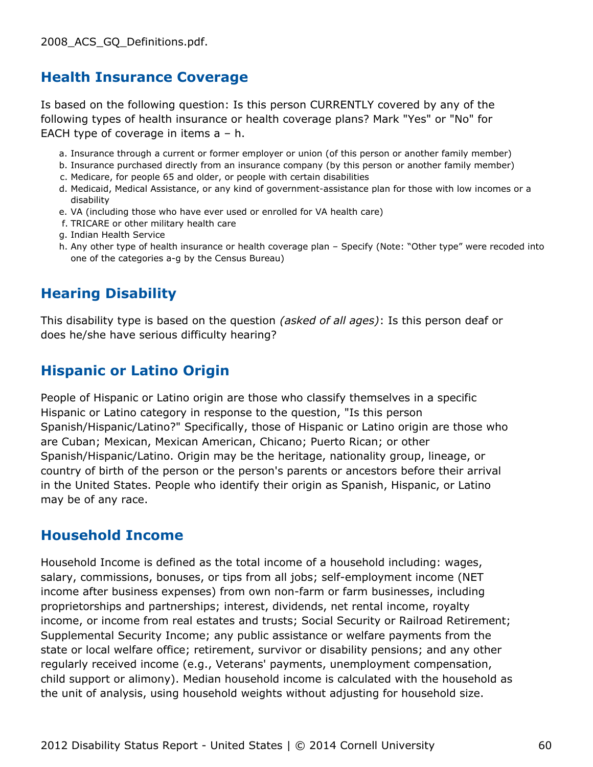2008_ACS_GQ_Definitions.pdf.

## Health Insurance Coverage

Is based on the following question: Is this person CURRENTLY covered by any of the following types of health insurance or health coverage plans? Mark "Yes" or "No" for EACH type of coverage in items a – h.

a. Insurance through a current or former employer or union (of this person or another family member)
b. Insurance purchased directly from an insurance company (by this person or another family member)
c. Medicare, for people 65 and older, or people with certain disabilities
d. Medicaid, Medical Assistance, or any kind of government-assistance plan for those with low incomes or a disability
e. VA (including those who have ever used or enrolled for VA health care)
f. TRICARE or other military health care
g. Indian Health Service
h. Any other type of health insurance or health coverage plan – Specify (Note: "Other type" were recoded into one of the categories a-g by the Census Bureau)

## Hearing Disability

This disability type is based on the question *(asked of all ages)*: Is this person deaf or does he/she have serious difficulty hearing?

## Hispanic or Latino Origin

People of Hispanic or Latino origin are those who classify themselves in a specific Hispanic or Latino category in response to the question, "Is this person Spanish/Hispanic/Latino?" Specifically, those of Hispanic or Latino origin are those who are Cuban; Mexican, Mexican American, Chicano; Puerto Rican; or other Spanish/Hispanic/Latino. Origin may be the heritage, nationality group, lineage, or country of birth of the person or the person's parents or ancestors before their arrival in the United States. People who identify their origin as Spanish, Hispanic, or Latino may be of any race.

## Household Income

Household Income is defined as the total income of a household including: wages, salary, commissions, bonuses, or tips from all jobs; self-employment income (NET income after business expenses) from own non-farm or farm businesses, including proprietorships and partnerships; interest, dividends, net rental income, royalty income, or income from real estates and trusts; Social Security or Railroad Retirement; Supplemental Security Income; any public assistance or welfare payments from the state or local welfare office; retirement, survivor or disability pensions; and any other regularly received income (e.g., Veterans' payments, unemployment compensation, child support or alimony). Median household income is calculated with the household as the unit of analysis, using household weights without adjusting for household size.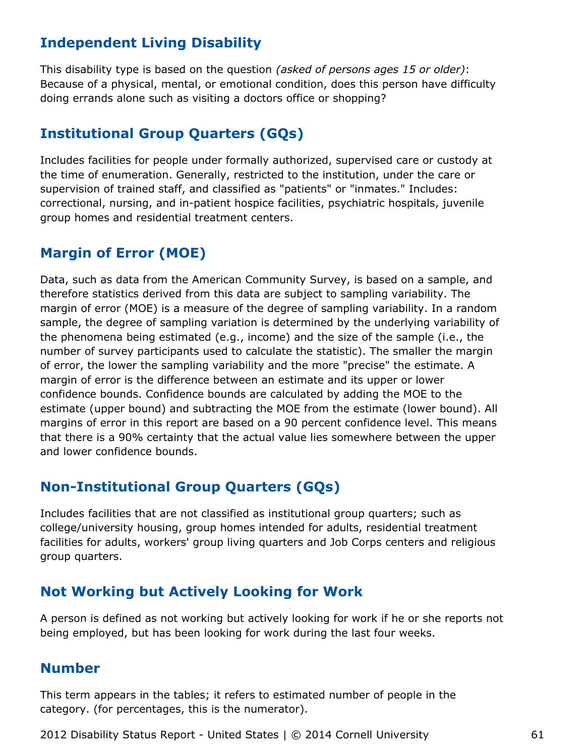## Independent Living Disability

This disability type is based on the question *(asked of persons ages 15 or older)*: Because of a physical, mental, or emotional condition, does this person have difficulty doing errands alone such as visiting a doctors office or shopping?

## Institutional Group Quarters (GQs)

Includes facilities for people under formally authorized, supervised care or custody at the time of enumeration. Generally, restricted to the institution, under the care or supervision of trained staff, and classified as "patients" or "inmates." Includes: correctional, nursing, and in-patient hospice facilities, psychiatric hospitals, juvenile group homes and residential treatment centers.

## Margin of Error (MOE)

Data, such as data from the American Community Survey, is based on a sample, and therefore statistics derived from this data are subject to sampling variability. The margin of error (MOE) is a measure of the degree of sampling variability. In a random sample, the degree of sampling variation is determined by the underlying variability of the phenomena being estimated (e.g., income) and the size of the sample (i.e., the number of survey participants used to calculate the statistic). The smaller the margin of error, the lower the sampling variability and the more "precise" the estimate. A margin of error is the difference between an estimate and its upper or lower confidence bounds. Confidence bounds are calculated by adding the MOE to the estimate (upper bound) and subtracting the MOE from the estimate (lower bound). All margins of error in this report are based on a 90 percent confidence level. This means that there is a 90% certainty that the actual value lies somewhere between the upper and lower confidence bounds.

## Non-Institutional Group Quarters (GQs)

Includes facilities that are not classified as institutional group quarters; such as college/university housing, group homes intended for adults, residential treatment facilities for adults, workers' group living quarters and Job Corps centers and religious group quarters.

## Not Working but Actively Looking for Work

A person is defined as not working but actively looking for work if he or she reports not being employed, but has been looking for work during the last four weeks.

## Number

This term appears in the tables; it refers to estimated number of people in the category. (for percentages, this is the numerator).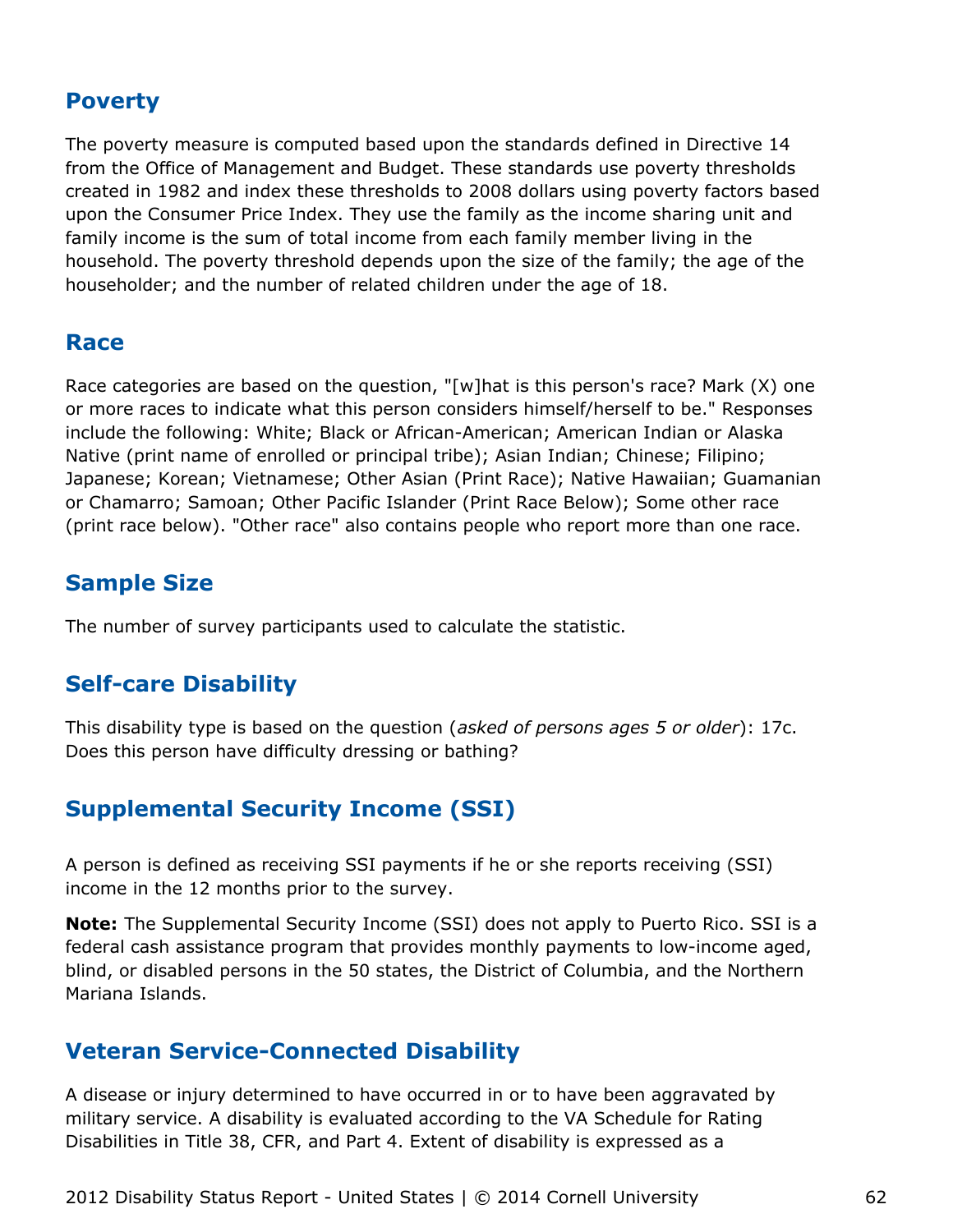## Poverty

The poverty measure is computed based upon the standards defined in Directive 14 from the Office of Management and Budget. These standards use poverty thresholds created in 1982 and index these thresholds to 2008 dollars using poverty factors based upon the Consumer Price Index. They use the family as the income sharing unit and family income is the sum of total income from each family member living in the household. The poverty threshold depends upon the size of the family; the age of the householder; and the number of related children under the age of 18.

## Race

Race categories are based on the question, "[w]hat is this person's race? Mark (X) one or more races to indicate what this person considers himself/herself to be." Responses include the following: White; Black or African-American; American Indian or Alaska Native (print name of enrolled or principal tribe); Asian Indian; Chinese; Filipino; Japanese; Korean; Vietnamese; Other Asian (Print Race); Native Hawaiian; Guamanian or Chamarro; Samoan; Other Pacific Islander (Print Race Below); Some other race (print race below). "Other race" also contains people who report more than one race.

## Sample Size

The number of survey participants used to calculate the statistic.

## Self-care Disability

This disability type is based on the question (*asked of persons ages 5 or older*): 17c. Does this person have difficulty dressing or bathing?

## Supplemental Security Income (SSI)

A person is defined as receiving SSI payments if he or she reports receiving (SSI) income in the 12 months prior to the survey.

**Note:** The Supplemental Security Income (SSI) does not apply to Puerto Rico. SSI is a federal cash assistance program that provides monthly payments to low-income aged, blind, or disabled persons in the 50 states, the District of Columbia, and the Northern Mariana Islands.

## Veteran Service-Connected Disability

A disease or injury determined to have occurred in or to have been aggravated by military service. A disability is evaluated according to the VA Schedule for Rating Disabilities in Title 38, CFR, and Part 4. Extent of disability is expressed as a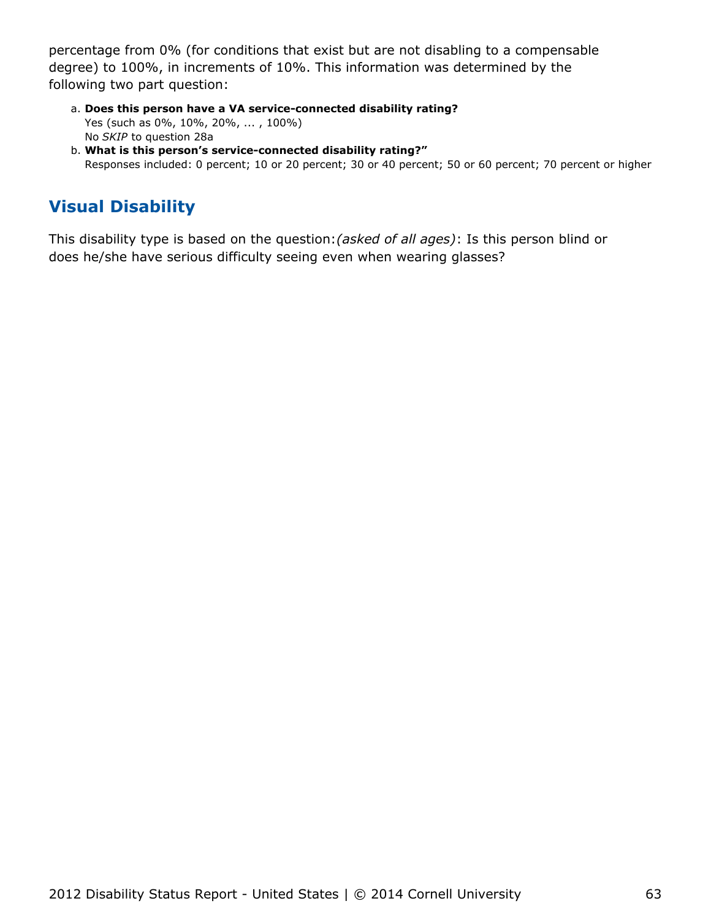percentage from 0% (for conditions that exist but are not disabling to a compensable degree) to 100%, in increments of 10%. This information was determined by the following two part question:

a. **Does this person have a VA service-connected disability rating?**
   Yes (such as 0%, 10%, 20%, ... , 100%)
   No *SKIP* to question 28a
b. **What is this person's service-connected disability rating?"**
   Responses included: 0 percent; 10 or 20 percent; 30 or 40 percent; 50 or 60 percent; 70 percent or higher

## Visual Disability

This disability type is based on the question:*(asked of all ages)*: Is this person blind or does he/she have serious difficulty seeing even when wearing glasses?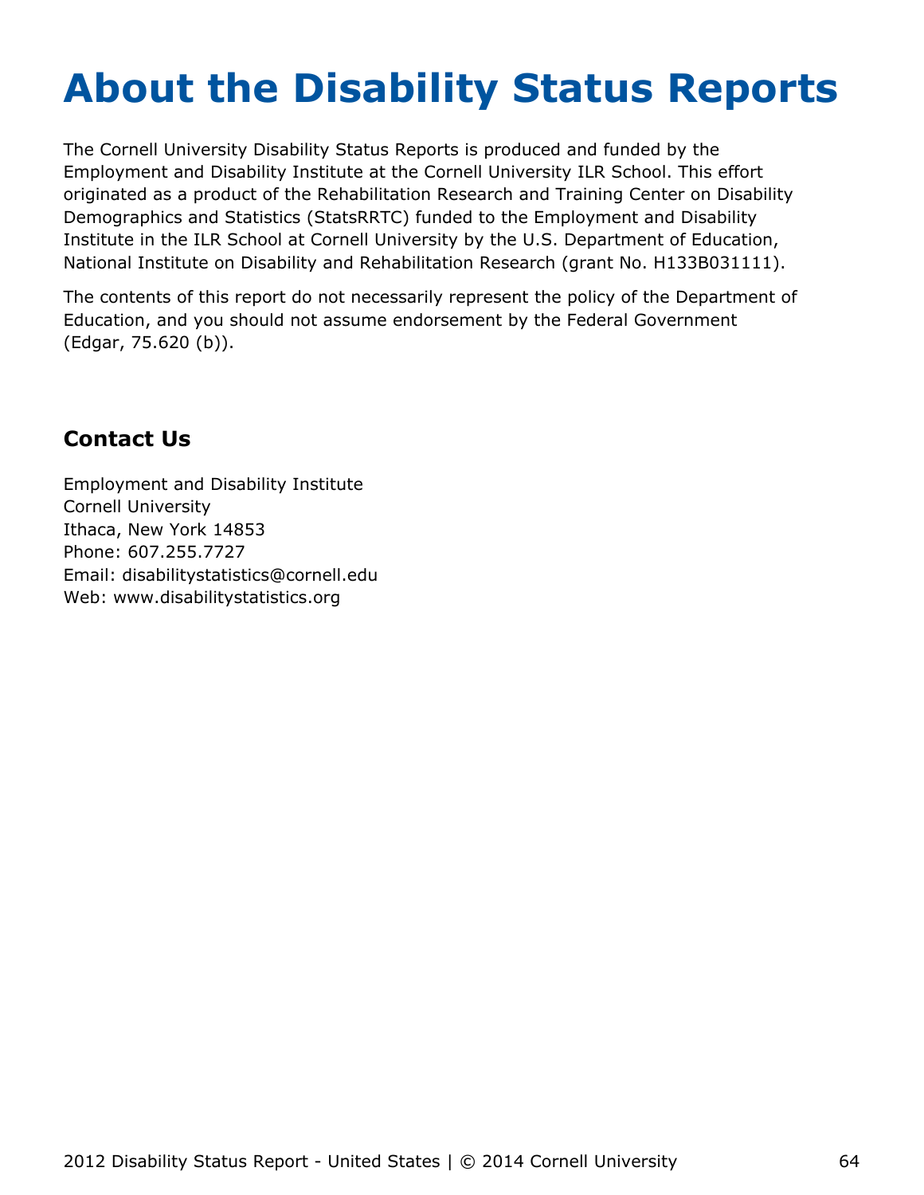# About the Disability Status Reports

The Cornell University Disability Status Reports is produced and funded by the Employment and Disability Institute at the Cornell University ILR School. This effort originated as a product of the Rehabilitation Research and Training Center on Disability Demographics and Statistics (StatsRRTC) funded to the Employment and Disability Institute in the ILR School at Cornell University by the U.S. Department of Education, National Institute on Disability and Rehabilitation Research (grant No. H133B031111).

The contents of this report do not necessarily represent the policy of the Department of Education, and you should not assume endorsement by the Federal Government (Edgar, 75.620 (b)).

## Contact Us

Employment and Disability Institute
Cornell University
Ithaca, New York 14853
Phone: 607.255.7727
Email: disabilitystatistics@cornell.edu
Web: www.disabilitystatistics.org